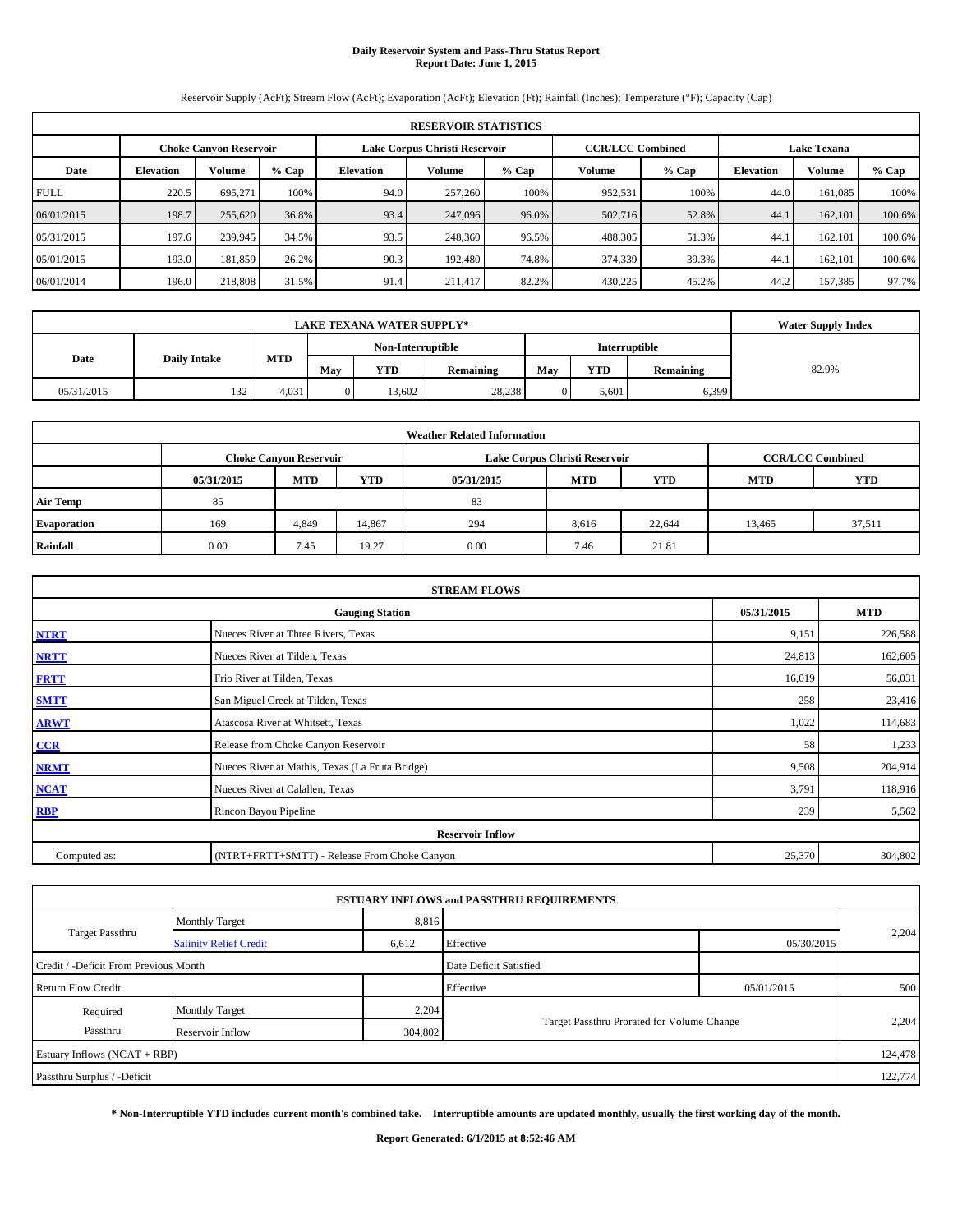# Daily Reservoir System and Pass-Thru Status Report
## Report Date: June 1, 2015

Reservoir Supply (AcFt); Stream Flow (AcFt); Evaporation (AcFt); Elevation (Ft); Rainfall (Inches); Temperature (°F); Capacity (Cap)

| RESERVOIR STATISTICS | | | | | | | | | | | |
|---|---|---|---|---|---|---|---|---|---|---|---|
| | Choke Canyon Reservoir | | | Lake Corpus Christi Reservoir | | | CCR/LCC Combined | | Lake Texana | | |
| Date | Elevation | Volume | % Cap | Elevation | Volume | % Cap | Volume | % Cap | Elevation | Volume | % Cap |
| FULL | 220.5 | 695,271 | 100% | 94.0 | 257,260 | 100% | 952,531 | 100% | 44.0 | 161,085 | 100% |
| 06/01/2015 | 198.7 | 255,620 | 36.8% | 93.4 | 247,096 | 96.0% | 502,716 | 52.8% | 44.1 | 162,101 | 100.6% |
| 05/31/2015 | 197.6 | 239,945 | 34.5% | 93.5 | 248,360 | 96.5% | 488,305 | 51.3% | 44.1 | 162,101 | 100.6% |
| 05/01/2015 | 193.0 | 181,859 | 26.2% | 90.3 | 192,480 | 74.8% | 374,339 | 39.3% | 44.1 | 162,101 | 100.6% |
| 06/01/2014 | 196.0 | 218,808 | 31.5% | 91.4 | 211,417 | 82.2% | 430,225 | 45.2% | 44.2 | 157,385 | 97.7% |

| LAKE TEXANA WATER SUPPLY* | | | | | | | | | Water Supply Index |
|---|---|---|---|---|---|---|---|---|---|
| Date | Daily Intake | MTD | Non-Interruptible | | | Interruptible | | | |
| | | | May | YTD | Remaining | May | YTD | Remaining | |
| 05/31/2015 | 132 | 4,031 | 0 | 13,602 | 28,238 | 0 | 5,601 | 6,399 | 82.9% |

| Weather Related Information | | | | | | | | |
|---|---|---|---|---|---|---|---|---|
| | Choke Canyon Reservoir | | | Lake Corpus Christi Reservoir | | | CCR/LCC Combined | |
| | 05/31/2015 | MTD | YTD | 05/31/2015 | MTD | YTD | MTD | YTD |
| Air Temp | 85 | | | 83 | | | | |
| Evaporation | 169 | 4,849 | 14,867 | 294 | 8,616 | 22,644 | 13,465 | 37,511 |
| Rainfall | 0.00 | 7.45 | 19.27 | 0.00 | 7.46 | 21.81 | | |

| STREAM FLOWS | | | |
|---|---|---|---|
| | Gauging Station | 05/31/2015 | MTD |
| NTRT | Nueces River at Three Rivers, Texas | 9,151 | 226,588 |
| NRTT | Nueces River at Tilden, Texas | 24,813 | 162,605 |
| FRTT | Frio River at Tilden, Texas | 16,019 | 56,031 |
| SMTT | San Miguel Creek at Tilden, Texas | 258 | 23,416 |
| ARWT | Atascosa River at Whitsett, Texas | 1,022 | 114,683 |
| CCR | Release from Choke Canyon Reservoir | 58 | 1,233 |
| NRMT | Nueces River at Mathis, Texas (La Fruta Bridge) | 9,508 | 204,914 |
| NCAT | Nueces River at Calallen, Texas | 3,791 | 118,916 |
| RBP | Rincon Bayou Pipeline | 239 | 5,562 |
| Reservoir Inflow | | | |
| Computed as: | (NTRT+FRTT+SMTT) - Release From Choke Canyon | 25,370 | 304,802 |

| ESTUARY INFLOWS and PASSTHRU REQUIREMENTS | | | | | |
|---|---|---|---|---|---|
| Target Passthru | Monthly Target | 8,816 | | | 2,204 |
| | Salinity Relief Credit | 6,612 | Effective | 05/30/2015 | |
| Credit / -Deficit From Previous Month | | | Date Deficit Satisfied | | |
| Return Flow Credit | | | Effective | 05/01/2015 | 500 |
| Required Passthru | Monthly Target | 2,204 | Target Passthru Prorated for Volume Change | | 2,204 |
| | Reservoir Inflow | 304,802 | | | |
| Estuary Inflows (NCAT + RBP) | | | | | 124,478 |
| Passthru Surplus / -Deficit | | | | | 122,774 |

**\* Non-Interruptible YTD includes current month's combined take. Interruptible amounts are updated monthly, usually the first working day of the month.**

**Report Generated: 6/1/2015 at 8:52:46 AM**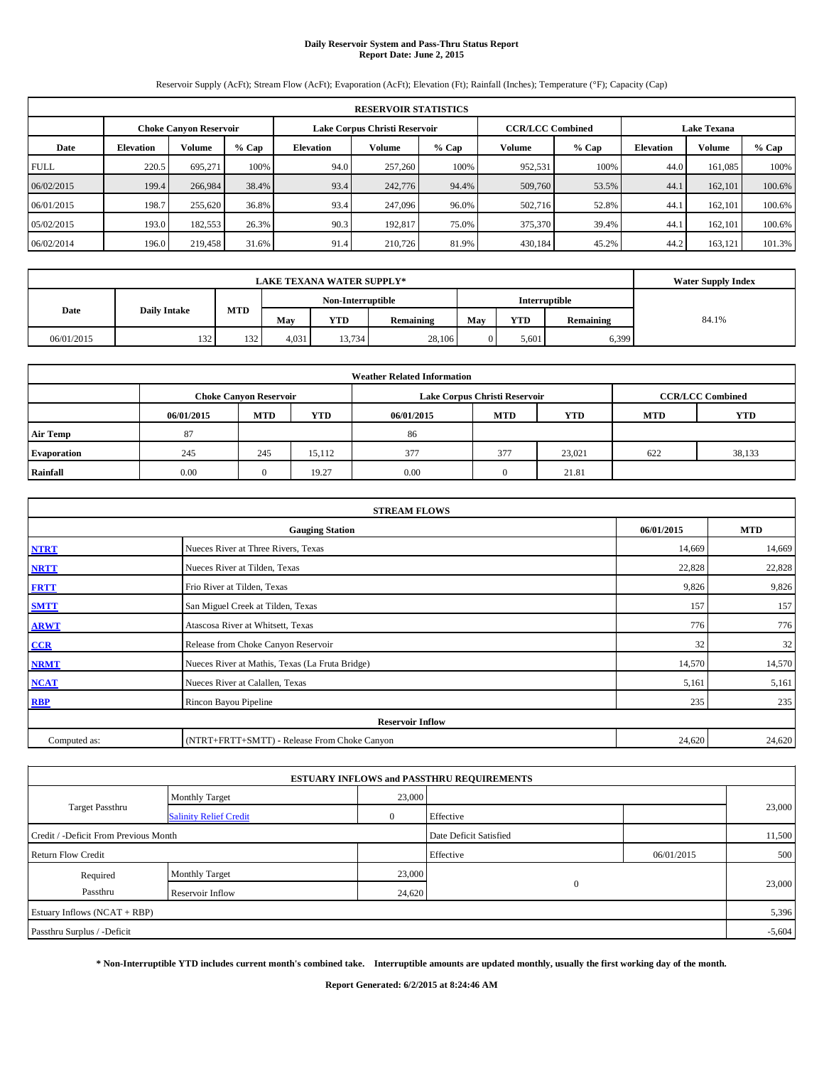# Daily Reservoir System and Pass-Thru Status Report
**Report Date: June 2, 2015**

Reservoir Supply (AcFt); Stream Flow (AcFt); Evaporation (AcFt); Elevation (Ft); Rainfall (Inches); Temperature (°F); Capacity (Cap)

| RESERVOIR STATISTICS | | | | | | | | | | | |
|---|---|---|---|---|---|---|---|---|---|---|---|
| | Choke Canyon Reservoir | | | Lake Corpus Christi Reservoir | | | CCR/LCC Combined | | Lake Texana | | |
| Date | Elevation | Volume | % Cap | Elevation | Volume | % Cap | Volume | % Cap | Elevation | Volume | % Cap |
| FULL | 220.5 | 695,271 | 100% | 94.0 | 257,260 | 100% | 952,531 | 100% | 44.0 | 161,085 | 100% |
| 06/02/2015 | 199.4 | 266,984 | 38.4% | 93.4 | 242,776 | 94.4% | 509,760 | 53.5% | 44.1 | 162,101 | 100.6% |
| 06/01/2015 | 198.7 | 255,620 | 36.8% | 93.4 | 247,096 | 96.0% | 502,716 | 52.8% | 44.1 | 162,101 | 100.6% |
| 05/02/2015 | 193.0 | 182,553 | 26.3% | 90.3 | 192,817 | 75.0% | 375,370 | 39.4% | 44.1 | 162,101 | 100.6% |
| 06/02/2014 | 196.0 | 219,458 | 31.6% | 91.4 | 210,726 | 81.9% | 430,184 | 45.2% | 44.2 | 163,121 | 101.3% |

| LAKE TEXANA WATER SUPPLY* | | | | | | | | | Water Supply Index |
|---|---|---|---|---|---|---|---|---|---|
| Date | Daily Intake | MTD | Non-Interruptible | | | Interruptible | | | |
| | | | May | YTD | Remaining | May | YTD | Remaining | |
| 06/01/2015 | 132 | 132 | 4,031 | 13,734 | 28,106 | 0 | 5,601 | 6,399 | 84.1% |

| Weather Related Information | | | | | | | | |
|---|---|---|---|---|---|---|---|---|
| | Choke Canyon Reservoir | | | Lake Corpus Christi Reservoir | | | CCR/LCC Combined | |
| | 06/01/2015 | MTD | YTD | 06/01/2015 | MTD | YTD | MTD | YTD |
| Air Temp | 87 | | | 86 | | | | |
| Evaporation | 245 | 245 | 15,112 | 377 | 377 | 23,021 | 622 | 38,133 |
| Rainfall | 0.00 | 0 | 19.27 | 0.00 | 0 | 21.81 | | |

| STREAM FLOWS | | | |
|---|---|---|---|
| | Gauging Station | 06/01/2015 | MTD |
| NTRT | Nueces River at Three Rivers, Texas | 14,669 | 14,669 |
| NRTT | Nueces River at Tilden, Texas | 22,828 | 22,828 |
| FRTT | Frio River at Tilden, Texas | 9,826 | 9,826 |
| SMTT | San Miguel Creek at Tilden, Texas | 157 | 157 |
| ARWT | Atascosa River at Whitsett, Texas | 776 | 776 |
| CCR | Release from Choke Canyon Reservoir | 32 | 32 |
| NRMT | Nueces River at Mathis, Texas (La Fruta Bridge) | 14,570 | 14,570 |
| NCAT | Nueces River at Calallen, Texas | 5,161 | 5,161 |
| RBP | Rincon Bayou Pipeline | 235 | 235 |
| **Reservoir Inflow** | | | |
| Computed as: | (NTRT+FRTT+SMTT) - Release From Choke Canyon | 24,620 | 24,620 |

| ESTUARY INFLOWS and PASSTHRU REQUIREMENTS | | | | | |
|---|---|---|---|---|---|
| Target Passthru | Monthly Target | 23,000 | | | 23,000 |
| | Salinity Relief Credit | 0 | Effective | | |
| Credit / -Deficit From Previous Month | | | Date Deficit Satisfied | | 11,500 |
| Return Flow Credit | | | Effective | 06/01/2015 | 500 |
| Required Passthru | Monthly Target | 23,000 | 0 | | 23,000 |
| | Reservoir Inflow | 24,620 | | | |
| Estuary Inflows (NCAT + RBP) | | | | | 5,396 |
| Passthru Surplus / -Deficit | | | | | -5,604 |

**\* Non-Interruptible YTD includes current month's combined take. Interruptible amounts are updated monthly, usually the first working day of the month.**

**Report Generated: 6/2/2015 at 8:24:46 AM**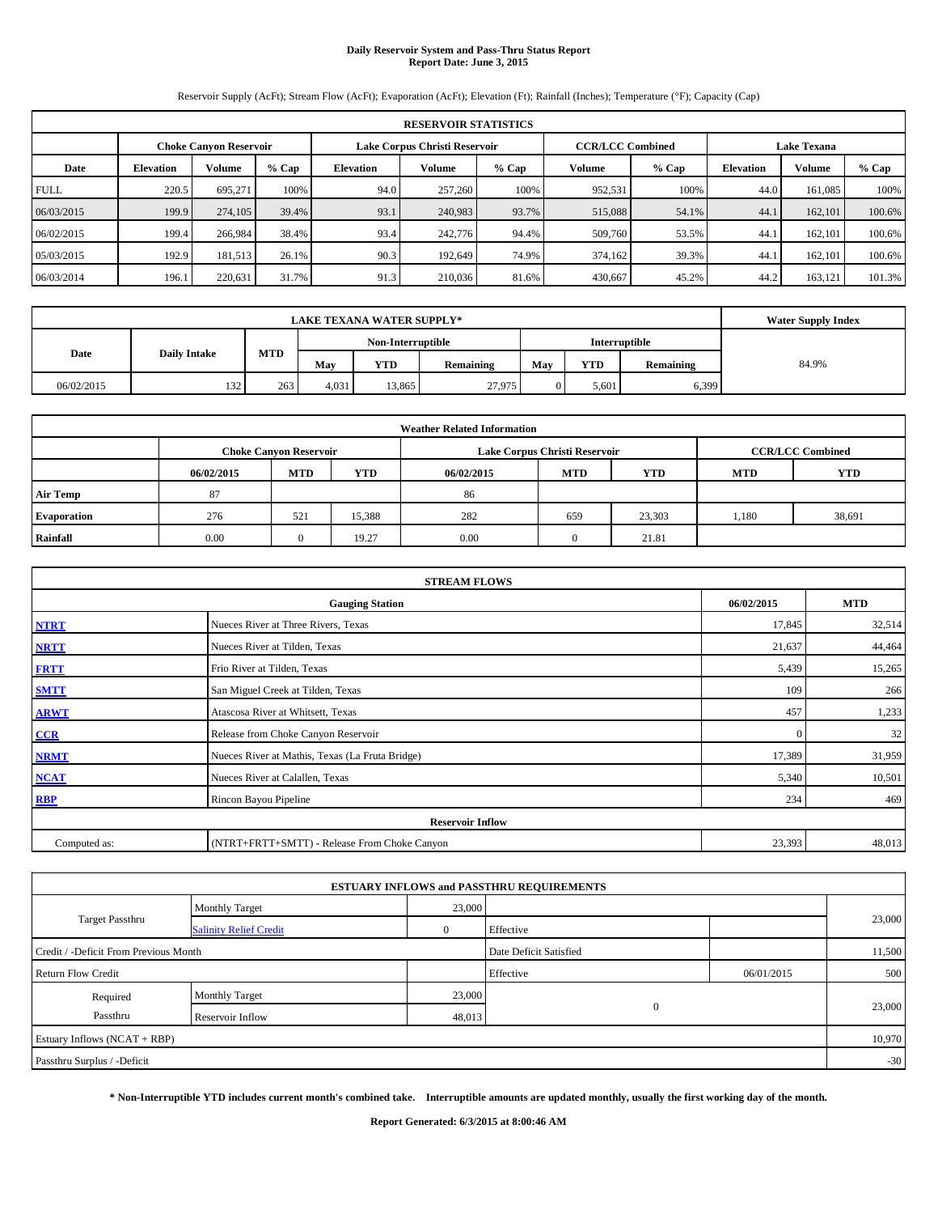# Daily Reservoir System and Pass-Thru Status Report
## Report Date: June 3, 2015

Reservoir Supply (AcFt); Stream Flow (AcFt); Evaporation (AcFt); Elevation (Ft); Rainfall (Inches); Temperature (°F); Capacity (Cap)

| RESERVOIR STATISTICS | | | | | | | | | | | |
|---|---|---|---|---|---|---|---|---|---|---|---|
| | Choke Canyon Reservoir | | | Lake Corpus Christi Reservoir | | | CCR/LCC Combined | | Lake Texana | | |
| Date | Elevation | Volume | % Cap | Elevation | Volume | % Cap | Volume | % Cap | Elevation | Volume | % Cap |
| FULL | 220.5 | 695,271 | 100% | 94.0 | 257,260 | 100% | 952,531 | 100% | 44.0 | 161,085 | 100% |
| 06/03/2015 | 199.9 | 274,105 | 39.4% | 93.1 | 240,983 | 93.7% | 515,088 | 54.1% | 44.1 | 162,101 | 100.6% |
| 06/02/2015 | 199.4 | 266,984 | 38.4% | 93.4 | 242,776 | 94.4% | 509,760 | 53.5% | 44.1 | 162,101 | 100.6% |
| 05/03/2015 | 192.9 | 181,513 | 26.1% | 90.3 | 192,649 | 74.9% | 374,162 | 39.3% | 44.1 | 162,101 | 100.6% |
| 06/03/2014 | 196.1 | 220,631 | 31.7% | 91.3 | 210,036 | 81.6% | 430,667 | 45.2% | 44.2 | 163,121 | 101.3% |

| LAKE TEXANA WATER SUPPLY* | | | | | | | | | Water Supply Index |
|---|---|---|---|---|---|---|---|---|---|
| Date | Daily Intake | MTD | Non-Interruptible | | | Interruptible | | | |
| | | | May | YTD | Remaining | May | YTD | Remaining | |
| 06/02/2015 | 132 | 263 | 4,031 | 13,865 | 27,975 | 0 | 5,601 | 6,399 | 84.9% |

| Weather Related Information | | | | | | | | |
|---|---|---|---|---|---|---|---|---|
| | Choke Canyon Reservoir | | | Lake Corpus Christi Reservoir | | | CCR/LCC Combined | |
| | 06/02/2015 | MTD | YTD | 06/02/2015 | MTD | YTD | MTD | YTD |
| Air Temp | 87 | | | 86 | | | | |
| Evaporation | 276 | 521 | 15,388 | 282 | 659 | 23,303 | 1,180 | 38,691 |
| Rainfall | 0.00 | 0 | 19.27 | 0.00 | 0 | 21.81 | | |

| STREAM FLOWS | | | |
|---|---|---|---|
| | Gauging Station | 06/02/2015 | MTD |
| NTRT | Nueces River at Three Rivers, Texas | 17,845 | 32,514 |
| NRTT | Nueces River at Tilden, Texas | 21,637 | 44,464 |
| FRTT | Frio River at Tilden, Texas | 5,439 | 15,265 |
| SMTT | San Miguel Creek at Tilden, Texas | 109 | 266 |
| ARWT | Atascosa River at Whitsett, Texas | 457 | 1,233 |
| CCR | Release from Choke Canyon Reservoir | 0 | 32 |
| NRMT | Nueces River at Mathis, Texas (La Fruta Bridge) | 17,389 | 31,959 |
| NCAT | Nueces River at Calallen, Texas | 5,340 | 10,501 |
| RBP | Rincon Bayou Pipeline | 234 | 469 |
| **Reservoir Inflow** | | | |
| Computed as: | (NTRT+FRTT+SMTT) - Release From Choke Canyon | 23,393 | 48,013 |

| ESTUARY INFLOWS and PASSTHRU REQUIREMENTS | | | | | |
|---|---|---|---|---|---|
| Target Passthru | Monthly Target | 23,000 | | | 23,000 |
| | Salinity Relief Credit | 0 | Effective | | |
| Credit / -Deficit From Previous Month | | | Date Deficit Satisfied | | 11,500 |
| Return Flow Credit | | | Effective | 06/01/2015 | 500 |
| Required Passthru | Monthly Target | 23,000 | 0 | | 23,000 |
| | Reservoir Inflow | 48,013 | | | |
| Estuary Inflows (NCAT + RBP) | | | | | 10,970 |
| Passthru Surplus / -Deficit | | | | | -30 |

**\* Non-Interruptible YTD includes current month's combined take. Interruptible amounts are updated monthly, usually the first working day of the month.**

**Report Generated: 6/3/2015 at 8:00:46 AM**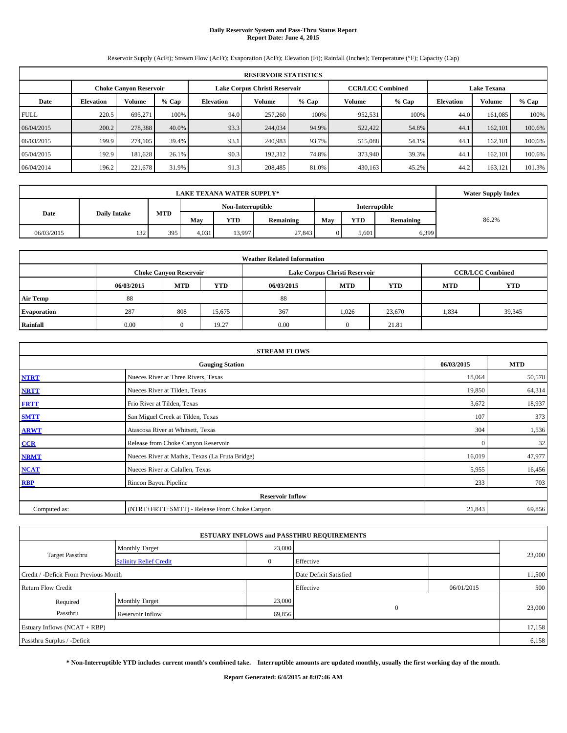# Daily Reservoir System and Pass-Thru Status Report
## Report Date: June 4, 2015

Reservoir Supply (AcFt); Stream Flow (AcFt); Evaporation (AcFt); Elevation (Ft); Rainfall (Inches); Temperature (°F); Capacity (Cap)

| RESERVOIR STATISTICS | | | | | | | | | | | |
|---|---|---|---|---|---|---|---|---|---|---|---|
| | Choke Canyon Reservoir | | | Lake Corpus Christi Reservoir | | | CCR/LCC Combined | | Lake Texana | | |
| Date | Elevation | Volume | % Cap | Elevation | Volume | % Cap | Volume | % Cap | Elevation | Volume | % Cap |
| FULL | 220.5 | 695,271 | 100% | 94.0 | 257,260 | 100% | 952,531 | 100% | 44.0 | 161,085 | 100% |
| 06/04/2015 | 200.2 | 278,388 | 40.0% | 93.3 | 244,034 | 94.9% | 522,422 | 54.8% | 44.1 | 162,101 | 100.6% |
| 06/03/2015 | 199.9 | 274,105 | 39.4% | 93.1 | 240,983 | 93.7% | 515,088 | 54.1% | 44.1 | 162,101 | 100.6% |
| 05/04/2015 | 192.9 | 181,628 | 26.1% | 90.3 | 192,312 | 74.8% | 373,940 | 39.3% | 44.1 | 162,101 | 100.6% |
| 06/04/2014 | 196.2 | 221,678 | 31.9% | 91.3 | 208,485 | 81.0% | 430,163 | 45.2% | 44.2 | 163,121 | 101.3% |

| LAKE TEXANA WATER SUPPLY* | | | | | | | | | Water Supply Index |
|---|---|---|---|---|---|---|---|---|---|
| Date | Daily Intake | MTD | Non-Interruptible | | | Interruptible | | | |
| | | | May | YTD | Remaining | May | YTD | Remaining | |
| 06/03/2015 | 132 | 395 | 4,031 | 13,997 | 27,843 | 0 | 5,601 | 6,399 | 86.2% |

| Weather Related Information | | | | | | | | |
|---|---|---|---|---|---|---|---|---|
| | Choke Canyon Reservoir | | | Lake Corpus Christi Reservoir | | | CCR/LCC Combined | |
| | 06/03/2015 | MTD | YTD | 06/03/2015 | MTD | YTD | MTD | YTD |
| Air Temp | 88 | | | 88 | | | | |
| Evaporation | 287 | 808 | 15,675 | 367 | 1,026 | 23,670 | 1,834 | 39,345 |
| Rainfall | 0.00 | 0 | 19.27 | 0.00 | 0 | 21.81 | | |

| STREAM FLOWS | | | |
|---|---|---|---|
| | Gauging Station | 06/03/2015 | MTD |
| NTRT | Nueces River at Three Rivers, Texas | 18,064 | 50,578 |
| NRTT | Nueces River at Tilden, Texas | 19,850 | 64,314 |
| FRTT | Frio River at Tilden, Texas | 3,672 | 18,937 |
| SMTT | San Miguel Creek at Tilden, Texas | 107 | 373 |
| ARWT | Atascosa River at Whitsett, Texas | 304 | 1,536 |
| CCR | Release from Choke Canyon Reservoir | 0 | 32 |
| NRMT | Nueces River at Mathis, Texas (La Fruta Bridge) | 16,019 | 47,977 |
| NCAT | Nueces River at Calallen, Texas | 5,955 | 16,456 |
| RBP | Rincon Bayou Pipeline | 233 | 703 |
| Reservoir Inflow | | | |
| Computed as: | (NTRT+FRTT+SMTT) - Release From Choke Canyon | 21,843 | 69,856 |

| ESTUARY INFLOWS and PASSTHRU REQUIREMENTS | | | | | |
|---|---|---|---|---|---|
| Target Passthru | Monthly Target | 23,000 | | | 23,000 |
| | Salinity Relief Credit | 0 | Effective | | |
| Credit / -Deficit From Previous Month | | | Date Deficit Satisfied | | 11,500 |
| Return Flow Credit | | | Effective | 06/01/2015 | 500 |
| Required Passthru | Monthly Target | 23,000 | 0 | | 23,000 |
| | Reservoir Inflow | 69,856 | | | |
| Estuary Inflows (NCAT + RBP) | | | | | 17,158 |
| Passthru Surplus / -Deficit | | | | | 6,158 |

**\* Non-Interruptible YTD includes current month's combined take. Interruptible amounts are updated monthly, usually the first working day of the month.**

**Report Generated: 6/4/2015 at 8:07:46 AM**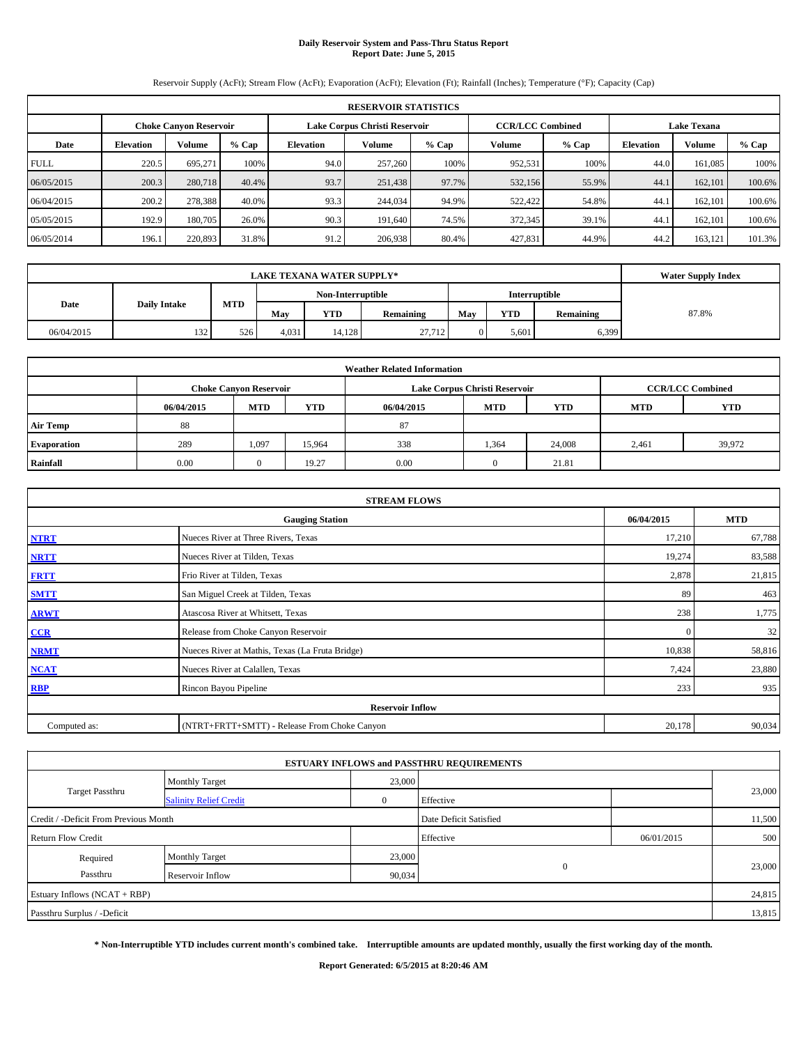# Daily Reservoir System and Pass-Thru Status Report
## Report Date: June 5, 2015

Reservoir Supply (AcFt); Stream Flow (AcFt); Evaporation (AcFt); Elevation (Ft); Rainfall (Inches); Temperature (°F); Capacity (Cap)

| RESERVOIR STATISTICS | | | | | | | | | | | |
|---|---|---|---|---|---|---|---|---|---|---|---|
| | Choke Canyon Reservoir | | | Lake Corpus Christi Reservoir | | | CCR/LCC Combined | | Lake Texana | | |
| Date | Elevation | Volume | % Cap | Elevation | Volume | % Cap | Volume | % Cap | Elevation | Volume | % Cap |
| FULL | 220.5 | 695,271 | 100% | 94.0 | 257,260 | 100% | 952,531 | 100% | 44.0 | 161,085 | 100% |
| 06/05/2015 | 200.3 | 280,718 | 40.4% | 93.7 | 251,438 | 97.7% | 532,156 | 55.9% | 44.1 | 162,101 | 100.6% |
| 06/04/2015 | 200.2 | 278,388 | 40.0% | 93.3 | 244,034 | 94.9% | 522,422 | 54.8% | 44.1 | 162,101 | 100.6% |
| 05/05/2015 | 192.9 | 180,705 | 26.0% | 90.3 | 191,640 | 74.5% | 372,345 | 39.1% | 44.1 | 162,101 | 100.6% |
| 06/05/2014 | 196.1 | 220,893 | 31.8% | 91.2 | 206,938 | 80.4% | 427,831 | 44.9% | 44.2 | 163,121 | 101.3% |

| LAKE TEXANA WATER SUPPLY* | | | | | | | | | Water Supply Index |
|---|---|---|---|---|---|---|---|---|---|
| Date | Daily Intake | MTD | Non-Interruptible | | | Interruptible | | | |
| | | | May | YTD | Remaining | May | YTD | Remaining | |
| 06/04/2015 | 132 | 526 | 4,031 | 14,128 | 27,712 | 0 | 5,601 | 6,399 | 87.8% |

| Weather Related Information | | | | | | | | |
|---|---|---|---|---|---|---|---|---|
| | Choke Canyon Reservoir | | | Lake Corpus Christi Reservoir | | | CCR/LCC Combined | |
| | 06/04/2015 | MTD | YTD | 06/04/2015 | MTD | YTD | MTD | YTD |
| Air Temp | 88 | | | 87 | | | | |
| Evaporation | 289 | 1,097 | 15,964 | 338 | 1,364 | 24,008 | 2,461 | 39,972 |
| Rainfall | 0.00 | 0 | 19.27 | 0.00 | 0 | 21.81 | | |

| STREAM FLOWS | | | |
|---|---|---|---|
| | Gauging Station | 06/04/2015 | MTD |
| NTRT | Nueces River at Three Rivers, Texas | 17,210 | 67,788 |
| NRTT | Nueces River at Tilden, Texas | 19,274 | 83,588 |
| FRTT | Frio River at Tilden, Texas | 2,878 | 21,815 |
| SMTT | San Miguel Creek at Tilden, Texas | 89 | 463 |
| ARWT | Atascosa River at Whitsett, Texas | 238 | 1,775 |
| CCR | Release from Choke Canyon Reservoir | 0 | 32 |
| NRMT | Nueces River at Mathis, Texas (La Fruta Bridge) | 10,838 | 58,816 |
| NCAT | Nueces River at Calallen, Texas | 7,424 | 23,880 |
| RBP | Rincon Bayou Pipeline | 233 | 935 |
| Reservoir Inflow | | | |
| Computed as: | (NTRT+FRTT+SMTT) - Release From Choke Canyon | 20,178 | 90,034 |

| ESTUARY INFLOWS and PASSTHRU REQUIREMENTS | | | | | |
|---|---|---|---|---|---|
| Target Passthru | Monthly Target | 23,000 | | | 23,000 |
| | Salinity Relief Credit | 0 | Effective | | |
| Credit / -Deficit From Previous Month | | | Date Deficit Satisfied | | 11,500 |
| Return Flow Credit | | | Effective | 06/01/2015 | 500 |
| Required Passthru | Monthly Target | 23,000 | 0 | | 23,000 |
| | Reservoir Inflow | 90,034 | | | |
| Estuary Inflows (NCAT + RBP) | | | | | 24,815 |
| Passthru Surplus / -Deficit | | | | | 13,815 |

**\* Non-Interruptible YTD includes current month's combined take. Interruptible amounts are updated monthly, usually the first working day of the month.**

**Report Generated: 6/5/2015 at 8:20:46 AM**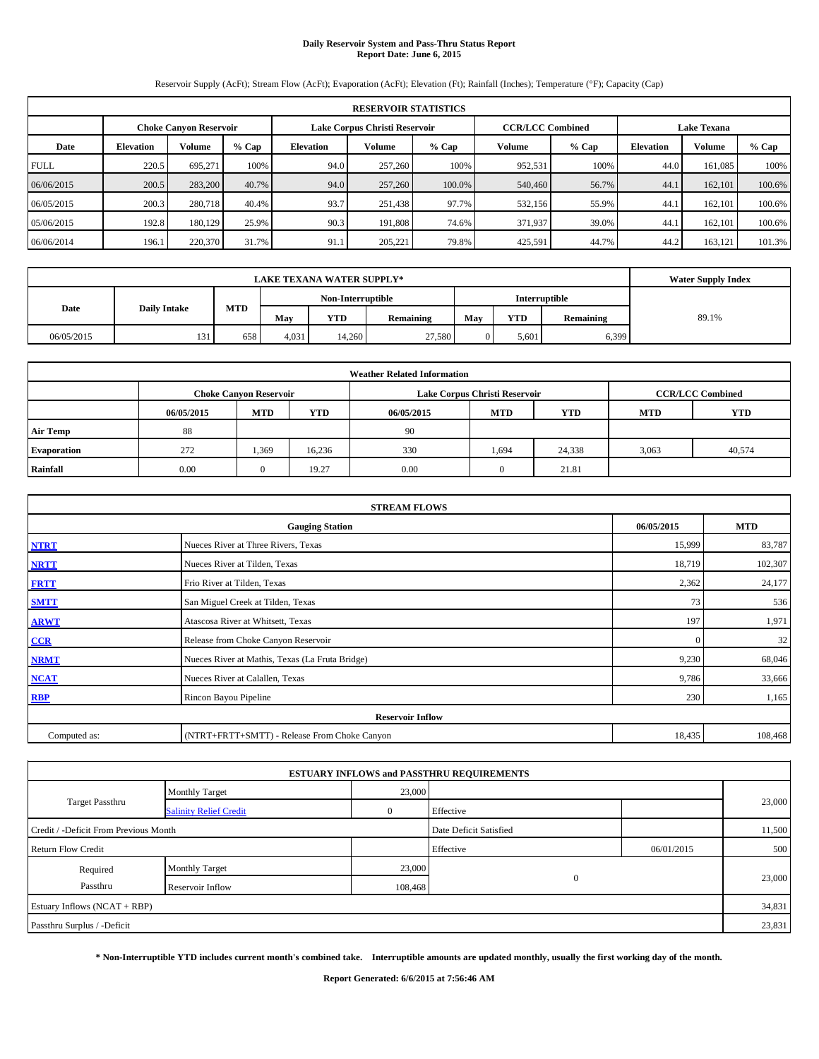# Daily Reservoir System and Pass-Thru Status Report
## Report Date: June 6, 2015

Reservoir Supply (AcFt); Stream Flow (AcFt); Evaporation (AcFt); Elevation (Ft); Rainfall (Inches); Temperature (°F); Capacity (Cap)

| RESERVOIR STATISTICS | | | | | | | | | | | |
|---|---|---|---|---|---|---|---|---|---|---|---|
| | Choke Canyon Reservoir | | | Lake Corpus Christi Reservoir | | | CCR/LCC Combined | | Lake Texana | | |
| Date | Elevation | Volume | % Cap | Elevation | Volume | % Cap | Volume | % Cap | Elevation | Volume | % Cap |
| FULL | 220.5 | 695,271 | 100% | 94.0 | 257,260 | 100% | 952,531 | 100% | 44.0 | 161,085 | 100% |
| 06/06/2015 | 200.5 | 283,200 | 40.7% | 94.0 | 257,260 | 100.0% | 540,460 | 56.7% | 44.1 | 162,101 | 100.6% |
| 06/05/2015 | 200.3 | 280,718 | 40.4% | 93.7 | 251,438 | 97.7% | 532,156 | 55.9% | 44.1 | 162,101 | 100.6% |
| 05/06/2015 | 192.8 | 180,129 | 25.9% | 90.3 | 191,808 | 74.6% | 371,937 | 39.0% | 44.1 | 162,101 | 100.6% |
| 06/06/2014 | 196.1 | 220,370 | 31.7% | 91.1 | 205,221 | 79.8% | 425,591 | 44.7% | 44.2 | 163,121 | 101.3% |

| LAKE TEXANA WATER SUPPLY* | | | | | | | | | Water Supply Index |
|---|---|---|---|---|---|---|---|---|---|
| Date | Daily Intake | MTD | Non-Interruptible | | | Interruptible | | | |
| | | | May | YTD | Remaining | May | YTD | Remaining | |
| 06/05/2015 | 131 | 658 | 4,031 | 14,260 | 27,580 | 0 | 5,601 | 6,399 | 89.1% |

| Weather Related Information | | | | | | | | |
|---|---|---|---|---|---|---|---|---|
| | Choke Canyon Reservoir | | | Lake Corpus Christi Reservoir | | | CCR/LCC Combined | |
| | 06/05/2015 | MTD | YTD | 06/05/2015 | MTD | YTD | MTD | YTD |
| Air Temp | 88 | | | 90 | | | | |
| Evaporation | 272 | 1,369 | 16,236 | 330 | 1,694 | 24,338 | 3,063 | 40,574 |
| Rainfall | 0.00 | 0 | 19.27 | 0.00 | 0 | 21.81 | | |

| STREAM FLOWS | | | |
|---|---|---|---|
| | Gauging Station | 06/05/2015 | MTD |
| NTRT | Nueces River at Three Rivers, Texas | 15,999 | 83,787 |
| NRTT | Nueces River at Tilden, Texas | 18,719 | 102,307 |
| FRTT | Frio River at Tilden, Texas | 2,362 | 24,177 |
| SMTT | San Miguel Creek at Tilden, Texas | 73 | 536 |
| ARWT | Atascosa River at Whitsett, Texas | 197 | 1,971 |
| CCR | Release from Choke Canyon Reservoir | 0 | 32 |
| NRMT | Nueces River at Mathis, Texas (La Fruta Bridge) | 9,230 | 68,046 |
| NCAT | Nueces River at Calallen, Texas | 9,786 | 33,666 |
| RBP | Rincon Bayou Pipeline | 230 | 1,165 |
| | Reservoir Inflow | | |
| Computed as: | (NTRT+FRTT+SMTT) - Release From Choke Canyon | 18,435 | 108,468 |

| ESTUARY INFLOWS and PASSTHRU REQUIREMENTS | | | | | |
|---|---|---|---|---|---|
| Target Passthru | Monthly Target | 23,000 | | | 23,000 |
| | Salinity Relief Credit | 0 | Effective | | |
| Credit / -Deficit From Previous Month | | | Date Deficit Satisfied | | 11,500 |
| Return Flow Credit | | | Effective | 06/01/2015 | 500 |
| Required Passthru | Monthly Target | 23,000 | 0 | | 23,000 |
| | Reservoir Inflow | 108,468 | | | |
| Estuary Inflows (NCAT + RBP) | | | | | 34,831 |
| Passthru Surplus / -Deficit | | | | | 23,831 |

**\* Non-Interruptible YTD includes current month's combined take. Interruptible amounts are updated monthly, usually the first working day of the month.**

**Report Generated: 6/6/2015 at 7:56:46 AM**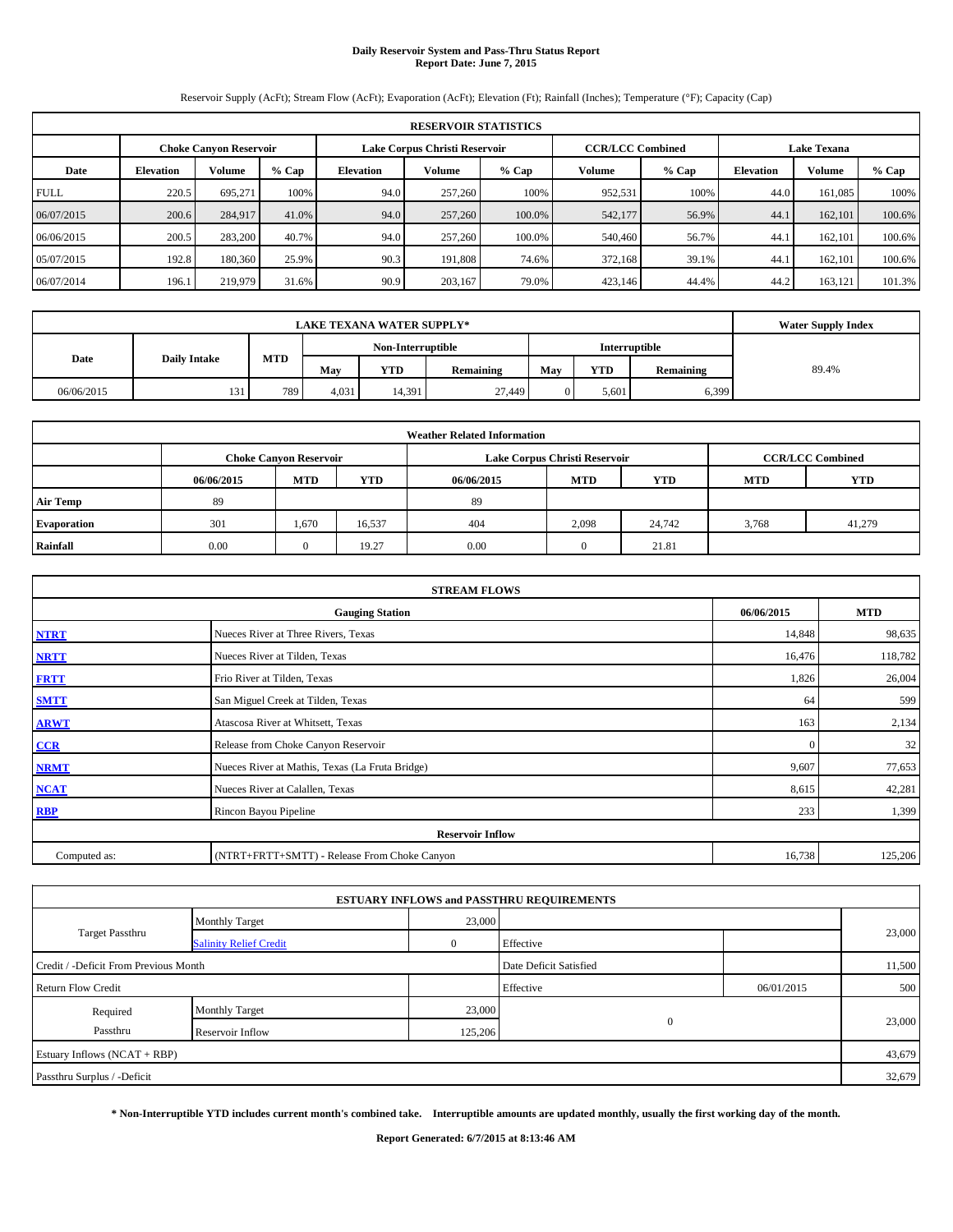# Daily Reservoir System and Pass-Thru Status Report
## Report Date: June 7, 2015

Reservoir Supply (AcFt); Stream Flow (AcFt); Evaporation (AcFt); Elevation (Ft); Rainfall (Inches); Temperature (°F); Capacity (Cap)

| RESERVOIR STATISTICS | | | | | | | | | | | |
|---|---|---|---|---|---|---|---|---|---|---|---|
| | Choke Canyon Reservoir | | | Lake Corpus Christi Reservoir | | | CCR/LCC Combined | | Lake Texana | | |
| Date | Elevation | Volume | % Cap | Elevation | Volume | % Cap | Volume | % Cap | Elevation | Volume | % Cap |
| FULL | 220.5 | 695,271 | 100% | 94.0 | 257,260 | 100% | 952,531 | 100% | 44.0 | 161,085 | 100% |
| 06/07/2015 | 200.6 | 284,917 | 41.0% | 94.0 | 257,260 | 100.0% | 542,177 | 56.9% | 44.1 | 162,101 | 100.6% |
| 06/06/2015 | 200.5 | 283,200 | 40.7% | 94.0 | 257,260 | 100.0% | 540,460 | 56.7% | 44.1 | 162,101 | 100.6% |
| 05/07/2015 | 192.8 | 180,360 | 25.9% | 90.3 | 191,808 | 74.6% | 372,168 | 39.1% | 44.1 | 162,101 | 100.6% |
| 06/07/2014 | 196.1 | 219,979 | 31.6% | 90.9 | 203,167 | 79.0% | 423,146 | 44.4% | 44.2 | 163,121 | 101.3% |

| LAKE TEXANA WATER SUPPLY* | | | | | | | | | Water Supply Index |
|---|---|---|---|---|---|---|---|---|---|
| Date | Daily Intake | MTD | Non-Interruptible | | | Interruptible | | | |
| | | | May | YTD | Remaining | May | YTD | Remaining | |
| 06/06/2015 | 131 | 789 | 4,031 | 14,391 | 27,449 | 0 | 5,601 | 6,399 | 89.4% |

| Weather Related Information | | | | | | | | |
|---|---|---|---|---|---|---|---|---|
| | Choke Canyon Reservoir | | | Lake Corpus Christi Reservoir | | | CCR/LCC Combined | |
| | 06/06/2015 | MTD | YTD | 06/06/2015 | MTD | YTD | MTD | YTD |
| Air Temp | 89 | | | 89 | | | | |
| Evaporation | 301 | 1,670 | 16,537 | 404 | 2,098 | 24,742 | 3,768 | 41,279 |
| Rainfall | 0.00 | 0 | 19.27 | 0.00 | 0 | 21.81 | | |

| STREAM FLOWS | | | |
|---|---|---|---|
| | Gauging Station | 06/06/2015 | MTD |
| NTRT | Nueces River at Three Rivers, Texas | 14,848 | 98,635 |
| NRTT | Nueces River at Tilden, Texas | 16,476 | 118,782 |
| FRTT | Frio River at Tilden, Texas | 1,826 | 26,004 |
| SMTT | San Miguel Creek at Tilden, Texas | 64 | 599 |
| ARWT | Atascosa River at Whitsett, Texas | 163 | 2,134 |
| CCR | Release from Choke Canyon Reservoir | 0 | 32 |
| NRMT | Nueces River at Mathis, Texas (La Fruta Bridge) | 9,607 | 77,653 |
| NCAT | Nueces River at Calallen, Texas | 8,615 | 42,281 |
| RBP | Rincon Bayou Pipeline | 233 | 1,399 |
| Reservoir Inflow | | | |
| Computed as: | (NTRT+FRTT+SMTT) - Release From Choke Canyon | 16,738 | 125,206 |

| ESTUARY INFLOWS and PASSTHRU REQUIREMENTS | | | | | |
|---|---|---|---|---|---|
| Target Passthru | Monthly Target | 23,000 | | | 23,000 |
| | Salinity Relief Credit | 0 | Effective | | |
| Credit / -Deficit From Previous Month | | | Date Deficit Satisfied | | 11,500 |
| Return Flow Credit | | | Effective | 06/01/2015 | 500 |
| Required Passthru | Monthly Target | 23,000 | 0 | | 23,000 |
| | Reservoir Inflow | 125,206 | | | |
| Estuary Inflows (NCAT + RBP) | | | | | 43,679 |
| Passthru Surplus / -Deficit | | | | | 32,679 |

**\* Non-Interruptible YTD includes current month's combined take. Interruptible amounts are updated monthly, usually the first working day of the month.**

**Report Generated: 6/7/2015 at 8:13:46 AM**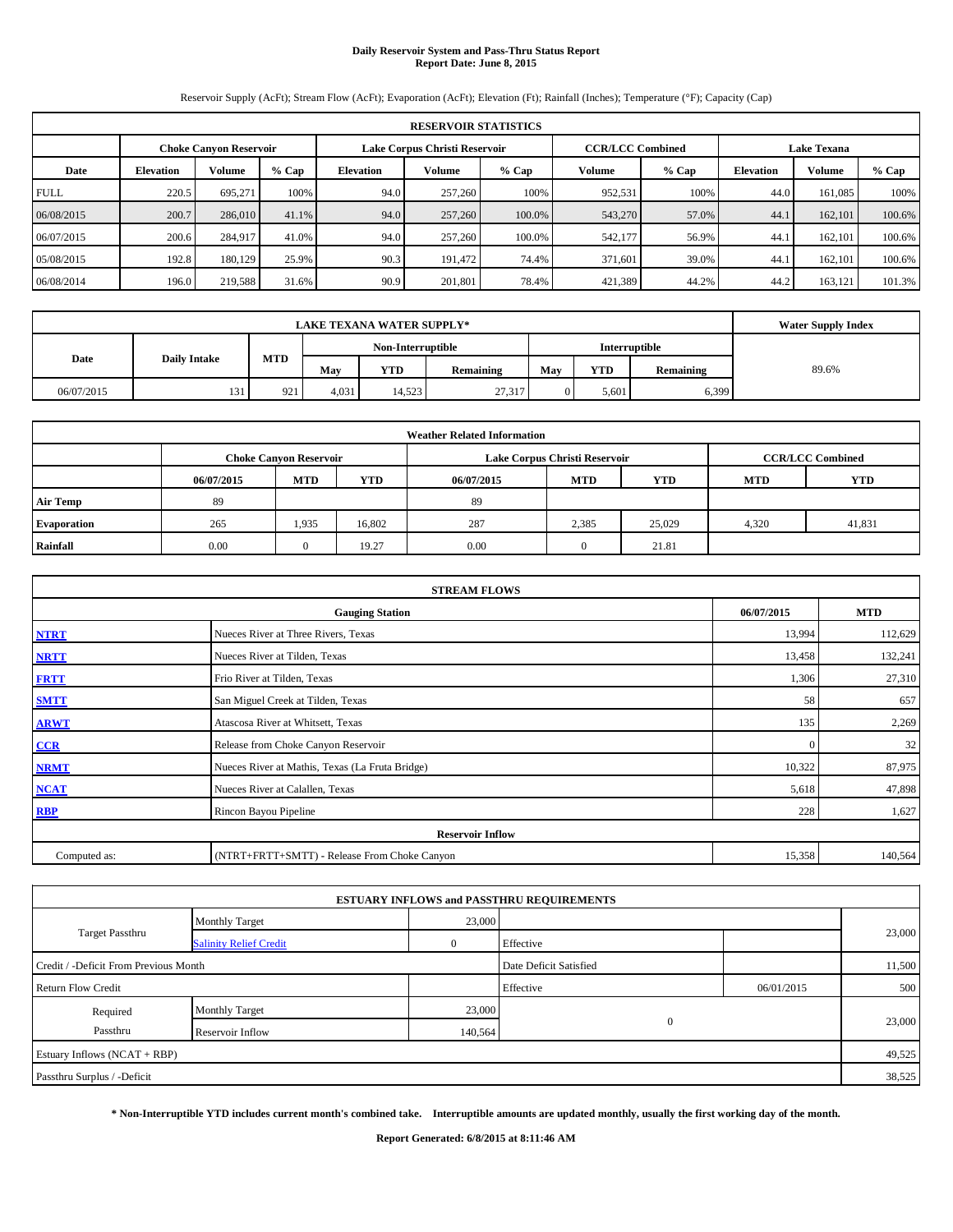# Daily Reservoir System and Pass-Thru Status Report
## Report Date: June 8, 2015

Reservoir Supply (AcFt); Stream Flow (AcFt); Evaporation (AcFt); Elevation (Ft); Rainfall (Inches); Temperature (°F); Capacity (Cap)

| RESERVOIR STATISTICS | | | | | | | | | | | |
|---|---|---|---|---|---|---|---|---|---|---|---|
| | Choke Canyon Reservoir | | | Lake Corpus Christi Reservoir | | | CCR/LCC Combined | | Lake Texana | | |
| Date | Elevation | Volume | % Cap | Elevation | Volume | % Cap | Volume | % Cap | Elevation | Volume | % Cap |
| FULL | 220.5 | 695,271 | 100% | 94.0 | 257,260 | 100% | 952,531 | 100% | 44.0 | 161,085 | 100% |
| 06/08/2015 | 200.7 | 286,010 | 41.1% | 94.0 | 257,260 | 100.0% | 543,270 | 57.0% | 44.1 | 162,101 | 100.6% |
| 06/07/2015 | 200.6 | 284,917 | 41.0% | 94.0 | 257,260 | 100.0% | 542,177 | 56.9% | 44.1 | 162,101 | 100.6% |
| 05/08/2015 | 192.8 | 180,129 | 25.9% | 90.3 | 191,472 | 74.4% | 371,601 | 39.0% | 44.1 | 162,101 | 100.6% |
| 06/08/2014 | 196.0 | 219,588 | 31.6% | 90.9 | 201,801 | 78.4% | 421,389 | 44.2% | 44.2 | 163,121 | 101.3% |

| LAKE TEXANA WATER SUPPLY* | | | | | | | | | Water Supply Index |
|---|---|---|---|---|---|---|---|---|---|
| Date | Daily Intake | MTD | Non-Interruptible | | | Interruptible | | | |
| | | | May | YTD | Remaining | May | YTD | Remaining | |
| 06/07/2015 | 131 | 921 | 4,031 | 14,523 | 27,317 | 0 | 5,601 | 6,399 | 89.6% |

| Weather Related Information | | | | | | | | |
|---|---|---|---|---|---|---|---|---|
| | Choke Canyon Reservoir | | | Lake Corpus Christi Reservoir | | | CCR/LCC Combined | |
| | 06/07/2015 | MTD | YTD | 06/07/2015 | MTD | YTD | MTD | YTD |
| Air Temp | 89 | | | 89 | | | | |
| Evaporation | 265 | 1,935 | 16,802 | 287 | 2,385 | 25,029 | 4,320 | 41,831 |
| Rainfall | 0.00 | 0 | 19.27 | 0.00 | 0 | 21.81 | | |

| STREAM FLOWS | | | |
|---|---|---|---|
| | Gauging Station | 06/07/2015 | MTD |
| NTRT | Nueces River at Three Rivers, Texas | 13,994 | 112,629 |
| NRTT | Nueces River at Tilden, Texas | 13,458 | 132,241 |
| FRTT | Frio River at Tilden, Texas | 1,306 | 27,310 |
| SMTT | San Miguel Creek at Tilden, Texas | 58 | 657 |
| ARWT | Atascosa River at Whitsett, Texas | 135 | 2,269 |
| CCR | Release from Choke Canyon Reservoir | 0 | 32 |
| NRMT | Nueces River at Mathis, Texas (La Fruta Bridge) | 10,322 | 87,975 |
| NCAT | Nueces River at Calallen, Texas | 5,618 | 47,898 |
| RBP | Rincon Bayou Pipeline | 228 | 1,627 |
| Reservoir Inflow | | | |
| Computed as: | (NTRT+FRTT+SMTT) - Release From Choke Canyon | 15,358 | 140,564 |

| ESTUARY INFLOWS and PASSTHRU REQUIREMENTS | | | | | |
|---|---|---|---|---|---|
| Target Passthru | Monthly Target | 23,000 | | | 23,000 |
| | Salinity Relief Credit | 0 | Effective | | |
| Credit / -Deficit From Previous Month | | | Date Deficit Satisfied | | 11,500 |
| Return Flow Credit | | | Effective | 06/01/2015 | 500 |
| Required Passthru | Monthly Target | 23,000 | 0 | | 23,000 |
| | Reservoir Inflow | 140,564 | | | |
| Estuary Inflows (NCAT + RBP) | | | | | 49,525 |
| Passthru Surplus / -Deficit | | | | | 38,525 |

**\* Non-Interruptible YTD includes current month's combined take. Interruptible amounts are updated monthly, usually the first working day of the month.**

**Report Generated: 6/8/2015 at 8:11:46 AM**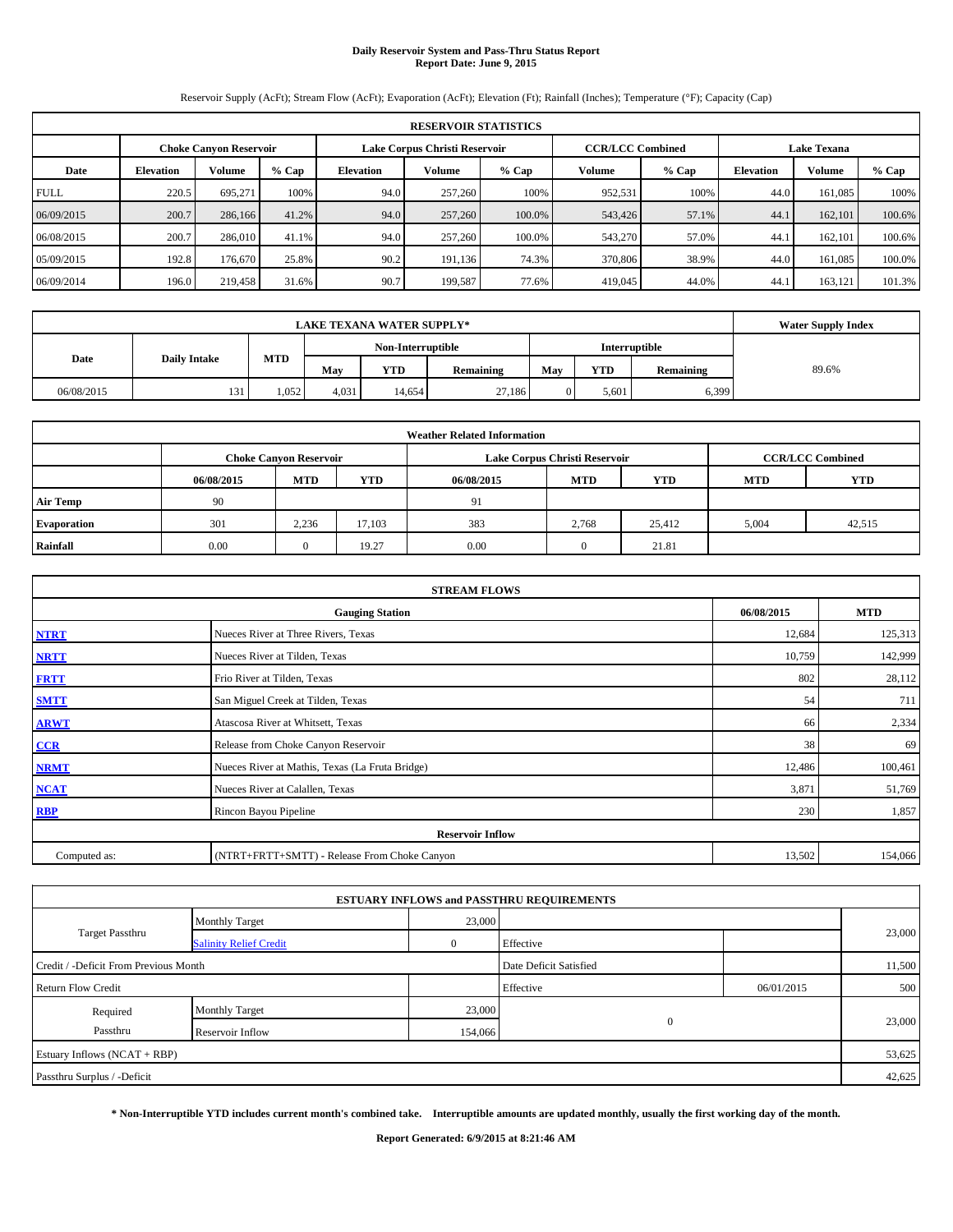# Daily Reservoir System and Pass-Thru Status Report
## Report Date: June 9, 2015

Reservoir Supply (AcFt); Stream Flow (AcFt); Evaporation (AcFt); Elevation (Ft); Rainfall (Inches); Temperature (°F); Capacity (Cap)

| RESERVOIR STATISTICS | | | | | | | | | | | |
|---|---|---|---|---|---|---|---|---|---|---|---|
| | Choke Canyon Reservoir | | | Lake Corpus Christi Reservoir | | | CCR/LCC Combined | | Lake Texana | | |
| Date | Elevation | Volume | % Cap | Elevation | Volume | % Cap | Volume | % Cap | Elevation | Volume | % Cap |
| FULL | 220.5 | 695,271 | 100% | 94.0 | 257,260 | 100% | 952,531 | 100% | 44.0 | 161,085 | 100% |
| 06/09/2015 | 200.7 | 286,166 | 41.2% | 94.0 | 257,260 | 100.0% | 543,426 | 57.1% | 44.1 | 162,101 | 100.6% |
| 06/08/2015 | 200.7 | 286,010 | 41.1% | 94.0 | 257,260 | 100.0% | 543,270 | 57.0% | 44.1 | 162,101 | 100.6% |
| 05/09/2015 | 192.8 | 176,670 | 25.8% | 90.2 | 191,136 | 74.3% | 370,806 | 38.9% | 44.0 | 161,085 | 100.0% |
| 06/09/2014 | 196.0 | 219,458 | 31.6% | 90.7 | 199,587 | 77.6% | 419,045 | 44.0% | 44.1 | 163,121 | 101.3% |

| LAKE TEXANA WATER SUPPLY* | | | | | | | | | Water Supply Index |
|---|---|---|---|---|---|---|---|---|---|
| Date | Daily Intake | MTD | Non-Interruptible | | | Interruptible | | | |
| | | | May | YTD | Remaining | May | YTD | Remaining | |
| 06/08/2015 | 131 | 1,052 | 4,031 | 14,654 | 27,186 | 0 | 5,601 | 6,399 | 89.6% |

| Weather Related Information | | | | | | | | |
|---|---|---|---|---|---|---|---|---|
| | Choke Canyon Reservoir | | | Lake Corpus Christi Reservoir | | | CCR/LCC Combined | |
| | 06/08/2015 | MTD | YTD | 06/08/2015 | MTD | YTD | MTD | YTD |
| Air Temp | 90 | | | 91 | | | | |
| Evaporation | 301 | 2,236 | 17,103 | 383 | 2,768 | 25,412 | 5,004 | 42,515 |
| Rainfall | 0.00 | 0 | 19.27 | 0.00 | 0 | 21.81 | | |

| STREAM FLOWS | | | |
|---|---|---|---|
| | Gauging Station | 06/08/2015 | MTD |
| NTRT | Nueces River at Three Rivers, Texas | 12,684 | 125,313 |
| NRTT | Nueces River at Tilden, Texas | 10,759 | 142,999 |
| FRTT | Frio River at Tilden, Texas | 802 | 28,112 |
| SMTT | San Miguel Creek at Tilden, Texas | 54 | 711 |
| ARWT | Atascosa River at Whitsett, Texas | 66 | 2,334 |
| CCR | Release from Choke Canyon Reservoir | 38 | 69 |
| NRMT | Nueces River at Mathis, Texas (La Fruta Bridge) | 12,486 | 100,461 |
| NCAT | Nueces River at Calallen, Texas | 3,871 | 51,769 |
| RBP | Rincon Bayou Pipeline | 230 | 1,857 |
| Reservoir Inflow | | | |
| Computed as: | (NTRT+FRTT+SMTT) - Release From Choke Canyon | 13,502 | 154,066 |

| ESTUARY INFLOWS and PASSTHRU REQUIREMENTS | | | | | |
|---|---|---|---|---|---|
| Target Passthru | Monthly Target | 23,000 | | | 23,000 |
| | Salinity Relief Credit | 0 | Effective | | |
| Credit / -Deficit From Previous Month | | | Date Deficit Satisfied | | 11,500 |
| Return Flow Credit | | | Effective | 06/01/2015 | 500 |
| Required Passthru | Monthly Target | 23,000 | 0 | | 23,000 |
| | Reservoir Inflow | 154,066 | | | |
| Estuary Inflows (NCAT + RBP) | | | | | 53,625 |
| Passthru Surplus / -Deficit | | | | | 42,625 |

**\* Non-Interruptible YTD includes current month's combined take. Interruptible amounts are updated monthly, usually the first working day of the month.**

**Report Generated: 6/9/2015 at 8:21:46 AM**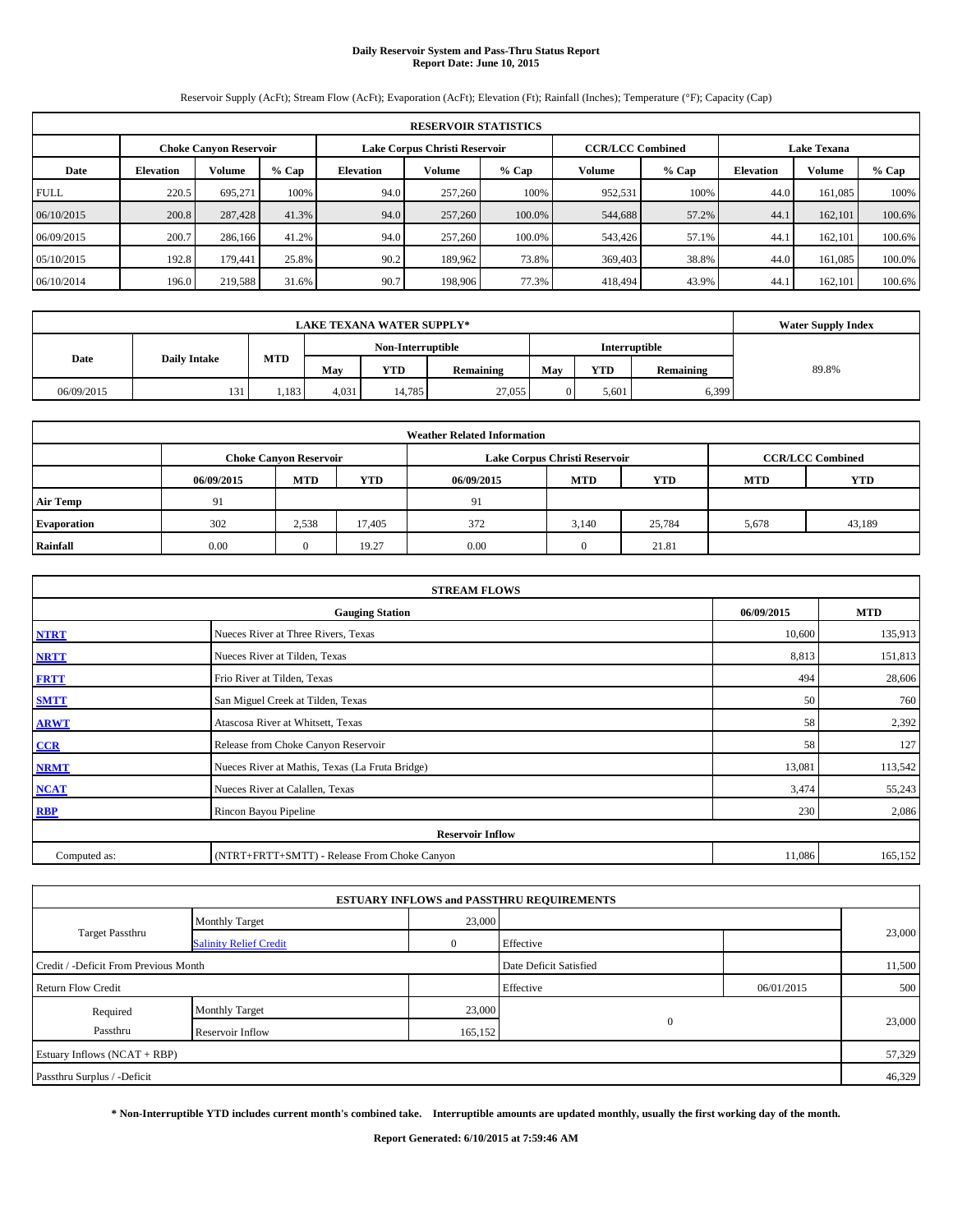# Daily Reservoir System and Pass-Thru Status Report
## Report Date: June 10, 2015

Reservoir Supply (AcFt); Stream Flow (AcFt); Evaporation (AcFt); Elevation (Ft); Rainfall (Inches); Temperature (°F); Capacity (Cap)

| RESERVOIR STATISTICS | | | | | | | | | | | |
|---|---|---|---|---|---|---|---|---|---|---|---|
| | Choke Canyon Reservoir | | | Lake Corpus Christi Reservoir | | | CCR/LCC Combined | | Lake Texana | | |
| Date | Elevation | Volume | % Cap | Elevation | Volume | % Cap | Volume | % Cap | Elevation | Volume | % Cap |
| FULL | 220.5 | 695,271 | 100% | 94.0 | 257,260 | 100% | 952,531 | 100% | 44.0 | 161,085 | 100% |
| 06/10/2015 | 200.8 | 287,428 | 41.3% | 94.0 | 257,260 | 100.0% | 544,688 | 57.2% | 44.1 | 162,101 | 100.6% |
| 06/09/2015 | 200.7 | 286,166 | 41.2% | 94.0 | 257,260 | 100.0% | 543,426 | 57.1% | 44.1 | 162,101 | 100.6% |
| 05/10/2015 | 192.8 | 179,441 | 25.8% | 90.2 | 189,962 | 73.8% | 369,403 | 38.8% | 44.0 | 161,085 | 100.0% |
| 06/10/2014 | 196.0 | 219,588 | 31.6% | 90.7 | 198,906 | 77.3% | 418,494 | 43.9% | 44.1 | 162,101 | 100.6% |

| LAKE TEXANA WATER SUPPLY* | | | | | | | | | Water Supply Index |
|---|---|---|---|---|---|---|---|---|---|
| Date | Daily Intake | MTD | Non-Interruptible | | | Interruptible | | | |
| | | | May | YTD | Remaining | May | YTD | Remaining | |
| 06/09/2015 | 131 | 1,183 | 4,031 | 14,785 | 27,055 | 0 | 5,601 | 6,399 | 89.8% |

| Weather Related Information | | | | | | | | |
|---|---|---|---|---|---|---|---|---|
| | Choke Canyon Reservoir | | | Lake Corpus Christi Reservoir | | | CCR/LCC Combined | |
| | 06/09/2015 | MTD | YTD | 06/09/2015 | MTD | YTD | MTD | YTD |
| Air Temp | 91 | | | 91 | | | | |
| Evaporation | 302 | 2,538 | 17,405 | 372 | 3,140 | 25,784 | 5,678 | 43,189 |
| Rainfall | 0.00 | 0 | 19.27 | 0.00 | 0 | 21.81 | | |

| STREAM FLOWS | | | |
|---|---|---|---|
| | Gauging Station | 06/09/2015 | MTD |
| NTRT | Nueces River at Three Rivers, Texas | 10,600 | 135,913 |
| NRTT | Nueces River at Tilden, Texas | 8,813 | 151,813 |
| FRTT | Frio River at Tilden, Texas | 494 | 28,606 |
| SMTT | San Miguel Creek at Tilden, Texas | 50 | 760 |
| ARWT | Atascosa River at Whitsett, Texas | 58 | 2,392 |
| CCR | Release from Choke Canyon Reservoir | 58 | 127 |
| NRMT | Nueces River at Mathis, Texas (La Fruta Bridge) | 13,081 | 113,542 |
| NCAT | Nueces River at Calallen, Texas | 3,474 | 55,243 |
| RBP | Rincon Bayou Pipeline | 230 | 2,086 |
| Reservoir Inflow | | | |
| Computed as: | (NTRT+FRTT+SMTT) - Release From Choke Canyon | 11,086 | 165,152 |

| ESTUARY INFLOWS and PASSTHRU REQUIREMENTS | | | | | |
|---|---|---|---|---|---|
| Target Passthru | Monthly Target | 23,000 | | | 23,000 |
| | Salinity Relief Credit | 0 | Effective | | |
| Credit / -Deficit From Previous Month | | | Date Deficit Satisfied | | 11,500 |
| Return Flow Credit | | | Effective | 06/01/2015 | 500 |
| Required Passthru | Monthly Target | 23,000 | 0 | | 23,000 |
| | Reservoir Inflow | 165,152 | | | |
| Estuary Inflows (NCAT + RBP) | | | | | 57,329 |
| Passthru Surplus / -Deficit | | | | | 46,329 |

**\* Non-Interruptible YTD includes current month's combined take. Interruptible amounts are updated monthly, usually the first working day of the month.**

**Report Generated: 6/10/2015 at 7:59:46 AM**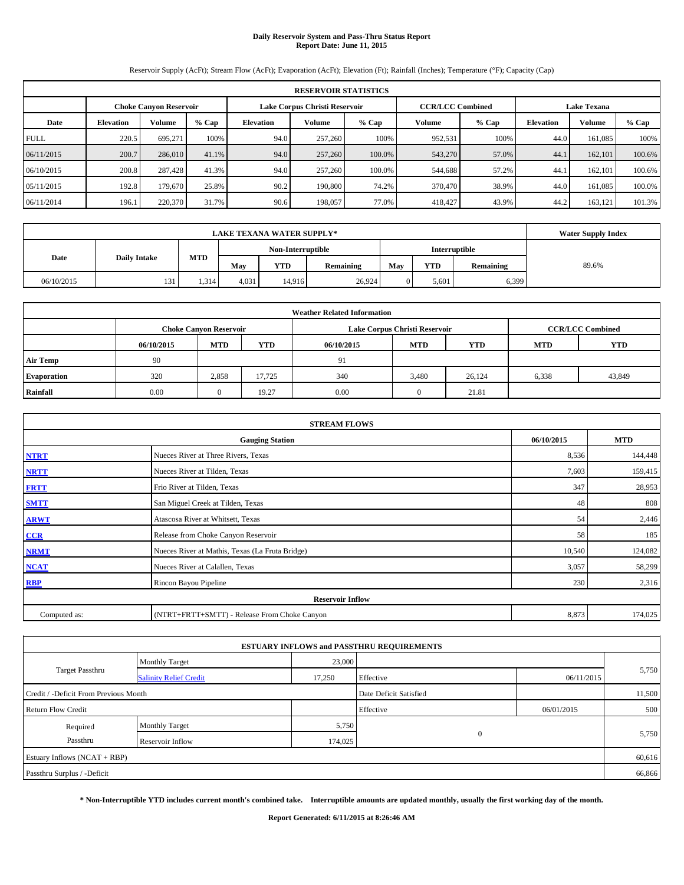# Daily Reservoir System and Pass-Thru Status Report
## Report Date: June 11, 2015

Reservoir Supply (AcFt); Stream Flow (AcFt); Evaporation (AcFt); Elevation (Ft); Rainfall (Inches); Temperature (°F); Capacity (Cap)

| RESERVOIR STATISTICS | | | | | | | | | | | |
|---|---|---|---|---|---|---|---|---|---|---|---|
| | Choke Canyon Reservoir | | | Lake Corpus Christi Reservoir | | | CCR/LCC Combined | | Lake Texana | | |
| Date | Elevation | Volume | % Cap | Elevation | Volume | % Cap | Volume | % Cap | Elevation | Volume | % Cap |
| FULL | 220.5 | 695,271 | 100% | 94.0 | 257,260 | 100% | 952,531 | 100% | 44.0 | 161,085 | 100% |
| 06/11/2015 | 200.7 | 286,010 | 41.1% | 94.0 | 257,260 | 100.0% | 543,270 | 57.0% | 44.1 | 162,101 | 100.6% |
| 06/10/2015 | 200.8 | 287,428 | 41.3% | 94.0 | 257,260 | 100.0% | 544,688 | 57.2% | 44.1 | 162,101 | 100.6% |
| 05/11/2015 | 192.8 | 179,670 | 25.8% | 90.2 | 190,800 | 74.2% | 370,470 | 38.9% | 44.0 | 161,085 | 100.0% |
| 06/11/2014 | 196.1 | 220,370 | 31.7% | 90.6 | 198,057 | 77.0% | 418,427 | 43.9% | 44.2 | 163,121 | 101.3% |

| LAKE TEXANA WATER SUPPLY* | | | | | | | | | Water Supply Index |
|---|---|---|---|---|---|---|---|---|---|
| Date | Daily Intake | MTD | Non-Interruptible | | | Interruptible | | | |
| | | | May | YTD | Remaining | May | YTD | Remaining | |
| 06/10/2015 | 131 | 1,314 | 4,031 | 14,916 | 26,924 | 0 | 5,601 | 6,399 | 89.6% |

| Weather Related Information | | | | | | | |
|---|---|---|---|---|---|---|---|
| | Choke Canyon Reservoir | | | Lake Corpus Christi Reservoir | | | CCR/LCC Combined | |
| | 06/10/2015 | MTD | YTD | 06/10/2015 | MTD | YTD | MTD | YTD |
| Air Temp | 90 | | | 91 | | | | |
| Evaporation | 320 | 2,858 | 17,725 | 340 | 3,480 | 26,124 | 6,338 | 43,849 |
| Rainfall | 0.00 | 0 | 19.27 | 0.00 | 0 | 21.81 | | |

| STREAM FLOWS | | | |
|---|---|---|---|
| | Gauging Station | 06/10/2015 | MTD |
| NTRT | Nueces River at Three Rivers, Texas | 8,536 | 144,448 |
| NRTT | Nueces River at Tilden, Texas | 7,603 | 159,415 |
| FRTT | Frio River at Tilden, Texas | 347 | 28,953 |
| SMTT | San Miguel Creek at Tilden, Texas | 48 | 808 |
| ARWT | Atascosa River at Whitsett, Texas | 54 | 2,446 |
| CCR | Release from Choke Canyon Reservoir | 58 | 185 |
| NRMT | Nueces River at Mathis, Texas (La Fruta Bridge) | 10,540 | 124,082 |
| NCAT | Nueces River at Calallen, Texas | 3,057 | 58,299 |
| RBP | Rincon Bayou Pipeline | 230 | 2,316 |
| Reservoir Inflow | | | |
| Computed as: | (NTRT+FRTT+SMTT) - Release From Choke Canyon | 8,873 | 174,025 |

| ESTUARY INFLOWS and PASSTHRU REQUIREMENTS | | | | | |
|---|---|---|---|---|---|
| Target Passthru | Monthly Target | 23,000 | | | 5,750 |
| | Salinity Relief Credit | 17,250 | Effective | 06/11/2015 | |
| Credit / -Deficit From Previous Month | | | Date Deficit Satisfied | | 11,500 |
| Return Flow Credit | | | Effective | 06/01/2015 | 500 |
| Required Passthru | Monthly Target | 5,750 | 0 | | 5,750 |
| | Reservoir Inflow | 174,025 | | | |
| Estuary Inflows (NCAT + RBP) | | | | | 60,616 |
| Passthru Surplus / -Deficit | | | | | 66,866 |

**\* Non-Interruptible YTD includes current month's combined take. Interruptible amounts are updated monthly, usually the first working day of the month.**

**Report Generated: 6/11/2015 at 8:26:46 AM**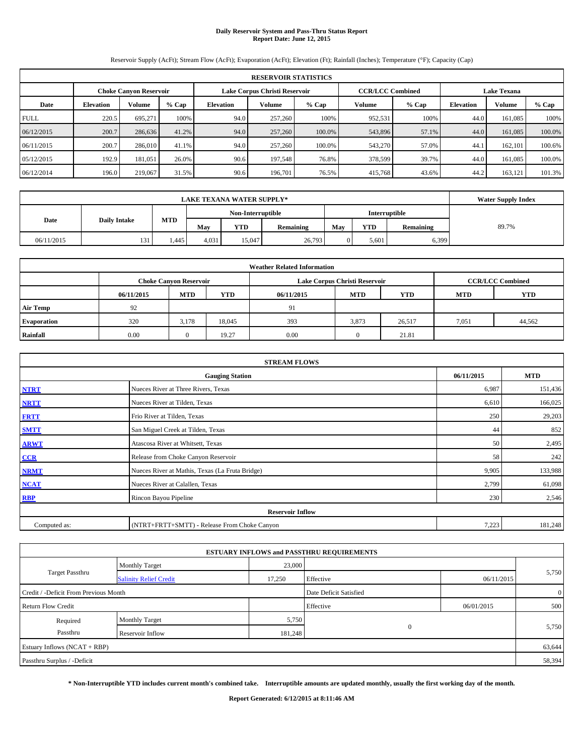# Daily Reservoir System and Pass-Thru Status Report
## Report Date: June 12, 2015

Reservoir Supply (AcFt); Stream Flow (AcFt); Evaporation (AcFt); Elevation (Ft); Rainfall (Inches); Temperature (°F); Capacity (Cap)

| RESERVOIR STATISTICS | | | | | | | | | | | |
|---|---|---|---|---|---|---|---|---|---|---|---|
| | Choke Canyon Reservoir | | | Lake Corpus Christi Reservoir | | | CCR/LCC Combined | | Lake Texana | | |
| Date | Elevation | Volume | % Cap | Elevation | Volume | % Cap | Volume | % Cap | Elevation | Volume | % Cap |
| FULL | 220.5 | 695,271 | 100% | 94.0 | 257,260 | 100% | 952,531 | 100% | 44.0 | 161,085 | 100% |
| 06/12/2015 | 200.7 | 286,636 | 41.2% | 94.0 | 257,260 | 100.0% | 543,896 | 57.1% | 44.0 | 161,085 | 100.0% |
| 06/11/2015 | 200.7 | 286,010 | 41.1% | 94.0 | 257,260 | 100.0% | 543,270 | 57.0% | 44.1 | 162,101 | 100.6% |
| 05/12/2015 | 192.9 | 181,051 | 26.0% | 90.6 | 197,548 | 76.8% | 378,599 | 39.7% | 44.0 | 161,085 | 100.0% |
| 06/12/2014 | 196.0 | 219,067 | 31.5% | 90.6 | 196,701 | 76.5% | 415,768 | 43.6% | 44.2 | 163,121 | 101.3% |

| LAKE TEXANA WATER SUPPLY* | | | | | | | | | Water Supply Index |
|---|---|---|---|---|---|---|---|---|---|
| Date | Daily Intake | MTD | Non-Interruptible | | | Interruptible | | | |
| | | | May | YTD | Remaining | May | YTD | Remaining | |
| 06/11/2015 | 131 | 1,445 | 4,031 | 15,047 | 26,793 | 0 | 5,601 | 6,399 | 89.7% |

| Weather Related Information | | | | | | | | |
|---|---|---|---|---|---|---|---|---|
| | Choke Canyon Reservoir | | | Lake Corpus Christi Reservoir | | | CCR/LCC Combined | |
| | 06/11/2015 | MTD | YTD | 06/11/2015 | MTD | YTD | MTD | YTD |
| Air Temp | 92 | | | 91 | | | | |
| Evaporation | 320 | 3,178 | 18,045 | 393 | 3,873 | 26,517 | 7,051 | 44,562 |
| Rainfall | 0.00 | 0 | 19.27 | 0.00 | 0 | 21.81 | | |

| STREAM FLOWS | | | |
|---|---|---|---|
| | Gauging Station | 06/11/2015 | MTD |
| NTRT | Nueces River at Three Rivers, Texas | 6,987 | 151,436 |
| NRTT | Nueces River at Tilden, Texas | 6,610 | 166,025 |
| FRTT | Frio River at Tilden, Texas | 250 | 29,203 |
| SMTT | San Miguel Creek at Tilden, Texas | 44 | 852 |
| ARWT | Atascosa River at Whitsett, Texas | 50 | 2,495 |
| CCR | Release from Choke Canyon Reservoir | 58 | 242 |
| NRMT | Nueces River at Mathis, Texas (La Fruta Bridge) | 9,905 | 133,988 |
| NCAT | Nueces River at Calallen, Texas | 2,799 | 61,098 |
| RBP | Rincon Bayou Pipeline | 230 | 2,546 |
| Reservoir Inflow | | | |
| Computed as: | (NTRT+FRTT+SMTT) - Release From Choke Canyon | 7,223 | 181,248 |

| ESTUARY INFLOWS and PASSTHRU REQUIREMENTS | | | | | |
|---|---|---|---|---|---|
| Target Passthru | Monthly Target | 23,000 | | | 5,750 |
| | Salinity Relief Credit | 17,250 | Effective | 06/11/2015 | |
| Credit / -Deficit From Previous Month | | | Date Deficit Satisfied | | 0 |
| Return Flow Credit | | | Effective | 06/01/2015 | 500 |
| Required Passthru | Monthly Target | 5,750 | 0 | | 5,750 |
| | Reservoir Inflow | 181,248 | | | |
| Estuary Inflows (NCAT + RBP) | | | | | 63,644 |
| Passthru Surplus / -Deficit | | | | | 58,394 |

**\* Non-Interruptible YTD includes current month's combined take. Interruptible amounts are updated monthly, usually the first working day of the month.**

**Report Generated: 6/12/2015 at 8:11:46 AM**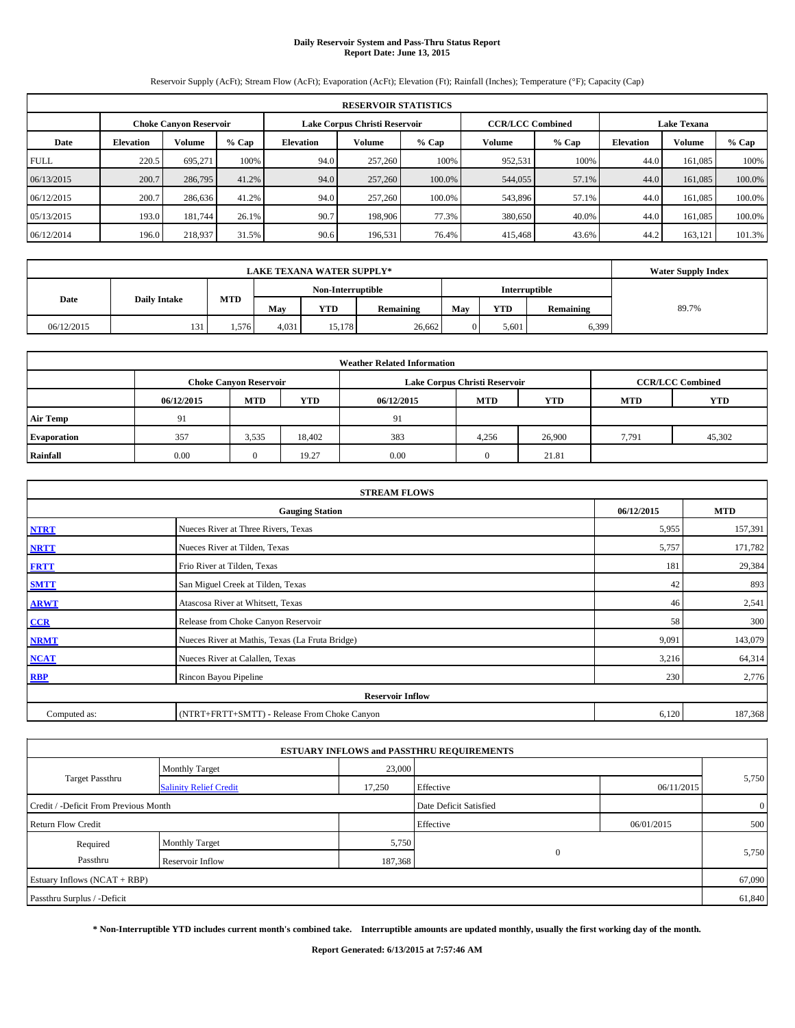# Daily Reservoir System and Pass-Thru Status Report
## Report Date: June 13, 2015

Reservoir Supply (AcFt); Stream Flow (AcFt); Evaporation (AcFt); Elevation (Ft); Rainfall (Inches); Temperature (°F); Capacity (Cap)

| RESERVOIR STATISTICS | | | | | | | | | | | |
|---|---|---|---|---|---|---|---|---|---|---|---|
| | Choke Canyon Reservoir | | | Lake Corpus Christi Reservoir | | | CCR/LCC Combined | | Lake Texana | | |
| Date | Elevation | Volume | % Cap | Elevation | Volume | % Cap | Volume | % Cap | Elevation | Volume | % Cap |
| FULL | 220.5 | 695,271 | 100% | 94.0 | 257,260 | 100% | 952,531 | 100% | 44.0 | 161,085 | 100% |
| 06/13/2015 | 200.7 | 286,795 | 41.2% | 94.0 | 257,260 | 100.0% | 544,055 | 57.1% | 44.0 | 161,085 | 100.0% |
| 06/12/2015 | 200.7 | 286,636 | 41.2% | 94.0 | 257,260 | 100.0% | 543,896 | 57.1% | 44.0 | 161,085 | 100.0% |
| 05/13/2015 | 193.0 | 181,744 | 26.1% | 90.7 | 198,906 | 77.3% | 380,650 | 40.0% | 44.0 | 161,085 | 100.0% |
| 06/12/2014 | 196.0 | 218,937 | 31.5% | 90.6 | 196,531 | 76.4% | 415,468 | 43.6% | 44.2 | 163,121 | 101.3% |

| LAKE TEXANA WATER SUPPLY* | | | | | | | | | Water Supply Index |
|---|---|---|---|---|---|---|---|---|---|
| Date | Daily Intake | MTD | Non-Interruptible | | | Interruptible | | | |
| | | | May | YTD | Remaining | May | YTD | Remaining | |
| 06/12/2015 | 131 | 1,576 | 4,031 | 15,178 | 26,662 | 0 | 5,601 | 6,399 | 89.7% |

| Weather Related Information | | | | | | | | |
|---|---|---|---|---|---|---|---|---|
| | Choke Canyon Reservoir | | | Lake Corpus Christi Reservoir | | | CCR/LCC Combined | |
| | 06/12/2015 | MTD | YTD | 06/12/2015 | MTD | YTD | MTD | YTD |
| Air Temp | 91 | | | 91 | | | | |
| Evaporation | 357 | 3,535 | 18,402 | 383 | 4,256 | 26,900 | 7,791 | 45,302 |
| Rainfall | 0.00 | 0 | 19.27 | 0.00 | 0 | 21.81 | | |

| STREAM FLOWS | | | |
|---|---|---|---|
| | Gauging Station | 06/12/2015 | MTD |
| NTRT | Nueces River at Three Rivers, Texas | 5,955 | 157,391 |
| NRTT | Nueces River at Tilden, Texas | 5,757 | 171,782 |
| FRTT | Frio River at Tilden, Texas | 181 | 29,384 |
| SMTT | San Miguel Creek at Tilden, Texas | 42 | 893 |
| ARWT | Atascosa River at Whitsett, Texas | 46 | 2,541 |
| CCR | Release from Choke Canyon Reservoir | 58 | 300 |
| NRMT | Nueces River at Mathis, Texas (La Fruta Bridge) | 9,091 | 143,079 |
| NCAT | Nueces River at Calallen, Texas | 3,216 | 64,314 |
| RBP | Rincon Bayou Pipeline | 230 | 2,776 |
| **Reservoir Inflow** | | | |
| Computed as: | (NTRT+FRTT+SMTT) - Release From Choke Canyon | 6,120 | 187,368 |

| ESTUARY INFLOWS and PASSTHRU REQUIREMENTS | | | | | |
|---|---|---|---|---|---|
| Target Passthru | Monthly Target | 23,000 | | | 5,750 |
| | Salinity Relief Credit | 17,250 | Effective | 06/11/2015 | |
| Credit / -Deficit From Previous Month | | | Date Deficit Satisfied | | 0 |
| Return Flow Credit | | | Effective | 06/01/2015 | 500 |
| Required Passthru | Monthly Target | 5,750 | 0 | | 5,750 |
| | Reservoir Inflow | 187,368 | | | |
| Estuary Inflows (NCAT + RBP) | | | | | 67,090 |
| Passthru Surplus / -Deficit | | | | | 61,840 |

**\* Non-Interruptible YTD includes current month's combined take. Interruptible amounts are updated monthly, usually the first working day of the month.**

**Report Generated: 6/13/2015 at 7:57:46 AM**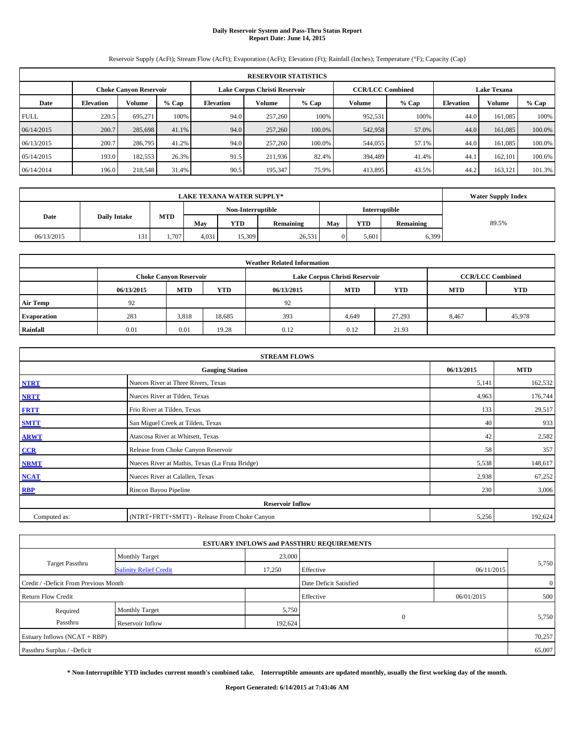# Daily Reservoir System and Pass-Thru Status Report
## Report Date: June 14, 2015

Reservoir Supply (AcFt); Stream Flow (AcFt); Evaporation (AcFt); Elevation (Ft); Rainfall (Inches); Temperature (°F); Capacity (Cap)

| RESERVOIR STATISTICS | | | | | | | | | | |
|---|---|---|---|---|---|---|---|---|---|---|
| | Choke Canyon Reservoir | | | Lake Corpus Christi Reservoir | | | CCR/LCC Combined | | Lake Texana | | |
| Date | Elevation | Volume | % Cap | Elevation | Volume | % Cap | Volume | % Cap | Elevation | Volume | % Cap |
| FULL | 220.5 | 695,271 | 100% | 94.0 | 257,260 | 100% | 952,531 | 100% | 44.0 | 161,085 | 100% |
| 06/14/2015 | 200.7 | 285,698 | 41.1% | 94.0 | 257,260 | 100.0% | 542,958 | 57.0% | 44.0 | 161,085 | 100.0% |
| 06/13/2015 | 200.7 | 286,795 | 41.2% | 94.0 | 257,260 | 100.0% | 544,055 | 57.1% | 44.0 | 161,085 | 100.0% |
| 05/14/2015 | 193.0 | 182,553 | 26.3% | 91.5 | 211,936 | 82.4% | 394,489 | 41.4% | 44.1 | 162,101 | 100.6% |
| 06/14/2014 | 196.0 | 218,548 | 31.4% | 90.5 | 195,347 | 75.9% | 413,895 | 43.5% | 44.2 | 163,121 | 101.3% |

| LAKE TEXANA WATER SUPPLY* | | | | | | | | | Water Supply Index |
|---|---|---|---|---|---|---|---|---|---|
| Date | Daily Intake | MTD | Non-Interruptible | | | Interruptible | | | |
| | | | May | YTD | Remaining | May | YTD | Remaining | |
| 06/13/2015 | 131 | 1,707 | 4,031 | 15,309 | 26,531 | 0 | 5,601 | 6,399 | 89.5% |

| Weather Related Information | | | | | | | | |
|---|---|---|---|---|---|---|---|---|
| | Choke Canyon Reservoir | | | Lake Corpus Christi Reservoir | | | CCR/LCC Combined | |
| | 06/13/2015 | MTD | YTD | 06/13/2015 | MTD | YTD | MTD | YTD |
| Air Temp | 92 | | | 92 | | | | |
| Evaporation | 283 | 3,818 | 18,685 | 393 | 4,649 | 27,293 | 8,467 | 45,978 |
| Rainfall | 0.01 | 0.01 | 19.28 | 0.12 | 0.12 | 21.93 | | |

| STREAM FLOWS | | | |
|---|---|---|---|
| | Gauging Station | 06/13/2015 | MTD |
| NTRT | Nueces River at Three Rivers, Texas | 5,141 | 162,532 |
| NRTT | Nueces River at Tilden, Texas | 4,963 | 176,744 |
| FRTT | Frio River at Tilden, Texas | 133 | 29,517 |
| SMTT | San Miguel Creek at Tilden, Texas | 40 | 933 |
| ARWT | Atascosa River at Whitsett, Texas | 42 | 2,582 |
| CCR | Release from Choke Canyon Reservoir | 58 | 357 |
| NRMT | Nueces River at Mathis, Texas (La Fruta Bridge) | 5,538 | 148,617 |
| NCAT | Nueces River at Calallen, Texas | 2,938 | 67,252 |
| RBP | Rincon Bayou Pipeline | 230 | 3,006 |
| Reservoir Inflow | | | |
| Computed as: | (NTRT+FRTT+SMTT) - Release From Choke Canyon | 5,256 | 192,624 |

| ESTUARY INFLOWS and PASSTHRU REQUIREMENTS | | | | | |
|---|---|---|---|---|---|
| Target Passthru | Monthly Target | 23,000 | | | 5,750 |
| | Salinity Relief Credit | 17,250 | Effective | 06/11/2015 | |
| Credit / -Deficit From Previous Month | | | Date Deficit Satisfied | | 0 |
| Return Flow Credit | | | Effective | 06/01/2015 | 500 |
| Required Passthru | Monthly Target | 5,750 | 0 | | 5,750 |
| | Reservoir Inflow | 192,624 | | | |
| Estuary Inflows (NCAT + RBP) | | | | | 70,257 |
| Passthru Surplus / -Deficit | | | | | 65,007 |

**\* Non-Interruptible YTD includes current month's combined take. Interruptible amounts are updated monthly, usually the first working day of the month.**

**Report Generated: 6/14/2015 at 7:43:46 AM**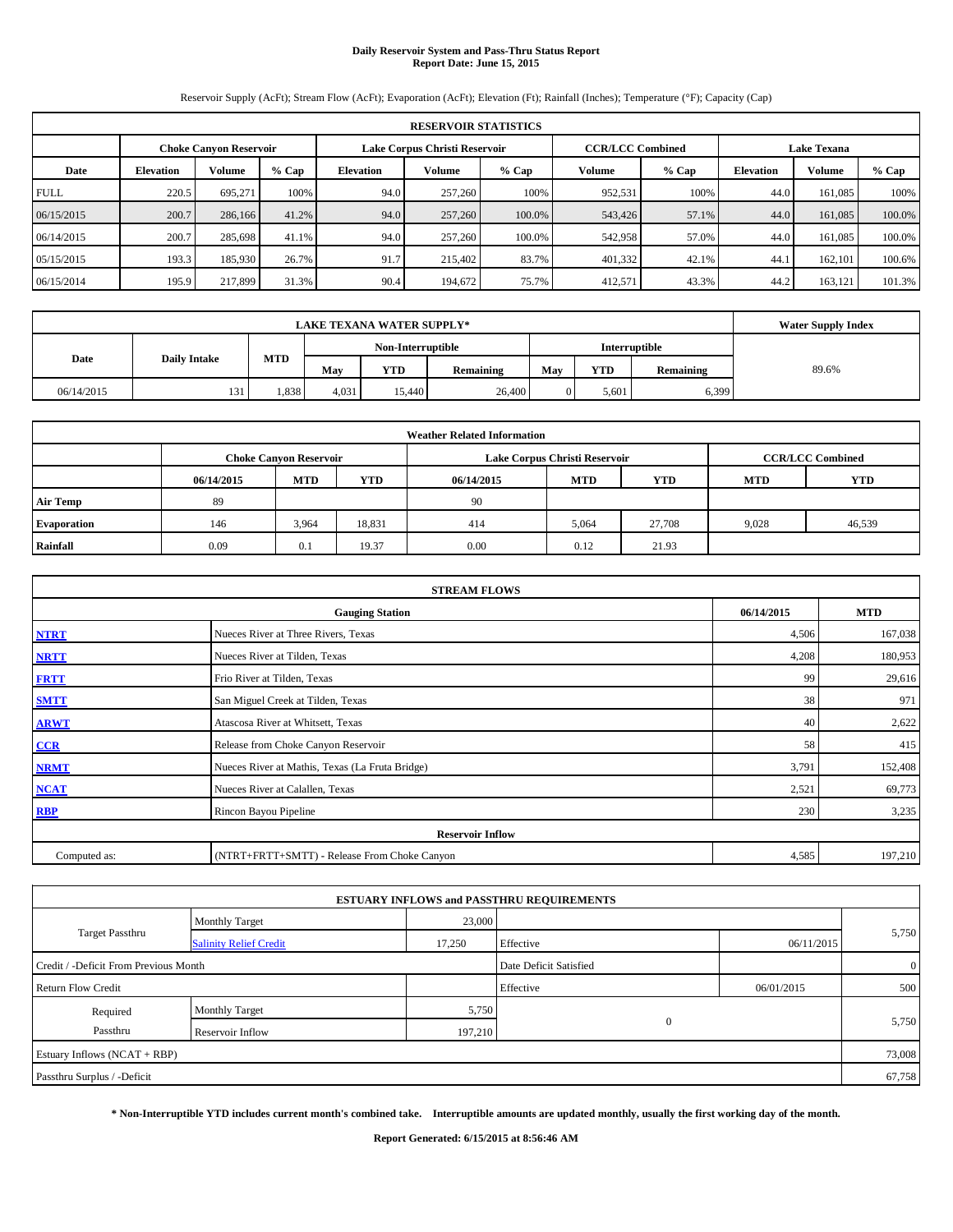# Daily Reservoir System and Pass-Thru Status Report
**Report Date: June 15, 2015**

Reservoir Supply (AcFt); Stream Flow (AcFt); Evaporation (AcFt); Elevation (Ft); Rainfall (Inches); Temperature (°F); Capacity (Cap)

| RESERVOIR STATISTICS | | | | | | | | | | | |
|---|---|---|---|---|---|---|---|---|---|---|---|
| | Choke Canyon Reservoir | | | Lake Corpus Christi Reservoir | | | CCR/LCC Combined | | Lake Texana | | |
| Date | Elevation | Volume | % Cap | Elevation | Volume | % Cap | Volume | % Cap | Elevation | Volume | % Cap |
| FULL | 220.5 | 695,271 | 100% | 94.0 | 257,260 | 100% | 952,531 | 100% | 44.0 | 161,085 | 100% |
| 06/15/2015 | 200.7 | 286,166 | 41.2% | 94.0 | 257,260 | 100.0% | 543,426 | 57.1% | 44.0 | 161,085 | 100.0% |
| 06/14/2015 | 200.7 | 285,698 | 41.1% | 94.0 | 257,260 | 100.0% | 542,958 | 57.0% | 44.0 | 161,085 | 100.0% |
| 05/15/2015 | 193.3 | 185,930 | 26.7% | 91.7 | 215,402 | 83.7% | 401,332 | 42.1% | 44.1 | 162,101 | 100.6% |
| 06/15/2014 | 195.9 | 217,899 | 31.3% | 90.4 | 194,672 | 75.7% | 412,571 | 43.3% | 44.2 | 163,121 | 101.3% |

| LAKE TEXANA WATER SUPPLY* | | | | | | | | | Water Supply Index |
|---|---|---|---|---|---|---|---|---|---|
| Date | Daily Intake | MTD | Non-Interruptible | | | Interruptible | | | |
| | | | May | YTD | Remaining | May | YTD | Remaining | |
| 06/14/2015 | 131 | 1,838 | 4,031 | 15,440 | 26,400 | 0 | 5,601 | 6,399 | 89.6% |

| Weather Related Information | | | | | | | | |
|---|---|---|---|---|---|---|---|---|
| | Choke Canyon Reservoir | | | Lake Corpus Christi Reservoir | | | CCR/LCC Combined | |
| | 06/14/2015 | MTD | YTD | 06/14/2015 | MTD | YTD | MTD | YTD |
| Air Temp | 89 | | | 90 | | | | |
| Evaporation | 146 | 3,964 | 18,831 | 414 | 5,064 | 27,708 | 9,028 | 46,539 |
| Rainfall | 0.09 | 0.1 | 19.37 | 0.00 | 0.12 | 21.93 | | |

| STREAM FLOWS | | | |
|---|---|---|---|
| | Gauging Station | 06/14/2015 | MTD |
| NTRT | Nueces River at Three Rivers, Texas | 4,506 | 167,038 |
| NRTT | Nueces River at Tilden, Texas | 4,208 | 180,953 |
| FRTT | Frio River at Tilden, Texas | 99 | 29,616 |
| SMTT | San Miguel Creek at Tilden, Texas | 38 | 971 |
| ARWT | Atascosa River at Whitsett, Texas | 40 | 2,622 |
| CCR | Release from Choke Canyon Reservoir | 58 | 415 |
| NRMT | Nueces River at Mathis, Texas (La Fruta Bridge) | 3,791 | 152,408 |
| NCAT | Nueces River at Calallen, Texas | 2,521 | 69,773 |
| RBP | Rincon Bayou Pipeline | 230 | 3,235 |
| Reservoir Inflow | | | |
| Computed as: | (NTRT+FRTT+SMTT) - Release From Choke Canyon | 4,585 | 197,210 |

| ESTUARY INFLOWS and PASSTHRU REQUIREMENTS | | | | | |
|---|---|---|---|---|---|
| Target Passthru | Monthly Target | 23,000 | | | 5,750 |
| | Salinity Relief Credit | 17,250 | Effective | 06/11/2015 | |
| Credit / -Deficit From Previous Month | | | Date Deficit Satisfied | | 0 |
| Return Flow Credit | | | Effective | 06/01/2015 | 500 |
| Required Passthru | Monthly Target | 5,750 | 0 | | 5,750 |
| | Reservoir Inflow | 197,210 | | | |
| Estuary Inflows (NCAT + RBP) | | | | | 73,008 |
| Passthru Surplus / -Deficit | | | | | 67,758 |

**\* Non-Interruptible YTD includes current month's combined take. Interruptible amounts are updated monthly, usually the first working day of the month.**

**Report Generated: 6/15/2015 at 8:56:46 AM**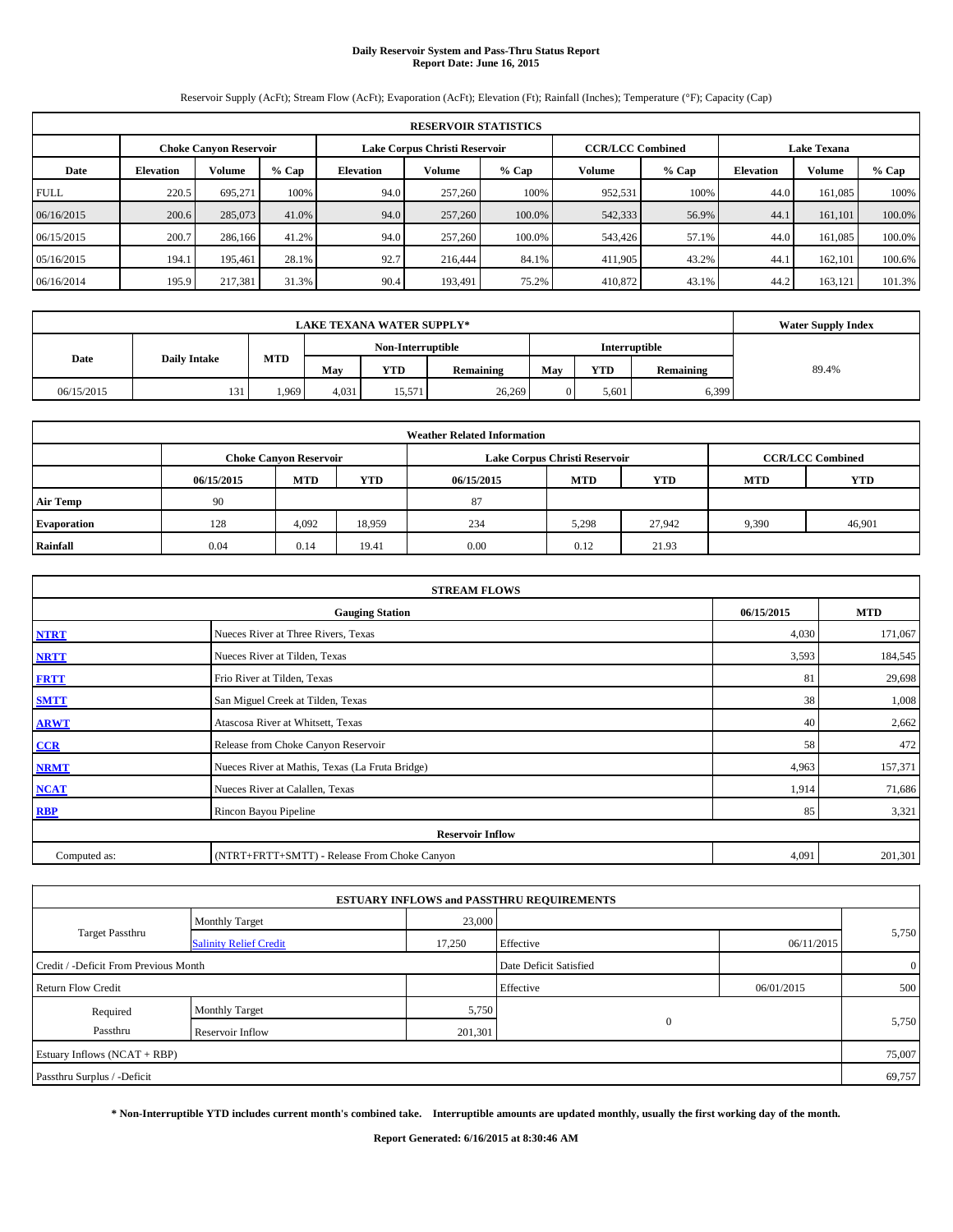# Daily Reservoir System and Pass-Thru Status Report
**Report Date: June 16, 2015**

Reservoir Supply (AcFt); Stream Flow (AcFt); Evaporation (AcFt); Elevation (Ft); Rainfall (Inches); Temperature (°F); Capacity (Cap)

| RESERVOIR STATISTICS | | | | | | | | | | | |
|---|---|---|---|---|---|---|---|---|---|---|---|
| | Choke Canyon Reservoir | | | Lake Corpus Christi Reservoir | | | CCR/LCC Combined | | Lake Texana | | |
| Date | Elevation | Volume | % Cap | Elevation | Volume | % Cap | Volume | % Cap | Elevation | Volume | % Cap |
| FULL | 220.5 | 695,271 | 100% | 94.0 | 257,260 | 100% | 952,531 | 100% | 44.0 | 161,085 | 100% |
| 06/16/2015 | 200.6 | 285,073 | 41.0% | 94.0 | 257,260 | 100.0% | 542,333 | 56.9% | 44.1 | 161,101 | 100.0% |
| 06/15/2015 | 200.7 | 286,166 | 41.2% | 94.0 | 257,260 | 100.0% | 543,426 | 57.1% | 44.0 | 161,085 | 100.0% |
| 05/16/2015 | 194.1 | 195,461 | 28.1% | 92.7 | 216,444 | 84.1% | 411,905 | 43.2% | 44.1 | 162,101 | 100.6% |
| 06/16/2014 | 195.9 | 217,381 | 31.3% | 90.4 | 193,491 | 75.2% | 410,872 | 43.1% | 44.2 | 163,121 | 101.3% |

| LAKE TEXANA WATER SUPPLY* | | | | | | | | | Water Supply Index |
|---|---|---|---|---|---|---|---|---|---|
| Date | Daily Intake | MTD | Non-Interruptible | | | Interruptible | | | |
| | | | May | YTD | Remaining | May | YTD | Remaining | |
| 06/15/2015 | 131 | 1,969 | 4,031 | 15,571 | 26,269 | 0 | 5,601 | 6,399 | 89.4% |

| Weather Related Information | | | | | | | | |
|---|---|---|---|---|---|---|---|---|
| | Choke Canyon Reservoir | | | Lake Corpus Christi Reservoir | | | CCR/LCC Combined | |
| | 06/15/2015 | MTD | YTD | 06/15/2015 | MTD | YTD | MTD | YTD |
| Air Temp | 90 | | | 87 | | | | |
| Evaporation | 128 | 4,092 | 18,959 | 234 | 5,298 | 27,942 | 9,390 | 46,901 |
| Rainfall | 0.04 | 0.14 | 19.41 | 0.00 | 0.12 | 21.93 | | |

| STREAM FLOWS | | | |
|---|---|---|---|
| | Gauging Station | 06/15/2015 | MTD |
| NTRT | Nueces River at Three Rivers, Texas | 4,030 | 171,067 |
| NRTT | Nueces River at Tilden, Texas | 3,593 | 184,545 |
| FRTT | Frio River at Tilden, Texas | 81 | 29,698 |
| SMTT | San Miguel Creek at Tilden, Texas | 38 | 1,008 |
| ARWT | Atascosa River at Whitsett, Texas | 40 | 2,662 |
| CCR | Release from Choke Canyon Reservoir | 58 | 472 |
| NRMT | Nueces River at Mathis, Texas (La Fruta Bridge) | 4,963 | 157,371 |
| NCAT | Nueces River at Calallen, Texas | 1,914 | 71,686 |
| RBP | Rincon Bayou Pipeline | 85 | 3,321 |
| Reservoir Inflow | | | |
| Computed as: | (NTRT+FRTT+SMTT) - Release From Choke Canyon | 4,091 | 201,301 |

| ESTUARY INFLOWS and PASSTHRU REQUIREMENTS | | | | | |
|---|---|---|---|---|---|
| Target Passthru | Monthly Target | 23,000 | | | 5,750 |
| | Salinity Relief Credit | 17,250 | Effective | 06/11/2015 | |
| Credit / -Deficit From Previous Month | | | Date Deficit Satisfied | | 0 |
| Return Flow Credit | | | Effective | 06/01/2015 | 500 |
| Required Passthru | Monthly Target | 5,750 | 0 | | 5,750 |
| | Reservoir Inflow | 201,301 | | | |
| Estuary Inflows (NCAT + RBP) | | | | | 75,007 |
| Passthru Surplus / -Deficit | | | | | 69,757 |

**\* Non-Interruptible YTD includes current month's combined take. Interruptible amounts are updated monthly, usually the first working day of the month.**

**Report Generated: 6/16/2015 at 8:30:46 AM**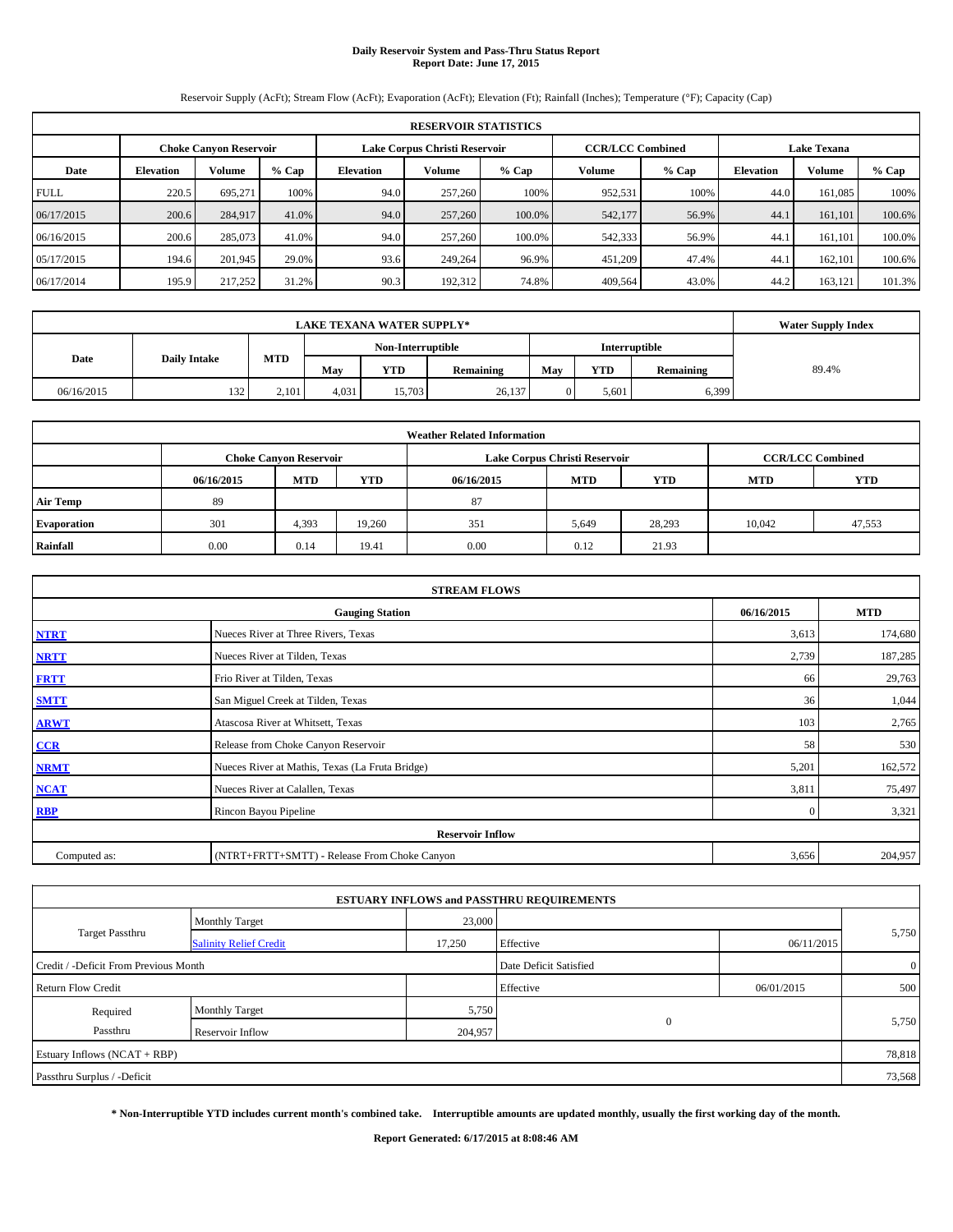# Daily Reservoir System and Pass-Thru Status Report
## Report Date: June 17, 2015

Reservoir Supply (AcFt); Stream Flow (AcFt); Evaporation (AcFt); Elevation (Ft); Rainfall (Inches); Temperature (°F); Capacity (Cap)

| RESERVOIR STATISTICS | | | | | | | | | | | |
|---|---|---|---|---|---|---|---|---|---|---|---|
| | Choke Canyon Reservoir | | | Lake Corpus Christi Reservoir | | | CCR/LCC Combined | | Lake Texana | | |
| Date | Elevation | Volume | % Cap | Elevation | Volume | % Cap | Volume | % Cap | Elevation | Volume | % Cap |
| FULL | 220.5 | 695,271 | 100% | 94.0 | 257,260 | 100% | 952,531 | 100% | 44.0 | 161,085 | 100% |
| 06/17/2015 | 200.6 | 284,917 | 41.0% | 94.0 | 257,260 | 100.0% | 542,177 | 56.9% | 44.1 | 161,101 | 100.6% |
| 06/16/2015 | 200.6 | 285,073 | 41.0% | 94.0 | 257,260 | 100.0% | 542,333 | 56.9% | 44.1 | 161,101 | 100.0% |
| 05/17/2015 | 194.6 | 201,945 | 29.0% | 93.6 | 249,264 | 96.9% | 451,209 | 47.4% | 44.1 | 162,101 | 100.6% |
| 06/17/2014 | 195.9 | 217,252 | 31.2% | 90.3 | 192,312 | 74.8% | 409,564 | 43.0% | 44.2 | 163,121 | 101.3% |

| LAKE TEXANA WATER SUPPLY* | | | | | | | | | Water Supply Index |
|---|---|---|---|---|---|---|---|---|---|
| Date | Daily Intake | MTD | Non-Interruptible | | | Interruptible | | | |
| | | | May | YTD | Remaining | May | YTD | Remaining | |
| 06/16/2015 | 132 | 2,101 | 4,031 | 15,703 | 26,137 | 0 | 5,601 | 6,399 | 89.4% |

| Weather Related Information | | | | | | | | |
|---|---|---|---|---|---|---|---|---|
| | Choke Canyon Reservoir | | | Lake Corpus Christi Reservoir | | | CCR/LCC Combined | |
| | 06/16/2015 | MTD | YTD | 06/16/2015 | MTD | YTD | MTD | YTD |
| Air Temp | 89 | | | 87 | | | | |
| Evaporation | 301 | 4,393 | 19,260 | 351 | 5,649 | 28,293 | 10,042 | 47,553 |
| Rainfall | 0.00 | 0.14 | 19.41 | 0.00 | 0.12 | 21.93 | | |

| STREAM FLOWS | | | |
|---|---|---|---|
| | Gauging Station | 06/16/2015 | MTD |
| NTRT | Nueces River at Three Rivers, Texas | 3,613 | 174,680 |
| NRTT | Nueces River at Tilden, Texas | 2,739 | 187,285 |
| FRTT | Frio River at Tilden, Texas | 66 | 29,763 |
| SMTT | San Miguel Creek at Tilden, Texas | 36 | 1,044 |
| ARWT | Atascosa River at Whitsett, Texas | 103 | 2,765 |
| CCR | Release from Choke Canyon Reservoir | 58 | 530 |
| NRMT | Nueces River at Mathis, Texas (La Fruta Bridge) | 5,201 | 162,572 |
| NCAT | Nueces River at Calallen, Texas | 3,811 | 75,497 |
| RBP | Rincon Bayou Pipeline | 0 | 3,321 |
| **Reservoir Inflow** | | | |
| Computed as: | (NTRT+FRTT+SMTT) - Release From Choke Canyon | 3,656 | 204,957 |

| ESTUARY INFLOWS and PASSTHRU REQUIREMENTS | | | | | |
|---|---|---|---|---|---|
| Target Passthru | Monthly Target | 23,000 | | | 5,750 |
| | Salinity Relief Credit | 17,250 | Effective | 06/11/2015 | |
| Credit / -Deficit From Previous Month | | | Date Deficit Satisfied | | 0 |
| Return Flow Credit | | | Effective | 06/01/2015 | 500 |
| Required Passthru | Monthly Target | 5,750 | 0 | | 5,750 |
| | Reservoir Inflow | 204,957 | | | |
| Estuary Inflows (NCAT + RBP) | | | | | 78,818 |
| Passthru Surplus / -Deficit | | | | | 73,568 |

**\* Non-Interruptible YTD includes current month's combined take. Interruptible amounts are updated monthly, usually the first working day of the month.**

**Report Generated: 6/17/2015 at 8:08:46 AM**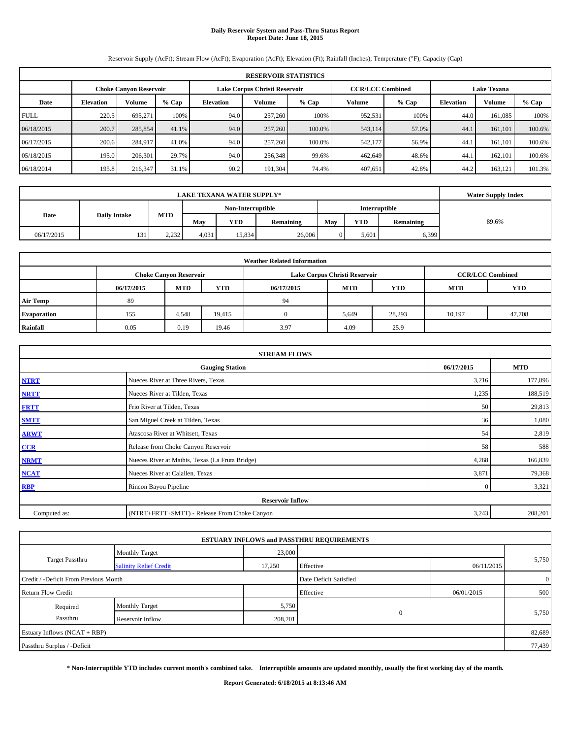# Daily Reservoir System and Pass-Thru Status Report
## Report Date: June 18, 2015

Reservoir Supply (AcFt); Stream Flow (AcFt); Evaporation (AcFt); Elevation (Ft); Rainfall (Inches); Temperature (°F); Capacity (Cap)

| RESERVOIR STATISTICS | | | | | | | | | | | |
|---|---|---|---|---|---|---|---|---|---|---|---|
| | Choke Canyon Reservoir | | | Lake Corpus Christi Reservoir | | | CCR/LCC Combined | | Lake Texana | | |
| Date | Elevation | Volume | % Cap | Elevation | Volume | % Cap | Volume | % Cap | Elevation | Volume | % Cap |
| FULL | 220.5 | 695,271 | 100% | 94.0 | 257,260 | 100% | 952,531 | 100% | 44.0 | 161,085 | 100% |
| 06/18/2015 | 200.7 | 285,854 | 41.1% | 94.0 | 257,260 | 100.0% | 543,114 | 57.0% | 44.1 | 161,101 | 100.6% |
| 06/17/2015 | 200.6 | 284,917 | 41.0% | 94.0 | 257,260 | 100.0% | 542,177 | 56.9% | 44.1 | 161,101 | 100.6% |
| 05/18/2015 | 195.0 | 206,301 | 29.7% | 94.0 | 256,348 | 99.6% | 462,649 | 48.6% | 44.1 | 162,101 | 100.6% |
| 06/18/2014 | 195.8 | 216,347 | 31.1% | 90.2 | 191,304 | 74.4% | 407,651 | 42.8% | 44.2 | 163,121 | 101.3% |

| LAKE TEXANA WATER SUPPLY* | | | | | | | | | Water Supply Index |
|---|---|---|---|---|---|---|---|---|---|
| Date | Daily Intake | MTD | Non-Interruptible | | | Interruptible | | | |
| | | | May | YTD | Remaining | May | YTD | Remaining | |
| 06/17/2015 | 131 | 2,232 | 4,031 | 15,834 | 26,006 | 0 | 5,601 | 6,399 | 89.6% |

| Weather Related Information | | | | | | | | |
|---|---|---|---|---|---|---|---|---|
| | Choke Canyon Reservoir | | | Lake Corpus Christi Reservoir | | | CCR/LCC Combined | |
| | 06/17/2015 | MTD | YTD | 06/17/2015 | MTD | YTD | MTD | YTD |
| Air Temp | 89 | | | 94 | | | | |
| Evaporation | 155 | 4,548 | 19,415 | 0 | 5,649 | 28,293 | 10,197 | 47,708 |
| Rainfall | 0.05 | 0.19 | 19.46 | 3.97 | 4.09 | 25.9 | | |

| STREAM FLOWS | | | |
|---|---|---|---|
| | Gauging Station | 06/17/2015 | MTD |
| NTRT | Nueces River at Three Rivers, Texas | 3,216 | 177,896 |
| NRTT | Nueces River at Tilden, Texas | 1,235 | 188,519 |
| FRTT | Frio River at Tilden, Texas | 50 | 29,813 |
| SMTT | San Miguel Creek at Tilden, Texas | 36 | 1,080 |
| ARWT | Atascosa River at Whitsett, Texas | 54 | 2,819 |
| CCR | Release from Choke Canyon Reservoir | 58 | 588 |
| NRMT | Nueces River at Mathis, Texas (La Fruta Bridge) | 4,268 | 166,839 |
| NCAT | Nueces River at Calallen, Texas | 3,871 | 79,368 |
| RBP | Rincon Bayou Pipeline | 0 | 3,321 |
| Reservoir Inflow | | | |
| Computed as: | (NTRT+FRTT+SMTT) - Release From Choke Canyon | 3,243 | 208,201 |

| ESTUARY INFLOWS and PASSTHRU REQUIREMENTS | | | | | |
|---|---|---|---|---|---|
| Target Passthru | Monthly Target | 23,000 | | | 5,750 |
| | Salinity Relief Credit | 17,250 | Effective | 06/11/2015 | |
| Credit / -Deficit From Previous Month | | | Date Deficit Satisfied | | 0 |
| Return Flow Credit | | | Effective | 06/01/2015 | 500 |
| Required Passthru | Monthly Target | 5,750 | 0 | | 5,750 |
| | Reservoir Inflow | 208,201 | | | |
| Estuary Inflows (NCAT + RBP) | | | | | 82,689 |
| Passthru Surplus / -Deficit | | | | | 77,439 |

**\* Non-Interruptible YTD includes current month's combined take. Interruptible amounts are updated monthly, usually the first working day of the month.**

**Report Generated: 6/18/2015 at 8:13:46 AM**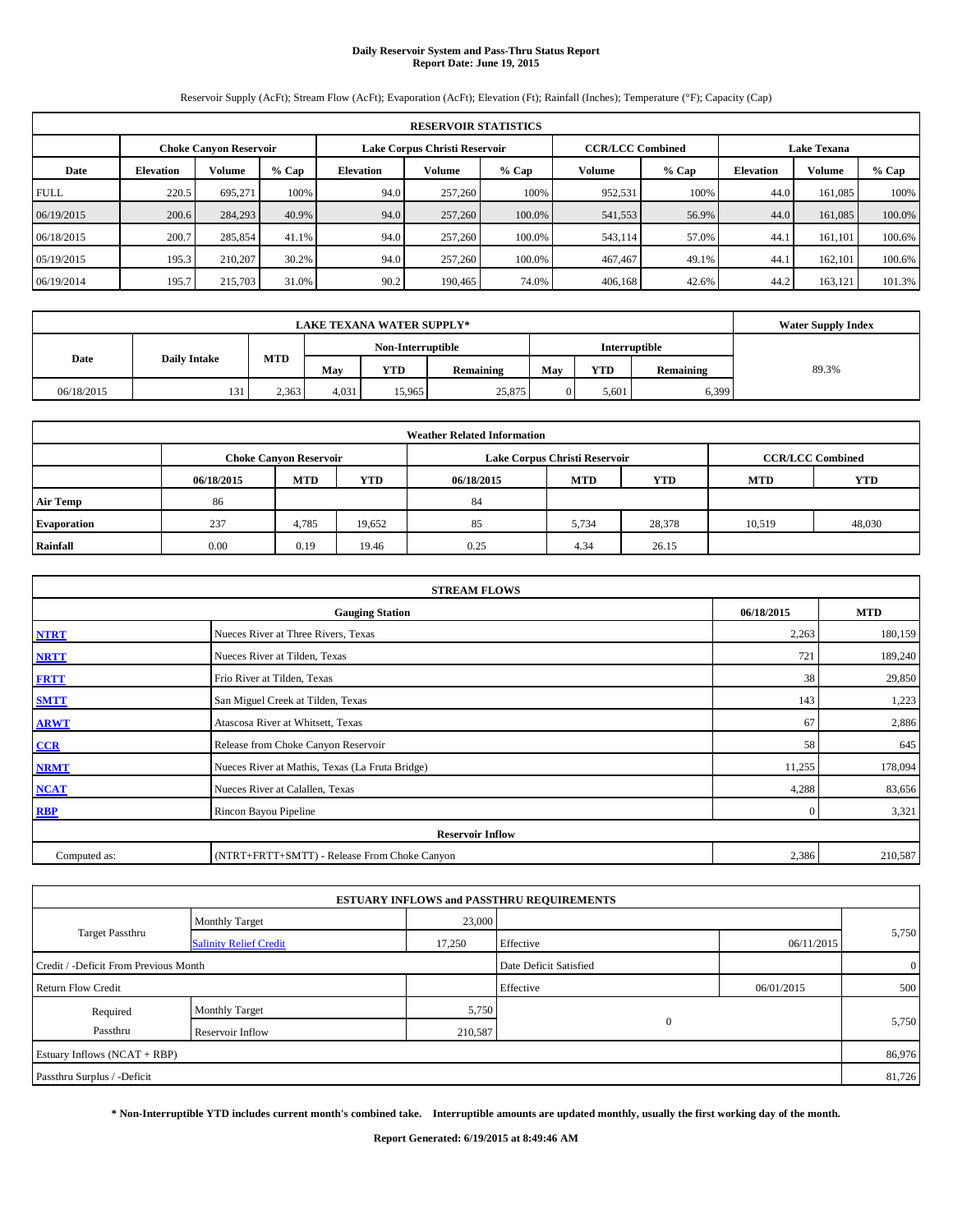# Daily Reservoir System and Pass-Thru Status Report
## Report Date: June 19, 2015

Reservoir Supply (AcFt); Stream Flow (AcFt); Evaporation (AcFt); Elevation (Ft); Rainfall (Inches); Temperature (°F); Capacity (Cap)

| RESERVOIR STATISTICS | | | | | | | | | | | |
|---|---|---|---|---|---|---|---|---|---|---|---|
| | Choke Canyon Reservoir | | | Lake Corpus Christi Reservoir | | | CCR/LCC Combined | | Lake Texana | | |
| Date | Elevation | Volume | % Cap | Elevation | Volume | % Cap | Volume | % Cap | Elevation | Volume | % Cap |
| FULL | 220.5 | 695,271 | 100% | 94.0 | 257,260 | 100% | 952,531 | 100% | 44.0 | 161,085 | 100% |
| 06/19/2015 | 200.6 | 284,293 | 40.9% | 94.0 | 257,260 | 100.0% | 541,553 | 56.9% | 44.0 | 161,085 | 100.0% |
| 06/18/2015 | 200.7 | 285,854 | 41.1% | 94.0 | 257,260 | 100.0% | 543,114 | 57.0% | 44.1 | 161,101 | 100.6% |
| 05/19/2015 | 195.3 | 210,207 | 30.2% | 94.0 | 257,260 | 100.0% | 467,467 | 49.1% | 44.1 | 162,101 | 100.6% |
| 06/19/2014 | 195.7 | 215,703 | 31.0% | 90.2 | 190,465 | 74.0% | 406,168 | 42.6% | 44.2 | 163,121 | 101.3% |

| LAKE TEXANA WATER SUPPLY* | | | | | | | | | Water Supply Index |
|---|---|---|---|---|---|---|---|---|---|
| Date | Daily Intake | MTD | Non-Interruptible | | | Interruptible | | | |
| | | | May | YTD | Remaining | May | YTD | Remaining | |
| 06/18/2015 | 131 | 2,363 | 4,031 | 15,965 | 25,875 | 0 | 5,601 | 6,399 | 89.3% |

| Weather Related Information | | | | | | | |
|---|---|---|---|---|---|---|---|
| | Choke Canyon Reservoir | | | Lake Corpus Christi Reservoir | | | CCR/LCC Combined | |
| | 06/18/2015 | MTD | YTD | 06/18/2015 | MTD | YTD | MTD | YTD |
| Air Temp | 86 | | | 84 | | | | |
| Evaporation | 237 | 4,785 | 19,652 | 85 | 5,734 | 28,378 | 10,519 | 48,030 |
| Rainfall | 0.00 | 0.19 | 19.46 | 0.25 | 4.34 | 26.15 | | |

| STREAM FLOWS | | | |
|---|---|---|---|
| | Gauging Station | 06/18/2015 | MTD |
| NTRT | Nueces River at Three Rivers, Texas | 2,263 | 180,159 |
| NRTT | Nueces River at Tilden, Texas | 721 | 189,240 |
| FRTT | Frio River at Tilden, Texas | 38 | 29,850 |
| SMTT | San Miguel Creek at Tilden, Texas | 143 | 1,223 |
| ARWT | Atascosa River at Whitsett, Texas | 67 | 2,886 |
| CCR | Release from Choke Canyon Reservoir | 58 | 645 |
| NRMT | Nueces River at Mathis, Texas (La Fruta Bridge) | 11,255 | 178,094 |
| NCAT | Nueces River at Calallen, Texas | 4,288 | 83,656 |
| RBP | Rincon Bayou Pipeline | 0 | 3,321 |
| Reservoir Inflow | | | |
| Computed as: | (NTRT+FRTT+SMTT) - Release From Choke Canyon | 2,386 | 210,587 |

| ESTUARY INFLOWS and PASSTHRU REQUIREMENTS | | | | | |
|---|---|---|---|---|---|
| Target Passthru | Monthly Target | 23,000 | | | 5,750 |
| | Salinity Relief Credit | 17,250 | Effective | 06/11/2015 | |
| Credit / -Deficit From Previous Month | | | Date Deficit Satisfied | | 0 |
| Return Flow Credit | | | Effective | 06/01/2015 | 500 |
| Required Passthru | Monthly Target | 5,750 | 0 | | 5,750 |
| | Reservoir Inflow | 210,587 | | | |
| Estuary Inflows (NCAT + RBP) | | | | | 86,976 |
| Passthru Surplus / -Deficit | | | | | 81,726 |

**\* Non-Interruptible YTD includes current month's combined take. Interruptible amounts are updated monthly, usually the first working day of the month.**

**Report Generated: 6/19/2015 at 8:49:46 AM**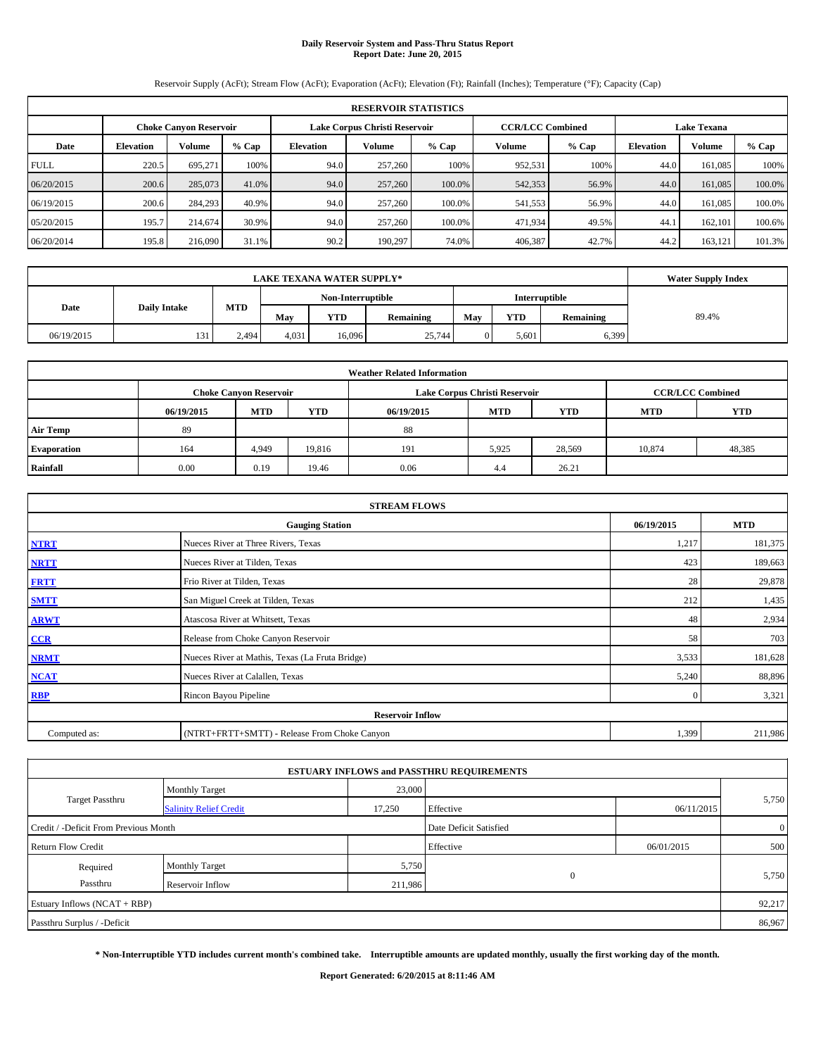# Daily Reservoir System and Pass-Thru Status Report
## Report Date: June 20, 2015

Reservoir Supply (AcFt); Stream Flow (AcFt); Evaporation (AcFt); Elevation (Ft); Rainfall (Inches); Temperature (°F); Capacity (Cap)

| RESERVOIR STATISTICS | | | | | | | | | | | |
|---|---|---|---|---|---|---|---|---|---|---|---|
| | Choke Canyon Reservoir | | | Lake Corpus Christi Reservoir | | | CCR/LCC Combined | | Lake Texana | | |
| Date | Elevation | Volume | % Cap | Elevation | Volume | % Cap | Volume | % Cap | Elevation | Volume | % Cap |
| FULL | 220.5 | 695,271 | 100% | 94.0 | 257,260 | 100% | 952,531 | 100% | 44.0 | 161,085 | 100% |
| 06/20/2015 | 200.6 | 285,073 | 41.0% | 94.0 | 257,260 | 100.0% | 542,353 | 56.9% | 44.0 | 161,085 | 100.0% |
| 06/19/2015 | 200.6 | 284,293 | 40.9% | 94.0 | 257,260 | 100.0% | 541,553 | 56.9% | 44.0 | 161,085 | 100.0% |
| 05/20/2015 | 195.7 | 214,674 | 30.9% | 94.0 | 257,260 | 100.0% | 471,934 | 49.5% | 44.1 | 162,101 | 100.6% |
| 06/20/2014 | 195.8 | 216,090 | 31.1% | 90.2 | 190,297 | 74.0% | 406,387 | 42.7% | 44.2 | 163,121 | 101.3% |

| LAKE TEXANA WATER SUPPLY* | | | | | | | | | Water Supply Index |
|---|---|---|---|---|---|---|---|---|---|
| Date | Daily Intake | MTD | Non-Interruptible | | | Interruptible | | | |
| | | | May | YTD | Remaining | May | YTD | Remaining | |
| 06/19/2015 | 131 | 2,494 | 4,031 | 16,096 | 25,744 | 0 | 5,601 | 6,399 | 89.4% |

| Weather Related Information | | | | | | | | |
|---|---|---|---|---|---|---|---|---|
| | Choke Canyon Reservoir | | | Lake Corpus Christi Reservoir | | | CCR/LCC Combined | |
| | 06/19/2015 | MTD | YTD | 06/19/2015 | MTD | YTD | MTD | YTD |
| Air Temp | 89 | | | 88 | | | | |
| Evaporation | 164 | 4,949 | 19,816 | 191 | 5,925 | 28,569 | 10,874 | 48,385 |
| Rainfall | 0.00 | 0.19 | 19.46 | 0.06 | 4.4 | 26.21 | | |

| STREAM FLOWS | | | |
|---|---|---|---|
| | Gauging Station | 06/19/2015 | MTD |
| NTRT | Nueces River at Three Rivers, Texas | 1,217 | 181,375 |
| NRTT | Nueces River at Tilden, Texas | 423 | 189,663 |
| FRTT | Frio River at Tilden, Texas | 28 | 29,878 |
| SMTT | San Miguel Creek at Tilden, Texas | 212 | 1,435 |
| ARWT | Atascosa River at Whitsett, Texas | 48 | 2,934 |
| CCR | Release from Choke Canyon Reservoir | 58 | 703 |
| NRMT | Nueces River at Mathis, Texas (La Fruta Bridge) | 3,533 | 181,628 |
| NCAT | Nueces River at Calallen, Texas | 5,240 | 88,896 |
| RBP | Rincon Bayou Pipeline | 0 | 3,321 |
| Reservoir Inflow | | | |
| Computed as: | (NTRT+FRTT+SMTT) - Release From Choke Canyon | 1,399 | 211,986 |

| ESTUARY INFLOWS and PASSTHRU REQUIREMENTS | | | | | |
|---|---|---|---|---|---|
| Target Passthru | Monthly Target | 23,000 | | | 5,750 |
| | Salinity Relief Credit | 17,250 | Effective | 06/11/2015 | |
| Credit / -Deficit From Previous Month | | | Date Deficit Satisfied | | 0 |
| Return Flow Credit | | | Effective | 06/01/2015 | 500 |
| Required Passthru | Monthly Target | 5,750 | 0 | | 5,750 |
| | Reservoir Inflow | 211,986 | | | |
| Estuary Inflows (NCAT + RBP) | | | | | 92,217 |
| Passthru Surplus / -Deficit | | | | | 86,967 |

**\* Non-Interruptible YTD includes current month's combined take. Interruptible amounts are updated monthly, usually the first working day of the month.**

**Report Generated: 6/20/2015 at 8:11:46 AM**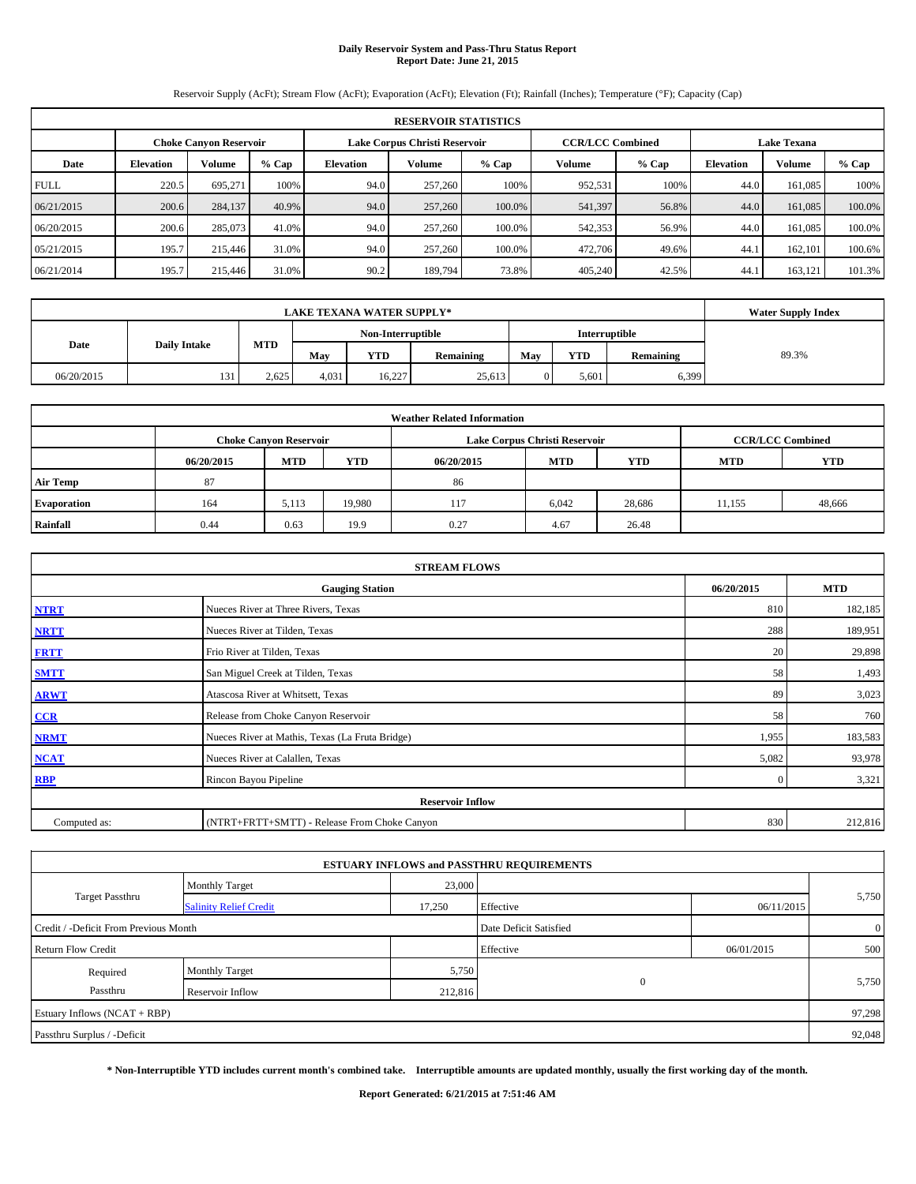# Daily Reservoir System and Pass-Thru Status Report
## Report Date: June 21, 2015

Reservoir Supply (AcFt); Stream Flow (AcFt); Evaporation (AcFt); Elevation (Ft); Rainfall (Inches); Temperature (°F); Capacity (Cap)

| RESERVOIR STATISTICS | | | | | | | | | | | |
|---|---|---|---|---|---|---|---|---|---|---|---|
| | Choke Canyon Reservoir | | | Lake Corpus Christi Reservoir | | | CCR/LCC Combined | | Lake Texana | | |
| Date | Elevation | Volume | % Cap | Elevation | Volume | % Cap | Volume | % Cap | Elevation | Volume | % Cap |
| FULL | 220.5 | 695,271 | 100% | 94.0 | 257,260 | 100% | 952,531 | 100% | 44.0 | 161,085 | 100% |
| 06/21/2015 | 200.6 | 284,137 | 40.9% | 94.0 | 257,260 | 100.0% | 541,397 | 56.8% | 44.0 | 161,085 | 100.0% |
| 06/20/2015 | 200.6 | 285,073 | 41.0% | 94.0 | 257,260 | 100.0% | 542,353 | 56.9% | 44.0 | 161,085 | 100.0% |
| 05/21/2015 | 195.7 | 215,446 | 31.0% | 94.0 | 257,260 | 100.0% | 472,706 | 49.6% | 44.1 | 162,101 | 100.6% |
| 06/21/2014 | 195.7 | 215,446 | 31.0% | 90.2 | 189,794 | 73.8% | 405,240 | 42.5% | 44.1 | 163,121 | 101.3% |

| LAKE TEXANA WATER SUPPLY* | | | | | | | | | Water Supply Index |
|---|---|---|---|---|---|---|---|---|---|
| Date | Daily Intake | MTD | Non-Interruptible | | | Interruptible | | | |
| | | | May | YTD | Remaining | May | YTD | Remaining | |
| 06/20/2015 | 131 | 2,625 | 4,031 | 16,227 | 25,613 | 0 | 5,601 | 6,399 | 89.3% |

| Weather Related Information | | | | | | | | |
|---|---|---|---|---|---|---|---|---|
| | Choke Canyon Reservoir | | | Lake Corpus Christi Reservoir | | | CCR/LCC Combined | |
| | 06/20/2015 | MTD | YTD | 06/20/2015 | MTD | YTD | MTD | YTD |
| Air Temp | 87 | | | 86 | | | | |
| Evaporation | 164 | 5,113 | 19,980 | 117 | 6,042 | 28,686 | 11,155 | 48,666 |
| Rainfall | 0.44 | 0.63 | 19.9 | 0.27 | 4.67 | 26.48 | | |

| STREAM FLOWS | | | |
|---|---|---|---|
| | Gauging Station | 06/20/2015 | MTD |
| NTRT | Nueces River at Three Rivers, Texas | 810 | 182,185 |
| NRTT | Nueces River at Tilden, Texas | 288 | 189,951 |
| FRTT | Frio River at Tilden, Texas | 20 | 29,898 |
| SMTT | San Miguel Creek at Tilden, Texas | 58 | 1,493 |
| ARWT | Atascosa River at Whitsett, Texas | 89 | 3,023 |
| CCR | Release from Choke Canyon Reservoir | 58 | 760 |
| NRMT | Nueces River at Mathis, Texas (La Fruta Bridge) | 1,955 | 183,583 |
| NCAT | Nueces River at Calallen, Texas | 5,082 | 93,978 |
| RBP | Rincon Bayou Pipeline | 0 | 3,321 |
| **Reservoir Inflow** | | | |
| Computed as: | (NTRT+FRTT+SMTT) - Release From Choke Canyon | 830 | 212,816 |

| ESTUARY INFLOWS and PASSTHRU REQUIREMENTS | | | | | |
|---|---|---|---|---|---|
| Target Passthru | Monthly Target | 23,000 | | | 5,750 |
| | Salinity Relief Credit | 17,250 | Effective | 06/11/2015 | |
| Credit / -Deficit From Previous Month | | | Date Deficit Satisfied | | 0 |
| Return Flow Credit | | | Effective | 06/01/2015 | 500 |
| Required Passthru | Monthly Target | 5,750 | 0 | | 5,750 |
| | Reservoir Inflow | 212,816 | | | |
| Estuary Inflows (NCAT + RBP) | | | | | 97,298 |
| Passthru Surplus / -Deficit | | | | | 92,048 |

**\* Non-Interruptible YTD includes current month's combined take. Interruptible amounts are updated monthly, usually the first working day of the month.**

**Report Generated: 6/21/2015 at 7:51:46 AM**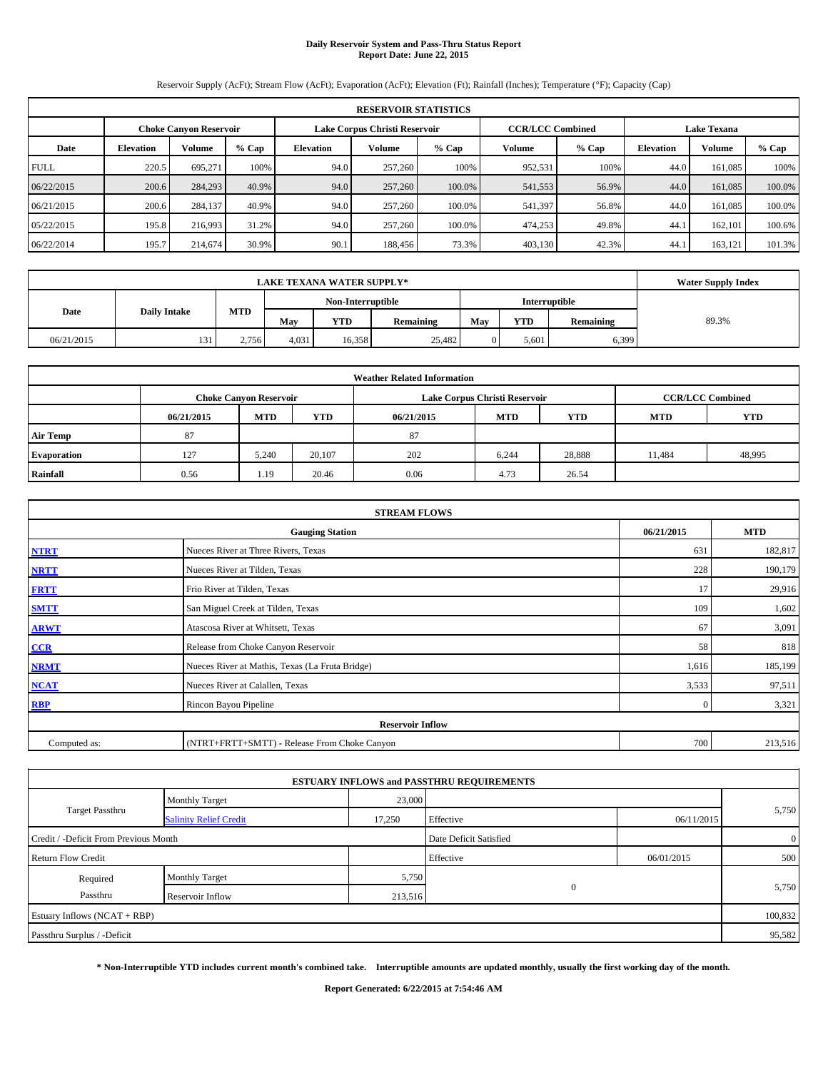# Daily Reservoir System and Pass-Thru Status Report
## Report Date: June 22, 2015

Reservoir Supply (AcFt); Stream Flow (AcFt); Evaporation (AcFt); Elevation (Ft); Rainfall (Inches); Temperature (°F); Capacity (Cap)

| RESERVOIR STATISTICS | | | | | | | | | | | |
|---|---|---|---|---|---|---|---|---|---|---|---|
| | Choke Canyon Reservoir | | | Lake Corpus Christi Reservoir | | | CCR/LCC Combined | | Lake Texana | | |
| Date | Elevation | Volume | % Cap | Elevation | Volume | % Cap | Volume | % Cap | Elevation | Volume | % Cap |
| FULL | 220.5 | 695,271 | 100% | 94.0 | 257,260 | 100% | 952,531 | 100% | 44.0 | 161,085 | 100% |
| 06/22/2015 | 200.6 | 284,293 | 40.9% | 94.0 | 257,260 | 100.0% | 541,553 | 56.9% | 44.0 | 161,085 | 100.0% |
| 06/21/2015 | 200.6 | 284,137 | 40.9% | 94.0 | 257,260 | 100.0% | 541,397 | 56.8% | 44.0 | 161,085 | 100.0% |
| 05/22/2015 | 195.8 | 216,993 | 31.2% | 94.0 | 257,260 | 100.0% | 474,253 | 49.8% | 44.1 | 162,101 | 100.6% |
| 06/22/2014 | 195.7 | 214,674 | 30.9% | 90.1 | 188,456 | 73.3% | 403,130 | 42.3% | 44.1 | 163,121 | 101.3% |

| LAKE TEXANA WATER SUPPLY* | | | | | | | | | Water Supply Index |
|---|---|---|---|---|---|---|---|---|---|
| Date | Daily Intake | MTD | Non-Interruptible | | | Interruptible | | | |
| | | | May | YTD | Remaining | May | YTD | Remaining | |
| 06/21/2015 | 131 | 2,756 | 4,031 | 16,358 | 25,482 | 0 | 5,601 | 6,399 | 89.3% |

| Weather Related Information | | | | | | | | |
|---|---|---|---|---|---|---|---|---|
| | Choke Canyon Reservoir | | | Lake Corpus Christi Reservoir | | | CCR/LCC Combined | |
| | 06/21/2015 | MTD | YTD | 06/21/2015 | MTD | YTD | MTD | YTD |
| Air Temp | 87 | | | 87 | | | | |
| Evaporation | 127 | 5,240 | 20,107 | 202 | 6,244 | 28,888 | 11,484 | 48,995 |
| Rainfall | 0.56 | 1.19 | 20.46 | 0.06 | 4.73 | 26.54 | | |

| STREAM FLOWS | | | |
|---|---|---|---|
| | Gauging Station | 06/21/2015 | MTD |
| NTRT | Nueces River at Three Rivers, Texas | 631 | 182,817 |
| NRTT | Nueces River at Tilden, Texas | 228 | 190,179 |
| FRTT | Frio River at Tilden, Texas | 17 | 29,916 |
| SMTT | San Miguel Creek at Tilden, Texas | 109 | 1,602 |
| ARWT | Atascosa River at Whitsett, Texas | 67 | 3,091 |
| CCR | Release from Choke Canyon Reservoir | 58 | 818 |
| NRMT | Nueces River at Mathis, Texas (La Fruta Bridge) | 1,616 | 185,199 |
| NCAT | Nueces River at Calallen, Texas | 3,533 | 97,511 |
| RBP | Rincon Bayou Pipeline | 0 | 3,321 |
| **Reservoir Inflow** | | | |
| Computed as: | (NTRT+FRTT+SMTT) - Release From Choke Canyon | 700 | 213,516 |

| ESTUARY INFLOWS and PASSTHRU REQUIREMENTS | | | | | |
|---|---|---|---|---|---|
| Target Passthru | Monthly Target | 23,000 | | | 5,750 |
| | Salinity Relief Credit | 17,250 | Effective | 06/11/2015 | |
| Credit / -Deficit From Previous Month | | | Date Deficit Satisfied | | 0 |
| Return Flow Credit | | | Effective | 06/01/2015 | 500 |
| Required Passthru | Monthly Target | 5,750 | 0 | | 5,750 |
| | Reservoir Inflow | 213,516 | | | |
| Estuary Inflows (NCAT + RBP) | | | | | 100,832 |
| Passthru Surplus / -Deficit | | | | | 95,582 |

**\* Non-Interruptible YTD includes current month's combined take. Interruptible amounts are updated monthly, usually the first working day of the month.**

**Report Generated: 6/22/2015 at 7:54:46 AM**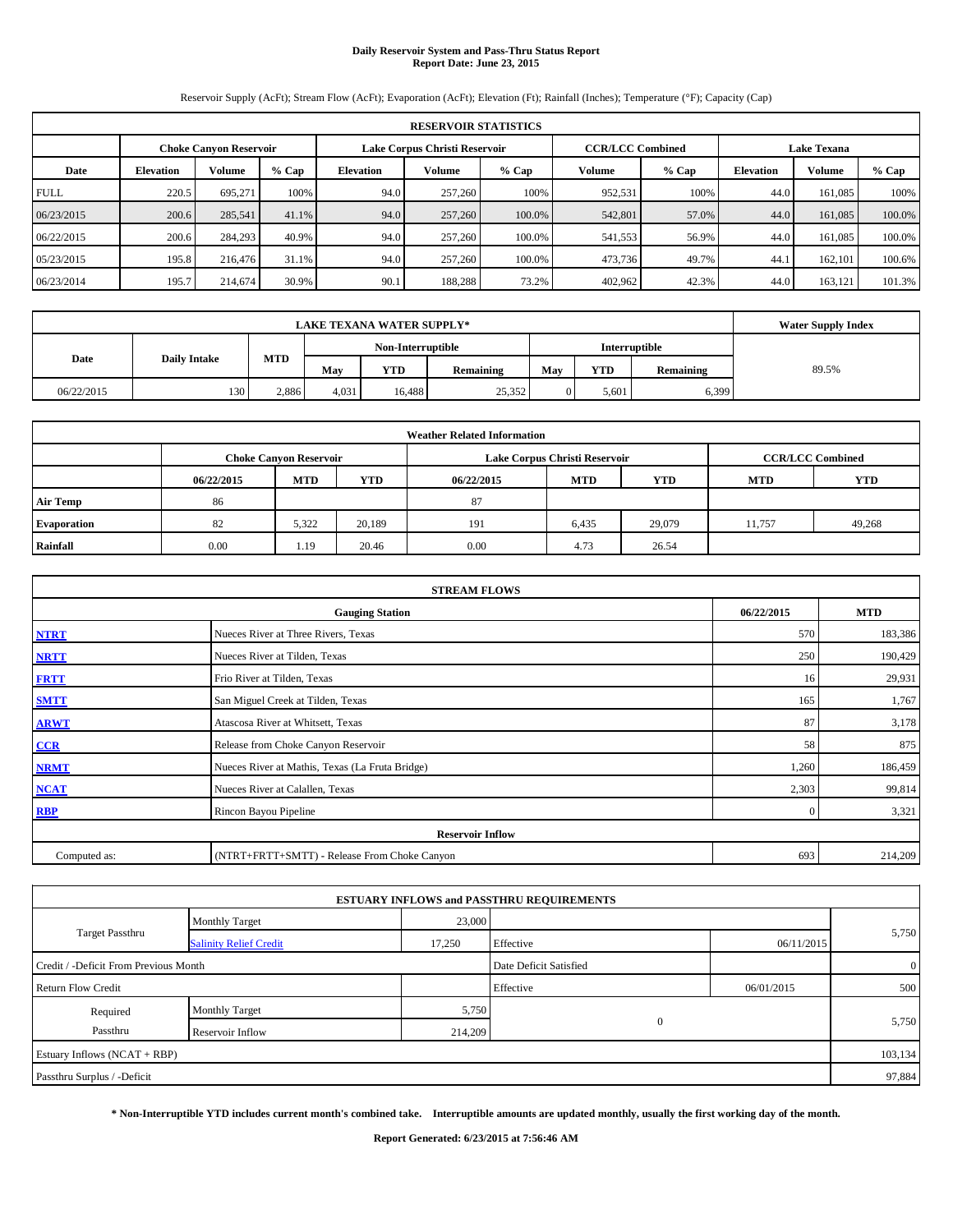# Daily Reservoir System and Pass-Thru Status Report
## Report Date: June 23, 2015

Reservoir Supply (AcFt); Stream Flow (AcFt); Evaporation (AcFt); Elevation (Ft); Rainfall (Inches); Temperature (°F); Capacity (Cap)

| RESERVOIR STATISTICS | | | | | | | | | | | |
|---|---|---|---|---|---|---|---|---|---|---|---|
| | Choke Canyon Reservoir | | | Lake Corpus Christi Reservoir | | | CCR/LCC Combined | | Lake Texana | | |
| Date | Elevation | Volume | % Cap | Elevation | Volume | % Cap | Volume | % Cap | Elevation | Volume | % Cap |
| FULL | 220.5 | 695,271 | 100% | 94.0 | 257,260 | 100% | 952,531 | 100% | 44.0 | 161,085 | 100% |
| 06/23/2015 | 200.6 | 285,541 | 41.1% | 94.0 | 257,260 | 100.0% | 542,801 | 57.0% | 44.0 | 161,085 | 100.0% |
| 06/22/2015 | 200.6 | 284,293 | 40.9% | 94.0 | 257,260 | 100.0% | 541,553 | 56.9% | 44.0 | 161,085 | 100.0% |
| 05/23/2015 | 195.8 | 216,476 | 31.1% | 94.0 | 257,260 | 100.0% | 473,736 | 49.7% | 44.1 | 162,101 | 100.6% |
| 06/23/2014 | 195.7 | 214,674 | 30.9% | 90.1 | 188,288 | 73.2% | 402,962 | 42.3% | 44.0 | 163,121 | 101.3% |

| LAKE TEXANA WATER SUPPLY* | | | | | | | | | Water Supply Index |
|---|---|---|---|---|---|---|---|---|---|
| Date | Daily Intake | MTD | Non-Interruptible | | | Interruptible | | | |
| | | | May | YTD | Remaining | May | YTD | Remaining | |
| 06/22/2015 | 130 | 2,886 | 4,031 | 16,488 | 25,352 | 0 | 5,601 | 6,399 | 89.5% |

| Weather Related Information | | | | | | | | |
|---|---|---|---|---|---|---|---|---|
| | Choke Canyon Reservoir | | | Lake Corpus Christi Reservoir | | | CCR/LCC Combined | |
| | 06/22/2015 | MTD | YTD | 06/22/2015 | MTD | YTD | MTD | YTD |
| Air Temp | 86 | | | 87 | | | | |
| Evaporation | 82 | 5,322 | 20,189 | 191 | 6,435 | 29,079 | 11,757 | 49,268 |
| Rainfall | 0.00 | 1.19 | 20.46 | 0.00 | 4.73 | 26.54 | | |

| STREAM FLOWS | | | |
|---|---|---|---|
| | Gauging Station | 06/22/2015 | MTD |
| NTRT | Nueces River at Three Rivers, Texas | 570 | 183,386 |
| NRTT | Nueces River at Tilden, Texas | 250 | 190,429 |
| FRTT | Frio River at Tilden, Texas | 16 | 29,931 |
| SMTT | San Miguel Creek at Tilden, Texas | 165 | 1,767 |
| ARWT | Atascosa River at Whitsett, Texas | 87 | 3,178 |
| CCR | Release from Choke Canyon Reservoir | 58 | 875 |
| NRMT | Nueces River at Mathis, Texas (La Fruta Bridge) | 1,260 | 186,459 |
| NCAT | Nueces River at Calallen, Texas | 2,303 | 99,814 |
| RBP | Rincon Bayou Pipeline | 0 | 3,321 |
| **Reservoir Inflow** | | | |
| Computed as: | (NTRT+FRTT+SMTT) - Release From Choke Canyon | 693 | 214,209 |

| ESTUARY INFLOWS and PASSTHRU REQUIREMENTS | | | | | |
|---|---|---|---|---|---|
| Target Passthru | Monthly Target | 23,000 | | | 5,750 |
| | Salinity Relief Credit | 17,250 | Effective | 06/11/2015 | |
| Credit / -Deficit From Previous Month | | | Date Deficit Satisfied | | 0 |
| Return Flow Credit | | | Effective | 06/01/2015 | 500 |
| Required Passthru | Monthly Target | 5,750 | 0 | | 5,750 |
| | Reservoir Inflow | 214,209 | | | |
| Estuary Inflows (NCAT + RBP) | | | | | 103,134 |
| Passthru Surplus / -Deficit | | | | | 97,884 |

**\* Non-Interruptible YTD includes current month's combined take. Interruptible amounts are updated monthly, usually the first working day of the month.**

**Report Generated: 6/23/2015 at 7:56:46 AM**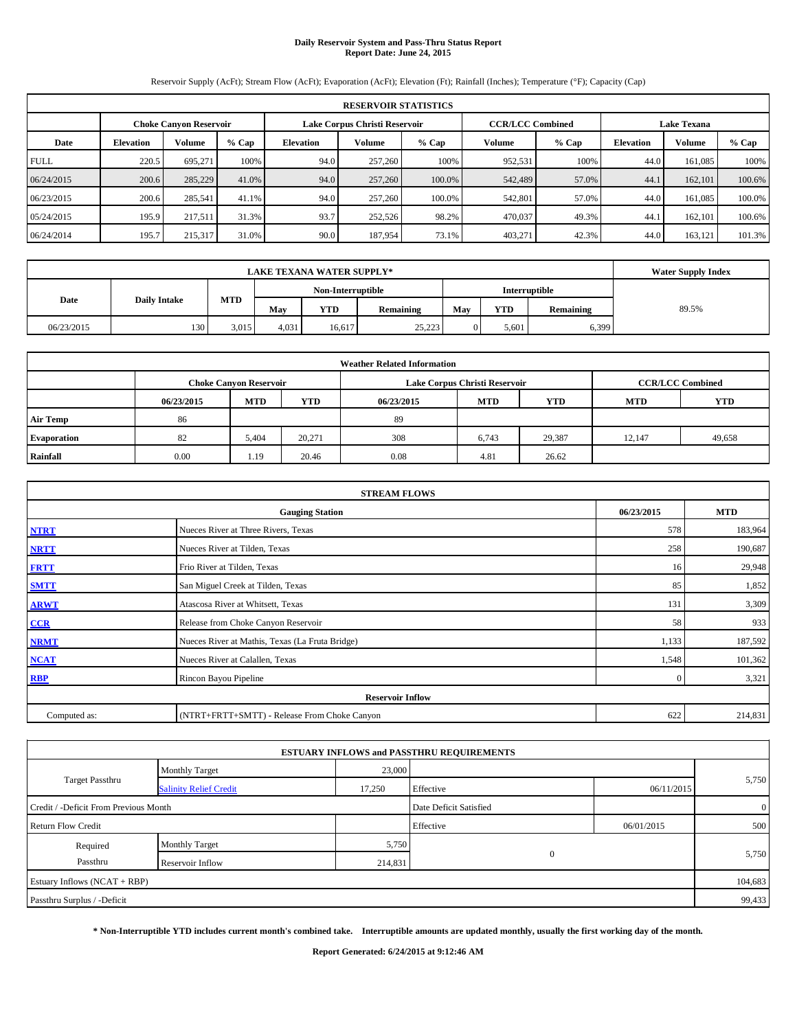# Daily Reservoir System and Pass-Thru Status Report
## Report Date: June 24, 2015

Reservoir Supply (AcFt); Stream Flow (AcFt); Evaporation (AcFt); Elevation (Ft); Rainfall (Inches); Temperature (°F); Capacity (Cap)

| RESERVOIR STATISTICS | | | | | | | | | | | |
|---|---|---|---|---|---|---|---|---|---|---|---|
| | Choke Canyon Reservoir | | | Lake Corpus Christi Reservoir | | | CCR/LCC Combined | | Lake Texana | | |
| Date | Elevation | Volume | % Cap | Elevation | Volume | % Cap | Volume | % Cap | Elevation | Volume | % Cap |
| FULL | 220.5 | 695,271 | 100% | 94.0 | 257,260 | 100% | 952,531 | 100% | 44.0 | 161,085 | 100% |
| 06/24/2015 | 200.6 | 285,229 | 41.0% | 94.0 | 257,260 | 100.0% | 542,489 | 57.0% | 44.1 | 162,101 | 100.6% |
| 06/23/2015 | 200.6 | 285,541 | 41.1% | 94.0 | 257,260 | 100.0% | 542,801 | 57.0% | 44.0 | 161,085 | 100.0% |
| 05/24/2015 | 195.9 | 217,511 | 31.3% | 93.7 | 252,526 | 98.2% | 470,037 | 49.3% | 44.1 | 162,101 | 100.6% |
| 06/24/2014 | 195.7 | 215,317 | 31.0% | 90.0 | 187,954 | 73.1% | 403,271 | 42.3% | 44.0 | 163,121 | 101.3% |

| LAKE TEXANA WATER SUPPLY* | | | | | | | | | Water Supply Index |
|---|---|---|---|---|---|---|---|---|---|
| Date | Daily Intake | MTD | Non-Interruptible | | | Interruptible | | | |
| | | | May | YTD | Remaining | May | YTD | Remaining | |
| 06/23/2015 | 130 | 3,015 | 4,031 | 16,617 | 25,223 | 0 | 5,601 | 6,399 | 89.5% |

| Weather Related Information | | | | | | | | |
|---|---|---|---|---|---|---|---|---|
| | Choke Canyon Reservoir | | | Lake Corpus Christi Reservoir | | | CCR/LCC Combined | |
| | 06/23/2015 | MTD | YTD | 06/23/2015 | MTD | YTD | MTD | YTD |
| Air Temp | 86 | | | 89 | | | | |
| Evaporation | 82 | 5,404 | 20,271 | 308 | 6,743 | 29,387 | 12,147 | 49,658 |
| Rainfall | 0.00 | 1.19 | 20.46 | 0.08 | 4.81 | 26.62 | | |

| STREAM FLOWS | | | |
|---|---|---|---|
| | Gauging Station | 06/23/2015 | MTD |
| NTRT | Nueces River at Three Rivers, Texas | 578 | 183,964 |
| NRTT | Nueces River at Tilden, Texas | 258 | 190,687 |
| FRTT | Frio River at Tilden, Texas | 16 | 29,948 |
| SMTT | San Miguel Creek at Tilden, Texas | 85 | 1,852 |
| ARWT | Atascosa River at Whitsett, Texas | 131 | 3,309 |
| CCR | Release from Choke Canyon Reservoir | 58 | 933 |
| NRMT | Nueces River at Mathis, Texas (La Fruta Bridge) | 1,133 | 187,592 |
| NCAT | Nueces River at Calallen, Texas | 1,548 | 101,362 |
| RBP | Rincon Bayou Pipeline | 0 | 3,321 |
| **Reservoir Inflow** | | | |
| Computed as: | (NTRT+FRTT+SMTT) - Release From Choke Canyon | 622 | 214,831 |

| ESTUARY INFLOWS and PASSTHRU REQUIREMENTS | | | | | |
|---|---|---|---|---|---|
| Target Passthru | Monthly Target | 23,000 | | | 5,750 |
| | Salinity Relief Credit | 17,250 | Effective | 06/11/2015 | |
| Credit / -Deficit From Previous Month | | | Date Deficit Satisfied | | 0 |
| Return Flow Credit | | | Effective | 06/01/2015 | 500 |
| Required Passthru | Monthly Target | 5,750 | 0 | | 5,750 |
| | Reservoir Inflow | 214,831 | | | |
| Estuary Inflows (NCAT + RBP) | | | | | 104,683 |
| Passthru Surplus / -Deficit | | | | | 99,433 |

**\* Non-Interruptible YTD includes current month's combined take. Interruptible amounts are updated monthly, usually the first working day of the month.**

**Report Generated: 6/24/2015 at 9:12:46 AM**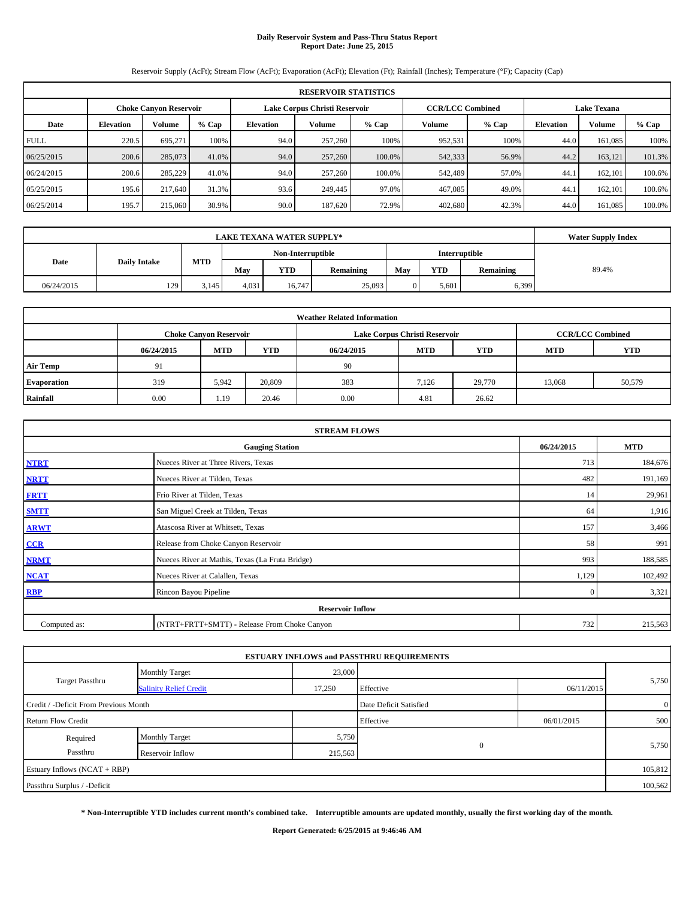# Daily Reservoir System and Pass-Thru Status Report
## Report Date: June 25, 2015

Reservoir Supply (AcFt); Stream Flow (AcFt); Evaporation (AcFt); Elevation (Ft); Rainfall (Inches); Temperature (°F); Capacity (Cap)

| RESERVOIR STATISTICS | | | | | | | | | | | |
|---|---|---|---|---|---|---|---|---|---|---|---|
| | Choke Canyon Reservoir | | | Lake Corpus Christi Reservoir | | | CCR/LCC Combined | | Lake Texana | | |
| Date | Elevation | Volume | % Cap | Elevation | Volume | % Cap | Volume | % Cap | Elevation | Volume | % Cap |
| FULL | 220.5 | 695,271 | 100% | 94.0 | 257,260 | 100% | 952,531 | 100% | 44.0 | 161,085 | 100% |
| 06/25/2015 | 200.6 | 285,073 | 41.0% | 94.0 | 257,260 | 100.0% | 542,333 | 56.9% | 44.2 | 163,121 | 101.3% |
| 06/24/2015 | 200.6 | 285,229 | 41.0% | 94.0 | 257,260 | 100.0% | 542,489 | 57.0% | 44.1 | 162,101 | 100.6% |
| 05/25/2015 | 195.6 | 217,640 | 31.3% | 93.6 | 249,445 | 97.0% | 467,085 | 49.0% | 44.1 | 162,101 | 100.6% |
| 06/25/2014 | 195.7 | 215,060 | 30.9% | 90.0 | 187,620 | 72.9% | 402,680 | 42.3% | 44.0 | 161,085 | 100.0% |

| LAKE TEXANA WATER SUPPLY* | | | | | | | | | Water Supply Index |
|---|---|---|---|---|---|---|---|---|---|
| Date | Daily Intake | MTD | Non-Interruptible | | | Interruptible | | | |
| | | | May | YTD | Remaining | May | YTD | Remaining | |
| 06/24/2015 | 129 | 3,145 | 4,031 | 16,747 | 25,093 | 0 | 5,601 | 6,399 | 89.4% |

| Weather Related Information | | | | | | | |
|---|---|---|---|---|---|---|---|
| | Choke Canyon Reservoir | | | Lake Corpus Christi Reservoir | | | CCR/LCC Combined | |
| | 06/24/2015 | MTD | YTD | 06/24/2015 | MTD | YTD | MTD | YTD |
| Air Temp | 91 | | | 90 | | | | |
| Evaporation | 319 | 5,942 | 20,809 | 383 | 7,126 | 29,770 | 13,068 | 50,579 |
| Rainfall | 0.00 | 1.19 | 20.46 | 0.00 | 4.81 | 26.62 | | |

| STREAM FLOWS | | | |
|---|---|---|---|
| | Gauging Station | 06/24/2015 | MTD |
| NTRT | Nueces River at Three Rivers, Texas | 713 | 184,676 |
| NRTT | Nueces River at Tilden, Texas | 482 | 191,169 |
| FRTT | Frio River at Tilden, Texas | 14 | 29,961 |
| SMTT | San Miguel Creek at Tilden, Texas | 64 | 1,916 |
| ARWT | Atascosa River at Whitsett, Texas | 157 | 3,466 |
| CCR | Release from Choke Canyon Reservoir | 58 | 991 |
| NRMT | Nueces River at Mathis, Texas (La Fruta Bridge) | 993 | 188,585 |
| NCAT | Nueces River at Calallen, Texas | 1,129 | 102,492 |
| RBP | Rincon Bayou Pipeline | 0 | 3,321 |
| Reservoir Inflow | | | |
| Computed as: | (NTRT+FRTT+SMTT) - Release From Choke Canyon | 732 | 215,563 |

| ESTUARY INFLOWS and PASSTHRU REQUIREMENTS | | | | | |
|---|---|---|---|---|---|
| Target Passthru | Monthly Target | 23,000 | | | 5,750 |
| | Salinity Relief Credit | 17,250 | Effective | 06/11/2015 | |
| Credit / -Deficit From Previous Month | | | Date Deficit Satisfied | | 0 |
| Return Flow Credit | | | Effective | 06/01/2015 | 500 |
| Required Passthru | Monthly Target | 5,750 | 0 | | 5,750 |
| | Reservoir Inflow | 215,563 | | | |
| Estuary Inflows (NCAT + RBP) | | | | | 105,812 |
| Passthru Surplus / -Deficit | | | | | 100,562 |

**\* Non-Interruptible YTD includes current month's combined take. Interruptible amounts are updated monthly, usually the first working day of the month.**

**Report Generated: 6/25/2015 at 9:46:46 AM**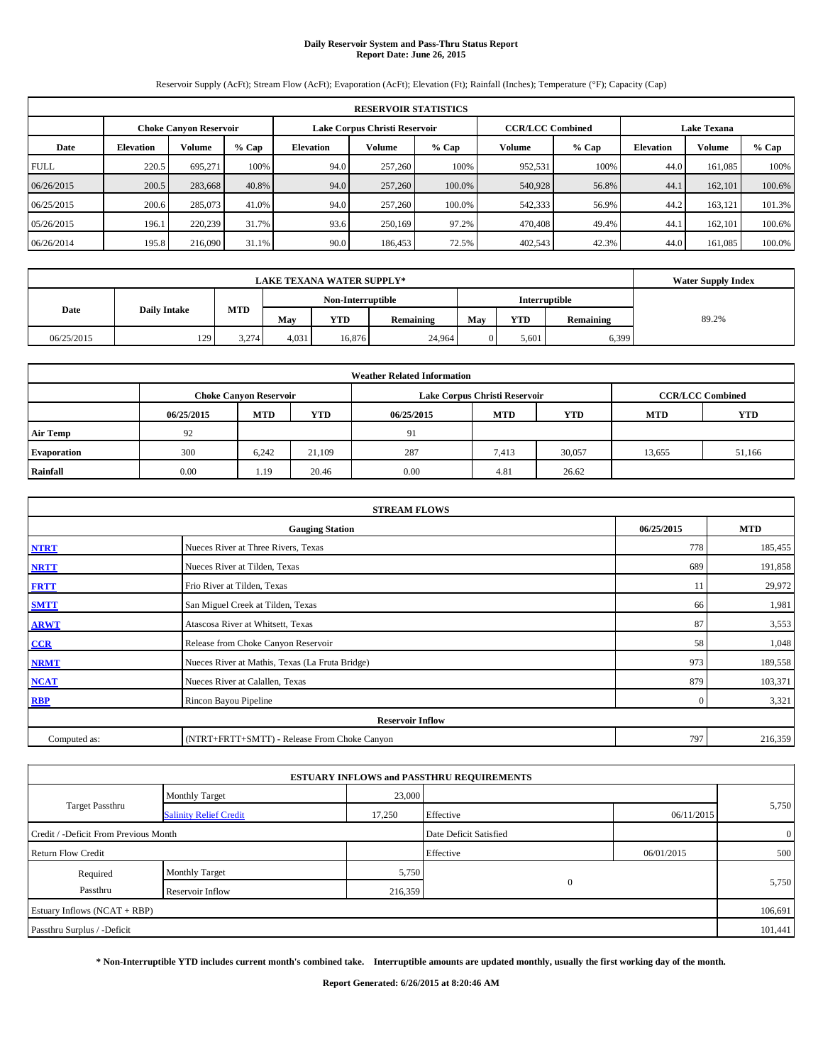# Daily Reservoir System and Pass-Thru Status Report
## Report Date: June 26, 2015

Reservoir Supply (AcFt); Stream Flow (AcFt); Evaporation (AcFt); Elevation (Ft); Rainfall (Inches); Temperature (°F); Capacity (Cap)

| RESERVOIR STATISTICS | | | | | | | | | | | |
|---|---|---|---|---|---|---|---|---|---|---|---|
| | Choke Canyon Reservoir | | | Lake Corpus Christi Reservoir | | | CCR/LCC Combined | | Lake Texana | | |
| Date | Elevation | Volume | % Cap | Elevation | Volume | % Cap | Volume | % Cap | Elevation | Volume | % Cap |
| FULL | 220.5 | 695,271 | 100% | 94.0 | 257,260 | 100% | 952,531 | 100% | 44.0 | 161,085 | 100% |
| 06/26/2015 | 200.5 | 283,668 | 40.8% | 94.0 | 257,260 | 100.0% | 540,928 | 56.8% | 44.1 | 162,101 | 100.6% |
| 06/25/2015 | 200.6 | 285,073 | 41.0% | 94.0 | 257,260 | 100.0% | 542,333 | 56.9% | 44.2 | 163,121 | 101.3% |
| 05/26/2015 | 196.1 | 220,239 | 31.7% | 93.6 | 250,169 | 97.2% | 470,408 | 49.4% | 44.1 | 162,101 | 100.6% |
| 06/26/2014 | 195.8 | 216,090 | 31.1% | 90.0 | 186,453 | 72.5% | 402,543 | 42.3% | 44.0 | 161,085 | 100.0% |

| LAKE TEXANA WATER SUPPLY* | | | | | | | | | Water Supply Index |
|---|---|---|---|---|---|---|---|---|---|
| Date | Daily Intake | MTD | Non-Interruptible | | | Interruptible | | | |
| | | | May | YTD | Remaining | May | YTD | Remaining | |
| 06/25/2015 | 129 | 3,274 | 4,031 | 16,876 | 24,964 | 0 | 5,601 | 6,399 | 89.2% |

| Weather Related Information | | | | | | | | |
|---|---|---|---|---|---|---|---|---|
| | Choke Canyon Reservoir | | | Lake Corpus Christi Reservoir | | | CCR/LCC Combined | |
| | 06/25/2015 | MTD | YTD | 06/25/2015 | MTD | YTD | MTD | YTD |
| Air Temp | 92 | | | 91 | | | | |
| Evaporation | 300 | 6,242 | 21,109 | 287 | 7,413 | 30,057 | 13,655 | 51,166 |
| Rainfall | 0.00 | 1.19 | 20.46 | 0.00 | 4.81 | 26.62 | | |

| STREAM FLOWS | | | |
|---|---|---|---|
| | Gauging Station | 06/25/2015 | MTD |
| NTRT | Nueces River at Three Rivers, Texas | 778 | 185,455 |
| NRTT | Nueces River at Tilden, Texas | 689 | 191,858 |
| FRTT | Frio River at Tilden, Texas | 11 | 29,972 |
| SMTT | San Miguel Creek at Tilden, Texas | 66 | 1,981 |
| ARWT | Atascosa River at Whitsett, Texas | 87 | 3,553 |
| CCR | Release from Choke Canyon Reservoir | 58 | 1,048 |
| NRMT | Nueces River at Mathis, Texas (La Fruta Bridge) | 973 | 189,558 |
| NCAT | Nueces River at Calallen, Texas | 879 | 103,371 |
| RBP | Rincon Bayou Pipeline | 0 | 3,321 |
| Reservoir Inflow | | | |
| Computed as: | (NTRT+FRTT+SMTT) - Release From Choke Canyon | 797 | 216,359 |

| ESTUARY INFLOWS and PASSTHRU REQUIREMENTS | | | | | |
|---|---|---|---|---|---|
| Target Passthru | Monthly Target | 23,000 | | | 5,750 |
| | Salinity Relief Credit | 17,250 | Effective | 06/11/2015 | |
| Credit / -Deficit From Previous Month | | | Date Deficit Satisfied | | 0 |
| Return Flow Credit | | | Effective | 06/01/2015 | 500 |
| Required Passthru | Monthly Target | 5,750 | 0 | | 5,750 |
| | Reservoir Inflow | 216,359 | | | |
| Estuary Inflows (NCAT + RBP) | | | | | 106,691 |
| Passthru Surplus / -Deficit | | | | | 101,441 |

**\* Non-Interruptible YTD includes current month's combined take. Interruptible amounts are updated monthly, usually the first working day of the month.**

**Report Generated: 6/26/2015 at 8:20:46 AM**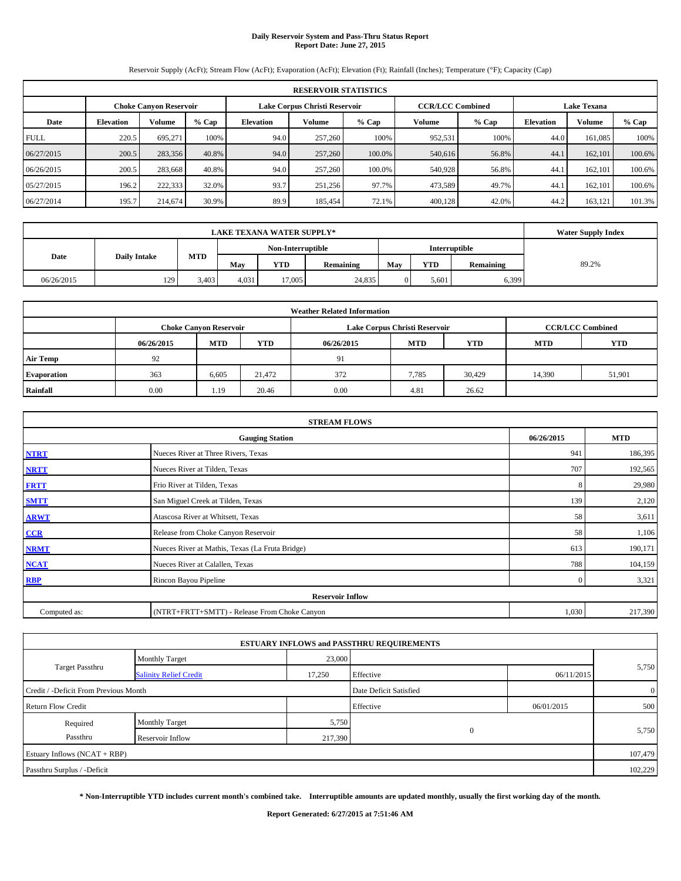# Daily Reservoir System and Pass-Thru Status Report
## Report Date: June 27, 2015

Reservoir Supply (AcFt); Stream Flow (AcFt); Evaporation (AcFt); Elevation (Ft); Rainfall (Inches); Temperature (°F); Capacity (Cap)

| RESERVOIR STATISTICS | | | | | | | | | | | |
|---|---|---|---|---|---|---|---|---|---|---|---|
| | Choke Canyon Reservoir | | | Lake Corpus Christi Reservoir | | | CCR/LCC Combined | | Lake Texana | | |
| Date | Elevation | Volume | % Cap | Elevation | Volume | % Cap | Volume | % Cap | Elevation | Volume | % Cap |
| FULL | 220.5 | 695,271 | 100% | 94.0 | 257,260 | 100% | 952,531 | 100% | 44.0 | 161,085 | 100% |
| 06/27/2015 | 200.5 | 283,356 | 40.8% | 94.0 | 257,260 | 100.0% | 540,616 | 56.8% | 44.1 | 162,101 | 100.6% |
| 06/26/2015 | 200.5 | 283,668 | 40.8% | 94.0 | 257,260 | 100.0% | 540,928 | 56.8% | 44.1 | 162,101 | 100.6% |
| 05/27/2015 | 196.2 | 222,333 | 32.0% | 93.7 | 251,256 | 97.7% | 473,589 | 49.7% | 44.1 | 162,101 | 100.6% |
| 06/27/2014 | 195.7 | 214,674 | 30.9% | 89.9 | 185,454 | 72.1% | 400,128 | 42.0% | 44.2 | 163,121 | 101.3% |

| LAKE TEXANA WATER SUPPLY* | | | | | | | | | Water Supply Index |
|---|---|---|---|---|---|---|---|---|---|
| Date | Daily Intake | MTD | Non-Interruptible | | | Interruptible | | | |
| | | | May | YTD | Remaining | May | YTD | Remaining | |
| 06/26/2015 | 129 | 3,403 | 4,031 | 17,005 | 24,835 | 0 | 5,601 | 6,399 | 89.2% |

| Weather Related Information | | | | | | | | |
|---|---|---|---|---|---|---|---|---|
| | Choke Canyon Reservoir | | | Lake Corpus Christi Reservoir | | | CCR/LCC Combined | |
| | 06/26/2015 | MTD | YTD | 06/26/2015 | MTD | YTD | MTD | YTD |
| Air Temp | 92 | | | 91 | | | | |
| Evaporation | 363 | 6,605 | 21,472 | 372 | 7,785 | 30,429 | 14,390 | 51,901 |
| Rainfall | 0.00 | 1.19 | 20.46 | 0.00 | 4.81 | 26.62 | | |

| STREAM FLOWS | | | |
|---|---|---|---|
| | Gauging Station | 06/26/2015 | MTD |
| NTRT | Nueces River at Three Rivers, Texas | 941 | 186,395 |
| NRTT | Nueces River at Tilden, Texas | 707 | 192,565 |
| FRTT | Frio River at Tilden, Texas | 8 | 29,980 |
| SMTT | San Miguel Creek at Tilden, Texas | 139 | 2,120 |
| ARWT | Atascosa River at Whitsett, Texas | 58 | 3,611 |
| CCR | Release from Choke Canyon Reservoir | 58 | 1,106 |
| NRMT | Nueces River at Mathis, Texas (La Fruta Bridge) | 613 | 190,171 |
| NCAT | Nueces River at Calallen, Texas | 788 | 104,159 |
| RBP | Rincon Bayou Pipeline | 0 | 3,321 |
| Reservoir Inflow | | | |
| Computed as: | (NTRT+FRTT+SMTT) - Release From Choke Canyon | 1,030 | 217,390 |

| ESTUARY INFLOWS and PASSTHRU REQUIREMENTS | | | | | |
|---|---|---|---|---|---|
| Target Passthru | Monthly Target | 23,000 | | | 5,750 |
| | Salinity Relief Credit | 17,250 | Effective | 06/11/2015 | |
| Credit / -Deficit From Previous Month | | | Date Deficit Satisfied | | 0 |
| Return Flow Credit | | | Effective | 06/01/2015 | 500 |
| Required Passthru | Monthly Target | 5,750 | 0 | | 5,750 |
| | Reservoir Inflow | 217,390 | | | |
| Estuary Inflows (NCAT + RBP) | | | | | 107,479 |
| Passthru Surplus / -Deficit | | | | | 102,229 |

**\* Non-Interruptible YTD includes current month's combined take. Interruptible amounts are updated monthly, usually the first working day of the month.**

**Report Generated: 6/27/2015 at 7:51:46 AM**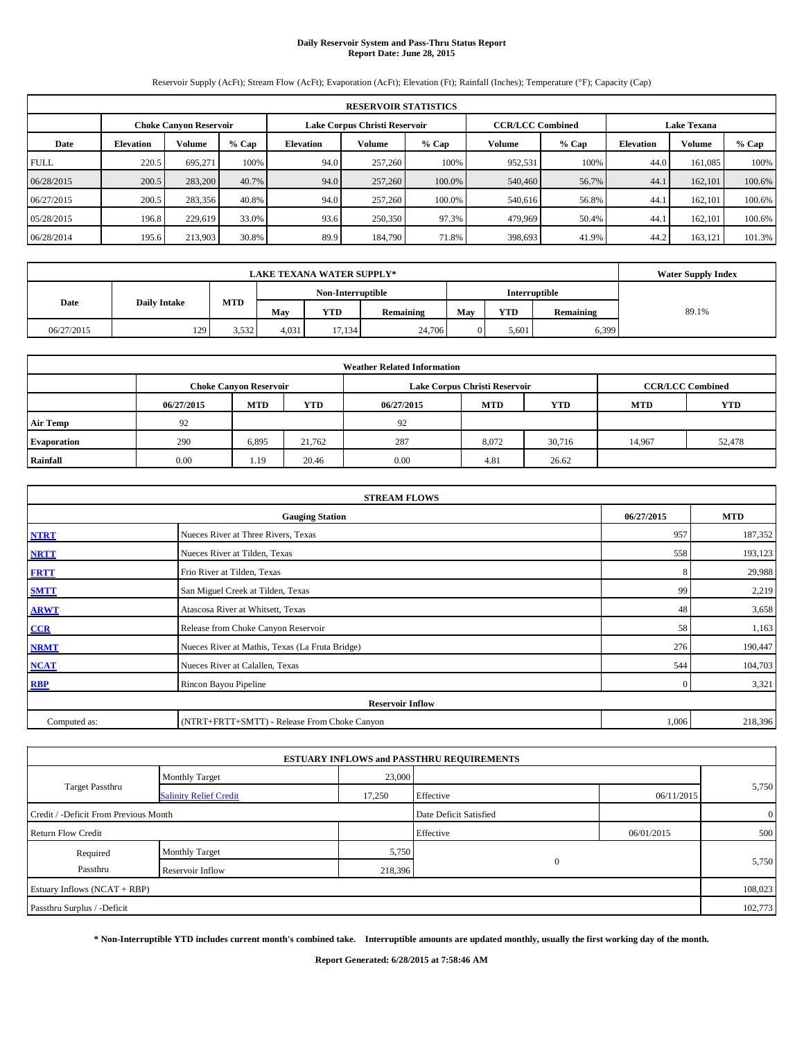# Daily Reservoir System and Pass-Thru Status Report
## Report Date: June 28, 2015

Reservoir Supply (AcFt); Stream Flow (AcFt); Evaporation (AcFt); Elevation (Ft); Rainfall (Inches); Temperature (°F); Capacity (Cap)

| RESERVOIR STATISTICS | | | | | | | | | | | |
|---|---|---|---|---|---|---|---|---|---|---|---|
| | Choke Canyon Reservoir | | | Lake Corpus Christi Reservoir | | | CCR/LCC Combined | | Lake Texana | | |
| Date | Elevation | Volume | % Cap | Elevation | Volume | % Cap | Volume | % Cap | Elevation | Volume | % Cap |
| FULL | 220.5 | 695,271 | 100% | 94.0 | 257,260 | 100% | 952,531 | 100% | 44.0 | 161,085 | 100% |
| 06/28/2015 | 200.5 | 283,200 | 40.7% | 94.0 | 257,260 | 100.0% | 540,460 | 56.7% | 44.1 | 162,101 | 100.6% |
| 06/27/2015 | 200.5 | 283,356 | 40.8% | 94.0 | 257,260 | 100.0% | 540,616 | 56.8% | 44.1 | 162,101 | 100.6% |
| 05/28/2015 | 196.8 | 229,619 | 33.0% | 93.6 | 250,350 | 97.3% | 479,969 | 50.4% | 44.1 | 162,101 | 100.6% |
| 06/28/2014 | 195.6 | 213,903 | 30.8% | 89.9 | 184,790 | 71.8% | 398,693 | 41.9% | 44.2 | 163,121 | 101.3% |

| LAKE TEXANA WATER SUPPLY* | | | | | | | | | Water Supply Index |
|---|---|---|---|---|---|---|---|---|---|
| Date | Daily Intake | MTD | Non-Interruptible | | | Interruptible | | | |
| | | | May | YTD | Remaining | May | YTD | Remaining | |
| 06/27/2015 | 129 | 3,532 | 4,031 | 17,134 | 24,706 | 0 | 5,601 | 6,399 | 89.1% |

| Weather Related Information | | | | | | | | |
|---|---|---|---|---|---|---|---|---|
| | Choke Canyon Reservoir | | | Lake Corpus Christi Reservoir | | | CCR/LCC Combined | |
| | 06/27/2015 | MTD | YTD | 06/27/2015 | MTD | YTD | MTD | YTD |
| Air Temp | 92 | | | 92 | | | | |
| Evaporation | 290 | 6,895 | 21,762 | 287 | 8,072 | 30,716 | 14,967 | 52,478 |
| Rainfall | 0.00 | 1.19 | 20.46 | 0.00 | 4.81 | 26.62 | | |

| STREAM FLOWS | | | |
|---|---|---|---|
| | Gauging Station | 06/27/2015 | MTD |
| NTRT | Nueces River at Three Rivers, Texas | 957 | 187,352 |
| NRTT | Nueces River at Tilden, Texas | 558 | 193,123 |
| FRTT | Frio River at Tilden, Texas | 8 | 29,988 |
| SMTT | San Miguel Creek at Tilden, Texas | 99 | 2,219 |
| ARWT | Atascosa River at Whitsett, Texas | 48 | 3,658 |
| CCR | Release from Choke Canyon Reservoir | 58 | 1,163 |
| NRMT | Nueces River at Mathis, Texas (La Fruta Bridge) | 276 | 190,447 |
| NCAT | Nueces River at Calallen, Texas | 544 | 104,703 |
| RBP | Rincon Bayou Pipeline | 0 | 3,321 |
| Reservoir Inflow | | | |
| Computed as: | (NTRT+FRTT+SMTT) - Release From Choke Canyon | 1,006 | 218,396 |

| ESTUARY INFLOWS and PASSTHRU REQUIREMENTS | | | | | |
|---|---|---|---|---|---|
| Target Passthru | Monthly Target | 23,000 | | | 5,750 |
| | Salinity Relief Credit | 17,250 | Effective | 06/11/2015 | |
| Credit / -Deficit From Previous Month | | | Date Deficit Satisfied | | 0 |
| Return Flow Credit | | | Effective | 06/01/2015 | 500 |
| Required Passthru | Monthly Target | 5,750 | 0 | | 5,750 |
| | Reservoir Inflow | 218,396 | | | |
| Estuary Inflows (NCAT + RBP) | | | | | 108,023 |
| Passthru Surplus / -Deficit | | | | | 102,773 |

**\* Non-Interruptible YTD includes current month's combined take. Interruptible amounts are updated monthly, usually the first working day of the month.**

**Report Generated: 6/28/2015 at 7:58:46 AM**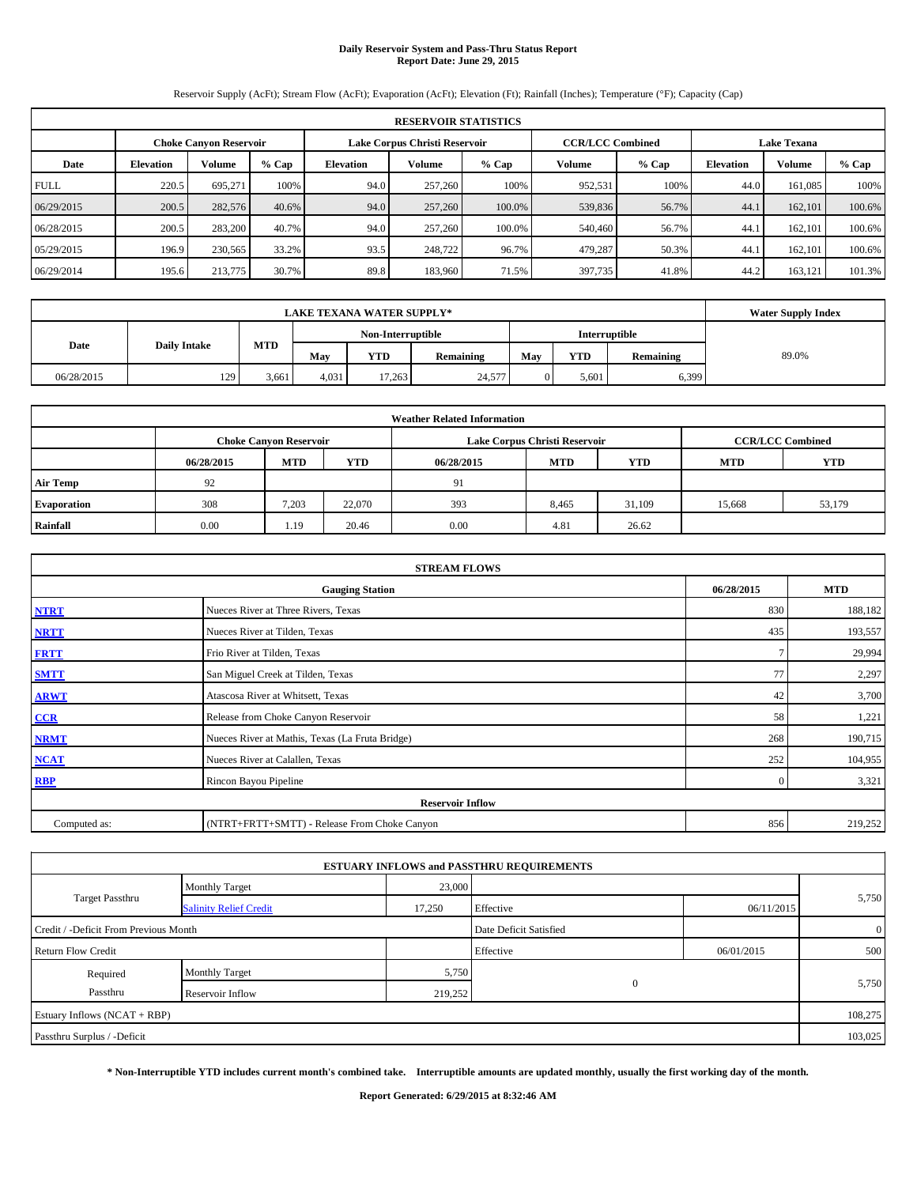**Daily Reservoir System and Pass-Thru Status Report**
**Report Date: June 29, 2015**

Reservoir Supply (AcFt); Stream Flow (AcFt); Evaporation (AcFt); Elevation (Ft); Rainfall (Inches); Temperature (°F); Capacity (Cap)

| RESERVOIR STATISTICS | | | | | | | | | | | |
|---|---|---|---|---|---|---|---|---|---|---|---|
| | Choke Canyon Reservoir | | | Lake Corpus Christi Reservoir | | | CCR/LCC Combined | | Lake Texana | | |
| Date | Elevation | Volume | % Cap | Elevation | Volume | % Cap | Volume | % Cap | Elevation | Volume | % Cap |
| FULL | 220.5 | 695,271 | 100% | 94.0 | 257,260 | 100% | 952,531 | 100% | 44.0 | 161,085 | 100% |
| 06/29/2015 | 200.5 | 282,576 | 40.6% | 94.0 | 257,260 | 100.0% | 539,836 | 56.7% | 44.1 | 162,101 | 100.6% |
| 06/28/2015 | 200.5 | 283,200 | 40.7% | 94.0 | 257,260 | 100.0% | 540,460 | 56.7% | 44.1 | 162,101 | 100.6% |
| 05/29/2015 | 196.9 | 230,565 | 33.2% | 93.5 | 248,722 | 96.7% | 479,287 | 50.3% | 44.1 | 162,101 | 100.6% |
| 06/29/2014 | 195.6 | 213,775 | 30.7% | 89.8 | 183,960 | 71.5% | 397,735 | 41.8% | 44.2 | 163,121 | 101.3% |

| LAKE TEXANA WATER SUPPLY* | | | | | | | | | Water Supply Index |
|---|---|---|---|---|---|---|---|---|---|
| Date | Daily Intake | MTD | Non-Interruptible | | | Interruptible | | | |
| | | | May | YTD | Remaining | May | YTD | Remaining | |
| 06/28/2015 | 129 | 3,661 | 4,031 | 17,263 | 24,577 | 0 | 5,601 | 6,399 | 89.0% |

| Weather Related Information | | | | | | | | |
|---|---|---|---|---|---|---|---|---|
| | Choke Canyon Reservoir | | | Lake Corpus Christi Reservoir | | | CCR/LCC Combined | |
| | 06/28/2015 | MTD | YTD | 06/28/2015 | MTD | YTD | MTD | YTD |
| Air Temp | 92 | | | 91 | | | | |
| Evaporation | 308 | 7,203 | 22,070 | 393 | 8,465 | 31,109 | 15,668 | 53,179 |
| Rainfall | 0.00 | 1.19 | 20.46 | 0.00 | 4.81 | 26.62 | | |

| STREAM FLOWS | | | |
|---|---|---|---|
| | Gauging Station | 06/28/2015 | MTD |
| NTRT | Nueces River at Three Rivers, Texas | 830 | 188,182 |
| NRTT | Nueces River at Tilden, Texas | 435 | 193,557 |
| FRTT | Frio River at Tilden, Texas | 7 | 29,994 |
| SMTT | San Miguel Creek at Tilden, Texas | 77 | 2,297 |
| ARWT | Atascosa River at Whitsett, Texas | 42 | 3,700 |
| CCR | Release from Choke Canyon Reservoir | 58 | 1,221 |
| NRMT | Nueces River at Mathis, Texas (La Fruta Bridge) | 268 | 190,715 |
| NCAT | Nueces River at Calallen, Texas | 252 | 104,955 |
| RBP | Rincon Bayou Pipeline | 0 | 3,321 |
| **Reservoir Inflow** | | | |
| Computed as: | (NTRT+FRTT+SMTT) - Release From Choke Canyon | 856 | 219,252 |

| ESTUARY INFLOWS and PASSTHRU REQUIREMENTS | | | | | |
|---|---|---|---|---|---|
| Target Passthru | Monthly Target | 23,000 | | | 5,750 |
| | Salinity Relief Credit | 17,250 | Effective | 06/11/2015 | |
| Credit / -Deficit From Previous Month | | | Date Deficit Satisfied | | 0 |
| Return Flow Credit | | | Effective | 06/01/2015 | 500 |
| Required Passthru | Monthly Target | 5,750 | 0 | | 5,750 |
| | Reservoir Inflow | 219,252 | | | |
| Estuary Inflows (NCAT + RBP) | | | | | 108,275 |
| Passthru Surplus / -Deficit | | | | | 103,025 |

**\* Non-Interruptible YTD includes current month's combined take. Interruptible amounts are updated monthly, usually the first working day of the month.**

**Report Generated: 6/29/2015 at 8:32:46 AM**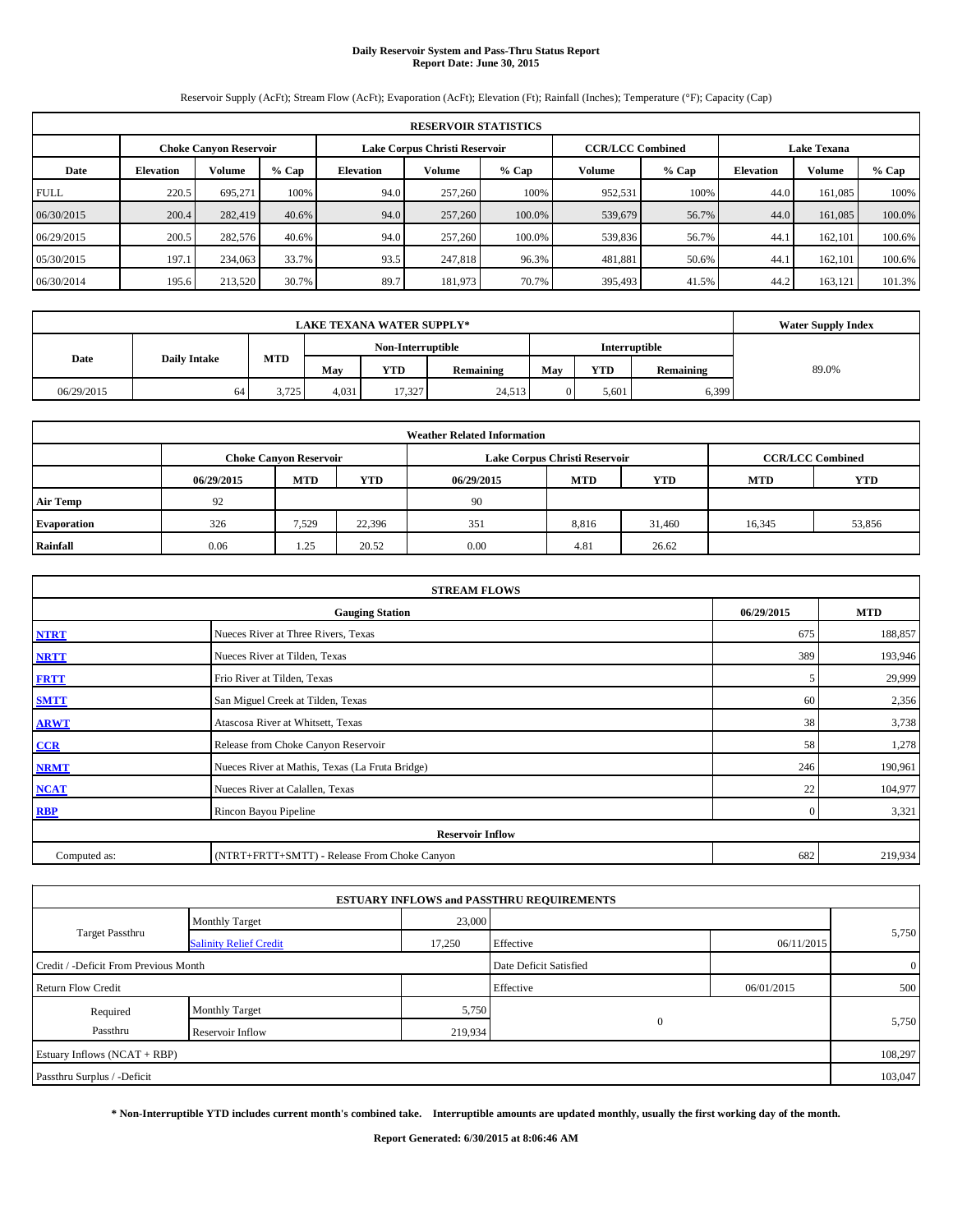# Daily Reservoir System and Pass-Thru Status Report
## Report Date: June 30, 2015

Reservoir Supply (AcFt); Stream Flow (AcFt); Evaporation (AcFt); Elevation (Ft); Rainfall (Inches); Temperature (°F); Capacity (Cap)

| RESERVOIR STATISTICS | | | | | | | | | | | |
|---|---|---|---|---|---|---|---|---|---|---|---|
| | Choke Canyon Reservoir | | | Lake Corpus Christi Reservoir | | | CCR/LCC Combined | | Lake Texana | | |
| Date | Elevation | Volume | % Cap | Elevation | Volume | % Cap | Volume | % Cap | Elevation | Volume | % Cap |
| FULL | 220.5 | 695,271 | 100% | 94.0 | 257,260 | 100% | 952,531 | 100% | 44.0 | 161,085 | 100% |
| 06/30/2015 | 200.4 | 282,419 | 40.6% | 94.0 | 257,260 | 100.0% | 539,679 | 56.7% | 44.0 | 161,085 | 100.0% |
| 06/29/2015 | 200.5 | 282,576 | 40.6% | 94.0 | 257,260 | 100.0% | 539,836 | 56.7% | 44.1 | 162,101 | 100.6% |
| 05/30/2015 | 197.1 | 234,063 | 33.7% | 93.5 | 247,818 | 96.3% | 481,881 | 50.6% | 44.1 | 162,101 | 100.6% |
| 06/30/2014 | 195.6 | 213,520 | 30.7% | 89.7 | 181,973 | 70.7% | 395,493 | 41.5% | 44.2 | 163,121 | 101.3% |

| LAKE TEXANA WATER SUPPLY* | | | | | | | | | Water Supply Index |
|---|---|---|---|---|---|---|---|---|---|
| Date | Daily Intake | MTD | Non-Interruptible | | | Interruptible | | | |
| | | | May | YTD | Remaining | May | YTD | Remaining | |
| 06/29/2015 | 64 | 3,725 | 4,031 | 17,327 | 24,513 | 0 | 5,601 | 6,399 | 89.0% |

| Weather Related Information | | | | | | | | |
|---|---|---|---|---|---|---|---|---|
| | Choke Canyon Reservoir | | | Lake Corpus Christi Reservoir | | | CCR/LCC Combined | |
| | 06/29/2015 | MTD | YTD | 06/29/2015 | MTD | YTD | MTD | YTD |
| Air Temp | 92 | | | 90 | | | | |
| Evaporation | 326 | 7,529 | 22,396 | 351 | 8,816 | 31,460 | 16,345 | 53,856 |
| Rainfall | 0.06 | 1.25 | 20.52 | 0.00 | 4.81 | 26.62 | | |

| STREAM FLOWS | | | |
|---|---|---|---|
| | Gauging Station | 06/29/2015 | MTD |
| NTRT | Nueces River at Three Rivers, Texas | 675 | 188,857 |
| NRTT | Nueces River at Tilden, Texas | 389 | 193,946 |
| FRTT | Frio River at Tilden, Texas | 5 | 29,999 |
| SMTT | San Miguel Creek at Tilden, Texas | 60 | 2,356 |
| ARWT | Atascosa River at Whitsett, Texas | 38 | 3,738 |
| CCR | Release from Choke Canyon Reservoir | 58 | 1,278 |
| NRMT | Nueces River at Mathis, Texas (La Fruta Bridge) | 246 | 190,961 |
| NCAT | Nueces River at Calallen, Texas | 22 | 104,977 |
| RBP | Rincon Bayou Pipeline | 0 | 3,321 |
| Reservoir Inflow | | | |
| Computed as: | (NTRT+FRTT+SMTT) - Release From Choke Canyon | 682 | 219,934 |

| ESTUARY INFLOWS and PASSTHRU REQUIREMENTS | | | | | |
|---|---|---|---|---|---|
| Target Passthru | Monthly Target | 23,000 | | | 5,750 |
| | Salinity Relief Credit | 17,250 | Effective | 06/11/2015 | |
| Credit / -Deficit From Previous Month | | | Date Deficit Satisfied | | 0 |
| Return Flow Credit | | | Effective | 06/01/2015 | 500 |
| Required Passthru | Monthly Target | 5,750 | 0 | | 5,750 |
| | Reservoir Inflow | 219,934 | | | |
| Estuary Inflows (NCAT + RBP) | | | | | 108,297 |
| Passthru Surplus / -Deficit | | | | | 103,047 |

**\* Non-Interruptible YTD includes current month's combined take. Interruptible amounts are updated monthly, usually the first working day of the month.**

**Report Generated: 6/30/2015 at 8:06:46 AM**